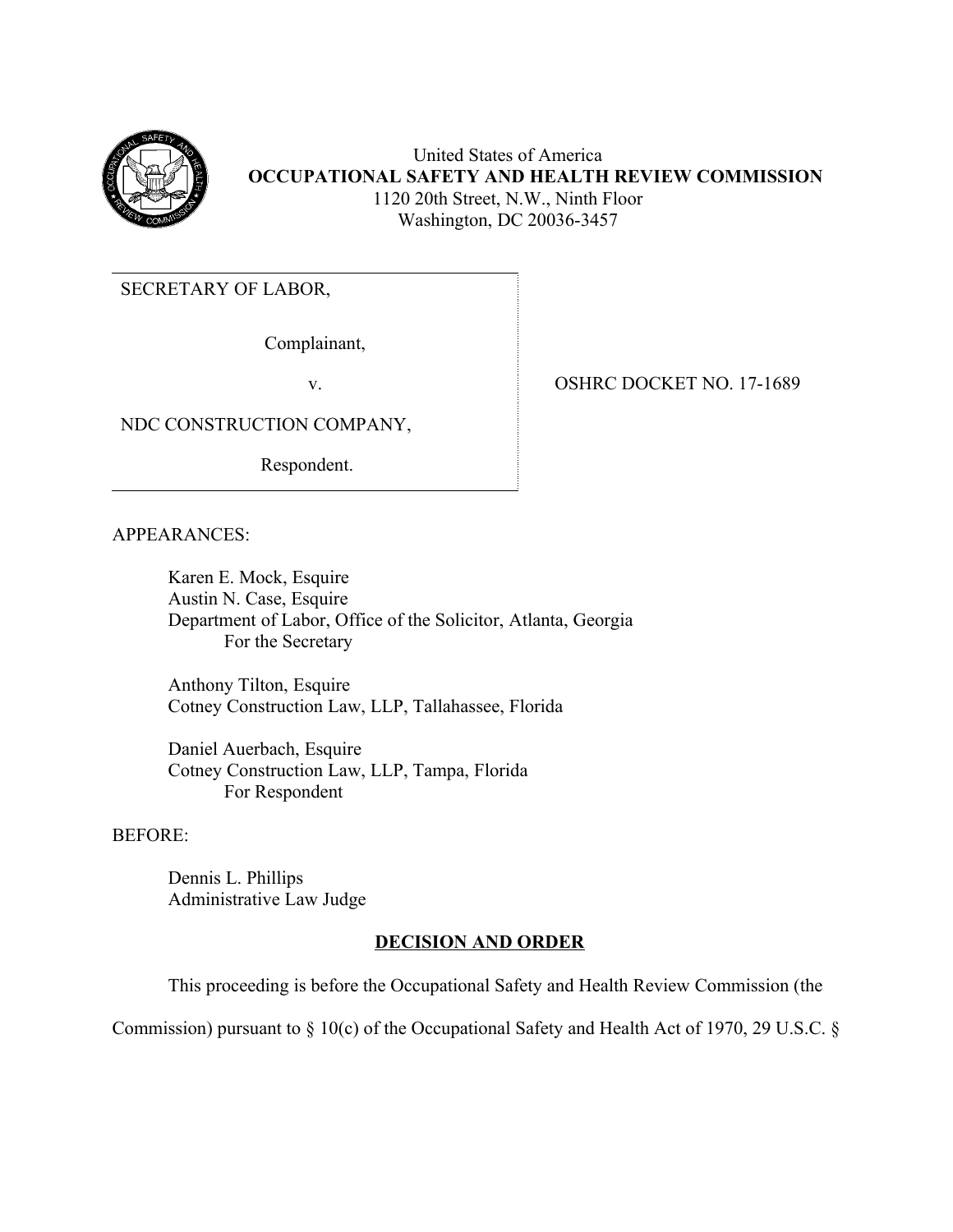United States of America
**OCCUPATIONAL SAFETY AND HEALTH REVIEW COMMISSION**
1120 20th Street, N.W., Ninth Floor
Washington, DC 20036-3457

| | |
|---|---|
| SECRETARY OF LABOR,<br><br>Complainant,<br><br>v.<br><br>NDC CONSTRUCTION COMPANY,<br><br>Respondent. | OSHRC DOCKET NO. 17-1689 |

APPEARANCES:

Karen E. Mock, Esquire
Austin N. Case, Esquire
Department of Labor, Office of the Solicitor, Atlanta, Georgia
For the Secretary

Anthony Tilton, Esquire
Cotney Construction Law, LLP, Tallahassee, Florida

Daniel Auerbach, Esquire
Cotney Construction Law, LLP, Tampa, Florida
For Respondent

BEFORE:

Dennis L. Phillips
Administrative Law Judge

## DECISION AND ORDER

This proceeding is before the Occupational Safety and Health Review Commission (the Commission) pursuant to § 10(c) of the Occupational Safety and Health Act of 1970, 29 U.S.C. §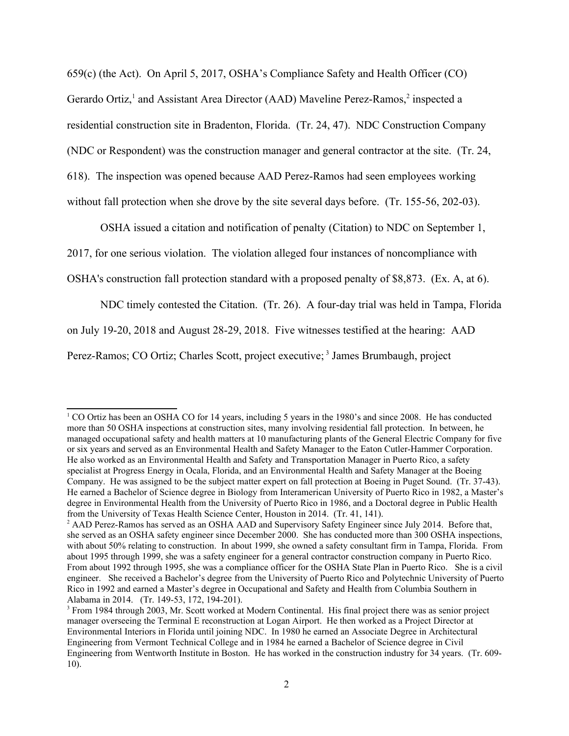659(c) (the Act). On April 5, 2017, OSHA's Compliance Safety and Health Officer (CO) Gerardo Ortiz,[1] and Assistant Area Director (AAD) Maveline Perez-Ramos,[2] inspected a residential construction site in Bradenton, Florida. (Tr. 24, 47). NDC Construction Company (NDC or Respondent) was the construction manager and general contractor at the site. (Tr. 24, 618). The inspection was opened because AAD Perez-Ramos had seen employees working without fall protection when she drove by the site several days before. (Tr. 155-56, 202-03).

OSHA issued a citation and notification of penalty (Citation) to NDC on September 1, 2017, for one serious violation. The violation alleged four instances of noncompliance with OSHA's construction fall protection standard with a proposed penalty of $8,873. (Ex. A, at 6).

NDC timely contested the Citation. (Tr. 26). A four-day trial was held in Tampa, Florida on July 19-20, 2018 and August 28-29, 2018. Five witnesses testified at the hearing: AAD Perez-Ramos; CO Ortiz; Charles Scott, project executive;[3] James Brumbaugh, project

---

[1] CO Ortiz has been an OSHA CO for 14 years, including 5 years in the 1980's and since 2008. He has conducted more than 50 OSHA inspections at construction sites, many involving residential fall protection. In between, he managed occupational safety and health matters at 10 manufacturing plants of the General Electric Company for five or six years and served as an Environmental Health and Safety Manager to the Eaton Cutler-Hammer Corporation. He also worked as an Environmental Health and Safety and Transportation Manager in Puerto Rico, a safety specialist at Progress Energy in Ocala, Florida, and an Environmental Health and Safety Manager at the Boeing Company. He was assigned to be the subject matter expert on fall protection at Boeing in Puget Sound. (Tr. 37-43). He earned a Bachelor of Science degree in Biology from Interamerican University of Puerto Rico in 1982, a Master's degree in Environmental Health from the University of Puerto Rico in 1986, and a Doctoral degree in Public Health from the University of Texas Health Science Center, Houston in 2014. (Tr. 41, 141).

[2] AAD Perez-Ramos has served as an OSHA AAD and Supervisory Safety Engineer since July 2014. Before that, she served as an OSHA safety engineer since December 2000. She has conducted more than 300 OSHA inspections, with about 50% relating to construction. In about 1999, she owned a safety consultant firm in Tampa, Florida. From about 1995 through 1999, she was a safety engineer for a general contractor construction company in Puerto Rico. From about 1992 through 1995, she was a compliance officer for the OSHA State Plan in Puerto Rico. She is a civil engineer. She received a Bachelor's degree from the University of Puerto Rico and Polytechnic University of Puerto Rico in 1992 and earned a Master's degree in Occupational and Safety and Health from Columbia Southern in Alabama in 2014. (Tr. 149-53, 172, 194-201).

[3] From 1984 through 2003, Mr. Scott worked at Modern Continental. His final project there was as senior project manager overseeing the Terminal E reconstruction at Logan Airport. He then worked as a Project Director at Environmental Interiors in Florida until joining NDC. In 1980 he earned an Associate Degree in Architectural Engineering from Vermont Technical College and in 1984 he earned a Bachelor of Science degree in Civil Engineering from Wentworth Institute in Boston. He has worked in the construction industry for 34 years. (Tr. 609-10).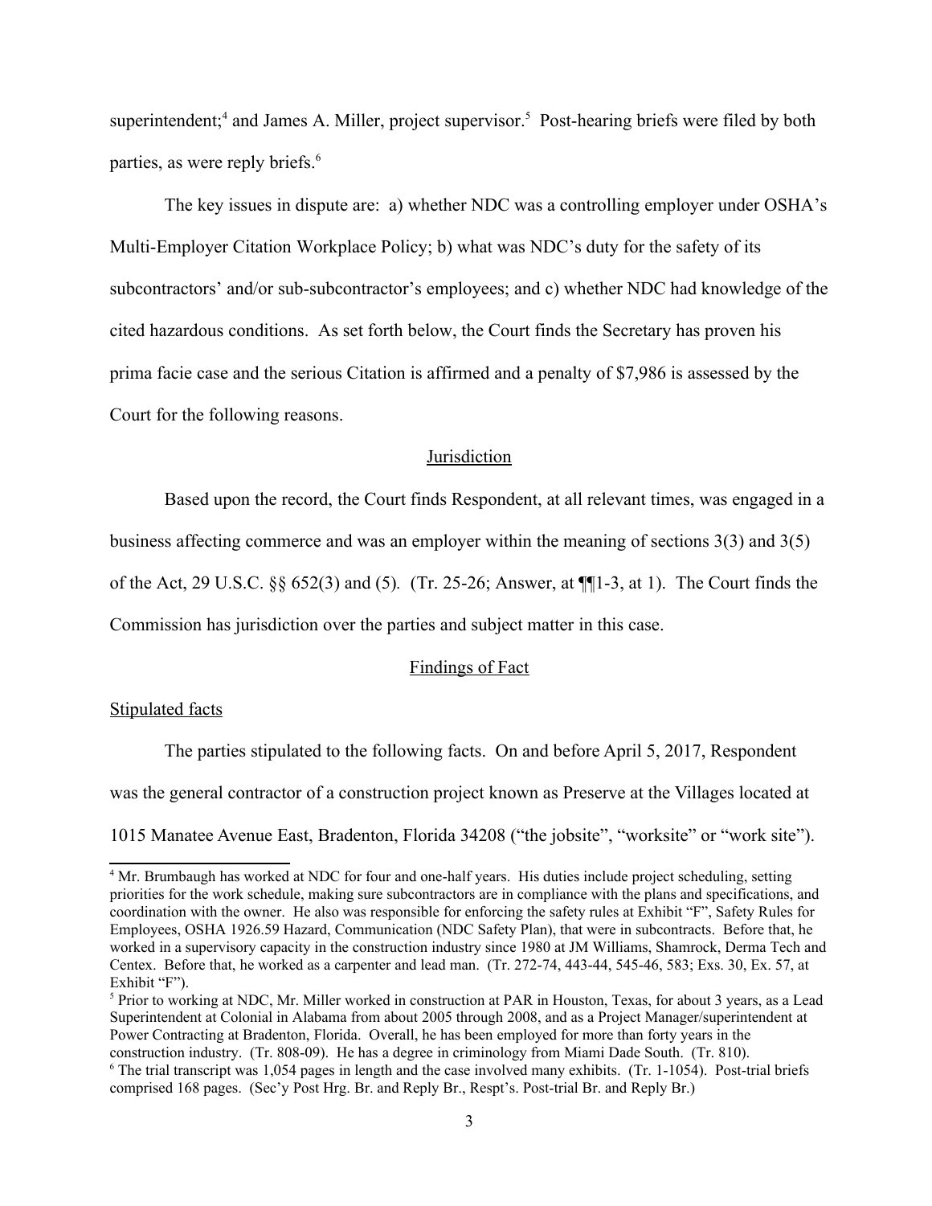superintendent;[4] and James A. Miller, project supervisor.[5] Post-hearing briefs were filed by both parties, as were reply briefs.[6]

The key issues in dispute are: a) whether NDC was a controlling employer under OSHA's Multi-Employer Citation Workplace Policy; b) what was NDC's duty for the safety of its subcontractors' and/or sub-subcontractor's employees; and c) whether NDC had knowledge of the cited hazardous conditions. As set forth below, the Court finds the Secretary has proven his prima facie case and the serious Citation is affirmed and a penalty of $7,986 is assessed by the Court for the following reasons.

## Jurisdiction

Based upon the record, the Court finds Respondent, at all relevant times, was engaged in a business affecting commerce and was an employer within the meaning of sections 3(3) and 3(5) of the Act, 29 U.S.C. §§ 652(3) and (5). (Tr. 25-26; Answer, at ¶¶1-3, at 1). The Court finds the Commission has jurisdiction over the parties and subject matter in this case.

## Findings of Fact

### Stipulated facts

The parties stipulated to the following facts. On and before April 5, 2017, Respondent was the general contractor of a construction project known as Preserve at the Villages located at 1015 Manatee Avenue East, Bradenton, Florida 34208 ("the jobsite", "worksite" or "work site").

---

[4] Mr. Brumbaugh has worked at NDC for four and one-half years. His duties include project scheduling, setting priorities for the work schedule, making sure subcontractors are in compliance with the plans and specifications, and coordination with the owner. He also was responsible for enforcing the safety rules at Exhibit "F", Safety Rules for Employees, OSHA 1926.59 Hazard, Communication (NDC Safety Plan), that were in subcontracts. Before that, he worked in a supervisory capacity in the construction industry since 1980 at JM Williams, Shamrock, Derma Tech and Centex. Before that, he worked as a carpenter and lead man. (Tr. 272-74, 443-44, 545-46, 583; Exs. 30, Ex. 57, at Exhibit "F").

[5] Prior to working at NDC, Mr. Miller worked in construction at PAR in Houston, Texas, for about 3 years, as a Lead Superintendent at Colonial in Alabama from about 2005 through 2008, and as a Project Manager/superintendent at Power Contracting at Bradenton, Florida. Overall, he has been employed for more than forty years in the construction industry. (Tr. 808-09). He has a degree in criminology from Miami Dade South. (Tr. 810).

[6] The trial transcript was 1,054 pages in length and the case involved many exhibits. (Tr. 1-1054). Post-trial briefs comprised 168 pages. (Sec'y Post Hrg. Br. and Reply Br., Respt's. Post-trial Br. and Reply Br.)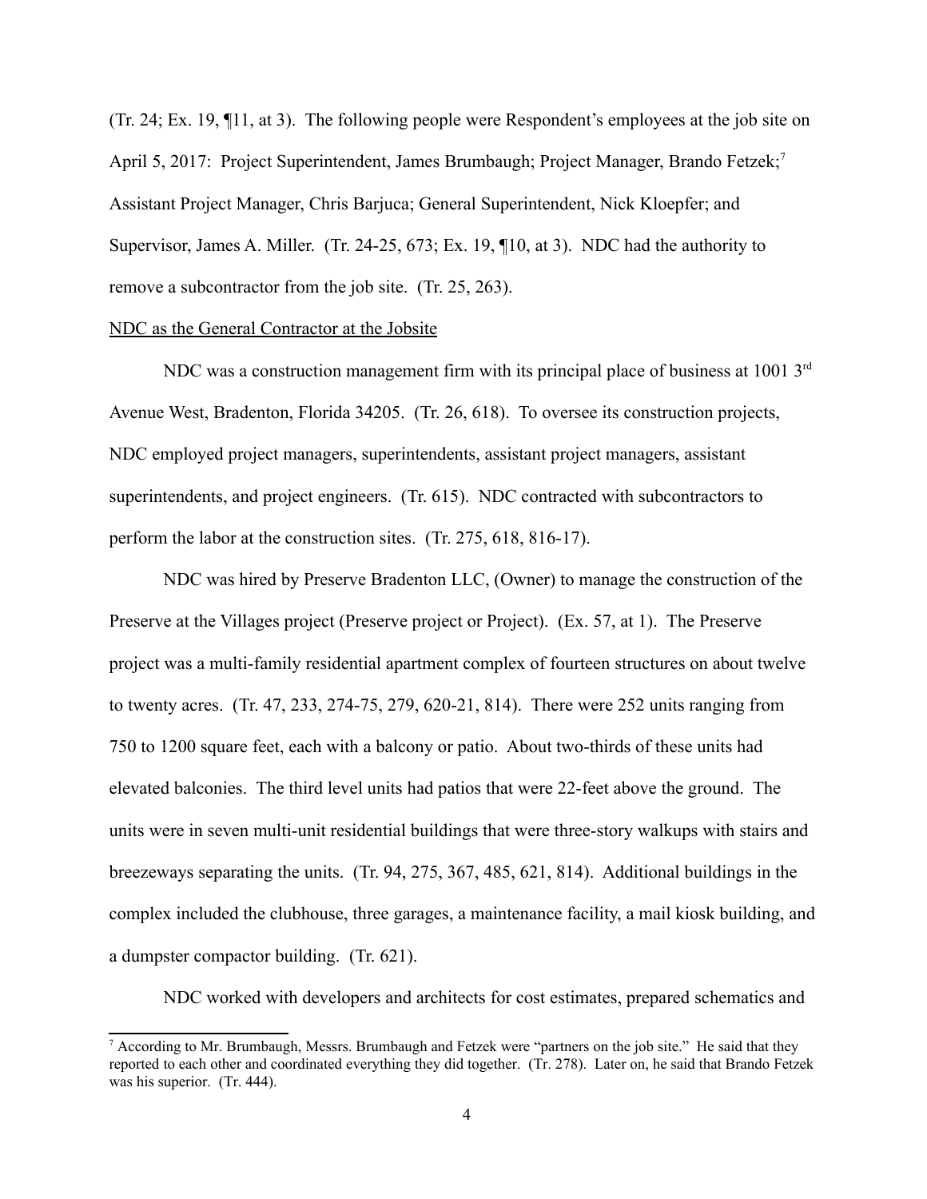(Tr. 24; Ex. 19, ¶11, at 3). The following people were Respondent's employees at the job site on April 5, 2017: Project Superintendent, James Brumbaugh; Project Manager, Brando Fetzek;[7] Assistant Project Manager, Chris Barjuca; General Superintendent, Nick Kloepfer; and Supervisor, James A. Miller. (Tr. 24-25, 673; Ex. 19, ¶10, at 3). NDC had the authority to remove a subcontractor from the job site. (Tr. 25, 263).

<u>NDC as the General Contractor at the Jobsite</u>

NDC was a construction management firm with its principal place of business at 1001 3rd Avenue West, Bradenton, Florida 34205. (Tr. 26, 618). To oversee its construction projects, NDC employed project managers, superintendents, assistant project managers, assistant superintendents, and project engineers. (Tr. 615). NDC contracted with subcontractors to perform the labor at the construction sites. (Tr. 275, 618, 816-17).

NDC was hired by Preserve Bradenton LLC, (Owner) to manage the construction of the Preserve at the Villages project (Preserve project or Project). (Ex. 57, at 1). The Preserve project was a multi-family residential apartment complex of fourteen structures on about twelve to twenty acres. (Tr. 47, 233, 274-75, 279, 620-21, 814). There were 252 units ranging from 750 to 1200 square feet, each with a balcony or patio. About two-thirds of these units had elevated balconies. The third level units had patios that were 22-feet above the ground. The units were in seven multi-unit residential buildings that were three-story walkups with stairs and breezeways separating the units. (Tr. 94, 275, 367, 485, 621, 814). Additional buildings in the complex included the clubhouse, three garages, a maintenance facility, a mail kiosk building, and a dumpster compactor building. (Tr. 621).

NDC worked with developers and architects for cost estimates, prepared schematics and

---

[7] According to Mr. Brumbaugh, Messrs. Brumbaugh and Fetzek were "partners on the job site." He said that they reported to each other and coordinated everything they did together. (Tr. 278). Later on, he said that Brando Fetzek was his superior. (Tr. 444).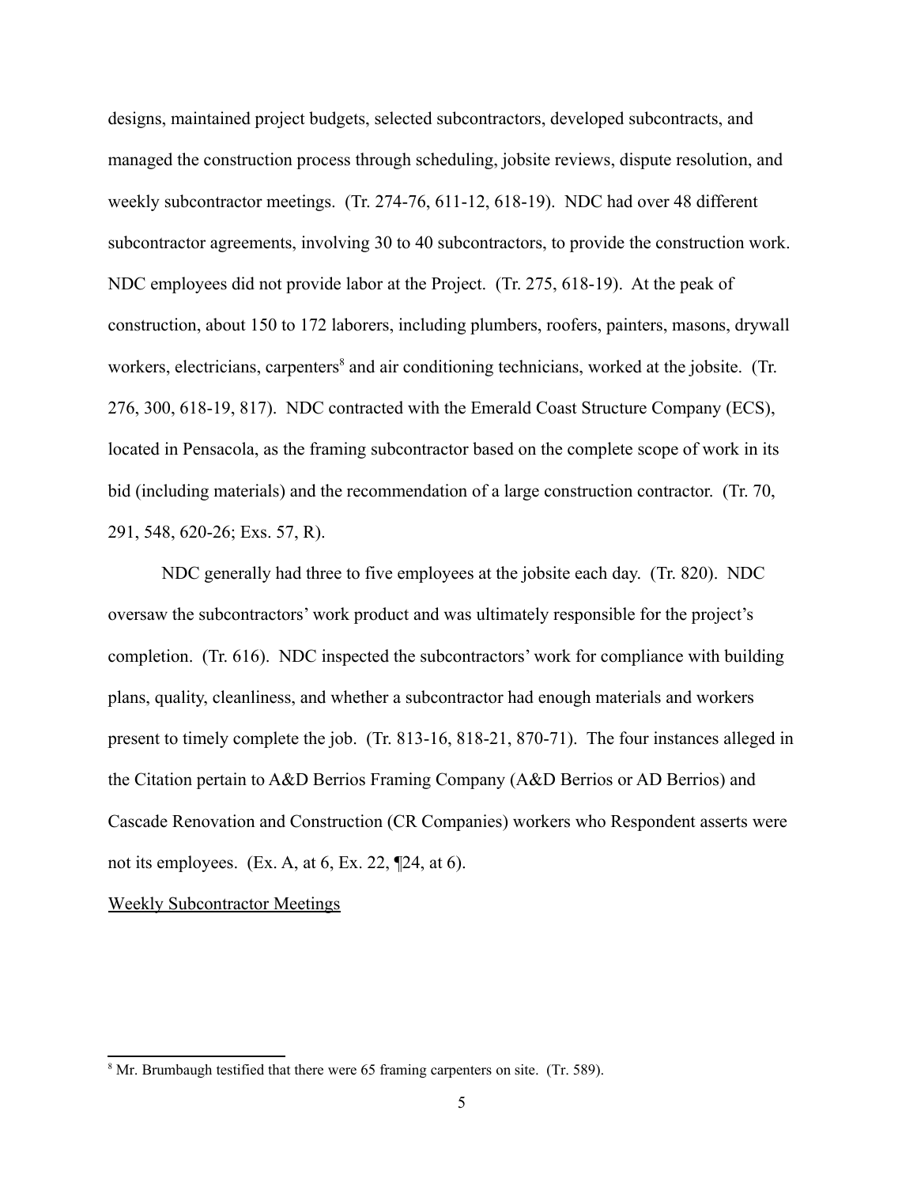designs, maintained project budgets, selected subcontractors, developed subcontracts, and managed the construction process through scheduling, jobsite reviews, dispute resolution, and weekly subcontractor meetings. (Tr. 274-76, 611-12, 618-19). NDC had over 48 different subcontractor agreements, involving 30 to 40 subcontractors, to provide the construction work. NDC employees did not provide labor at the Project. (Tr. 275, 618-19). At the peak of construction, about 150 to 172 laborers, including plumbers, roofers, painters, masons, drywall workers, electricians, carpenters[8] and air conditioning technicians, worked at the jobsite. (Tr. 276, 300, 618-19, 817). NDC contracted with the Emerald Coast Structure Company (ECS), located in Pensacola, as the framing subcontractor based on the complete scope of work in its bid (including materials) and the recommendation of a large construction contractor. (Tr. 70, 291, 548, 620-26; Exs. 57, R).

NDC generally had three to five employees at the jobsite each day. (Tr. 820). NDC oversaw the subcontractors' work product and was ultimately responsible for the project's completion. (Tr. 616). NDC inspected the subcontractors' work for compliance with building plans, quality, cleanliness, and whether a subcontractor had enough materials and workers present to timely complete the job. (Tr. 813-16, 818-21, 870-71). The four instances alleged in the Citation pertain to A&D Berrios Framing Company (A&D Berrios or AD Berrios) and Cascade Renovation and Construction (CR Companies) workers who Respondent asserts were not its employees. (Ex. A, at 6, Ex. 22, ¶24, at 6).

<u>Weekly Subcontractor Meetings</u>

---

[8] Mr. Brumbaugh testified that there were 65 framing carpenters on site. (Tr. 589).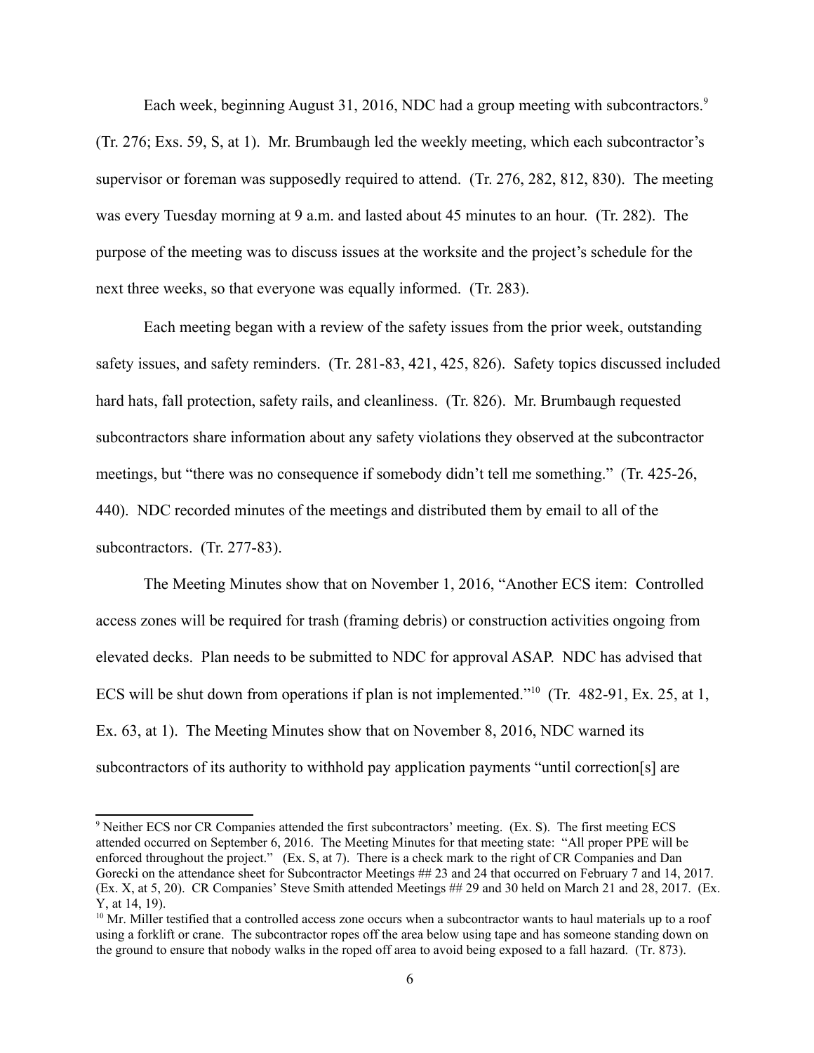Each week, beginning August 31, 2016, NDC had a group meeting with subcontractors.[9] (Tr. 276; Exs. 59, S, at 1). Mr. Brumbaugh led the weekly meeting, which each subcontractor's supervisor or foreman was supposedly required to attend. (Tr. 276, 282, 812, 830). The meeting was every Tuesday morning at 9 a.m. and lasted about 45 minutes to an hour. (Tr. 282). The purpose of the meeting was to discuss issues at the worksite and the project's schedule for the next three weeks, so that everyone was equally informed. (Tr. 283).

Each meeting began with a review of the safety issues from the prior week, outstanding safety issues, and safety reminders. (Tr. 281-83, 421, 425, 826). Safety topics discussed included hard hats, fall protection, safety rails, and cleanliness. (Tr. 826). Mr. Brumbaugh requested subcontractors share information about any safety violations they observed at the subcontractor meetings, but "there was no consequence if somebody didn't tell me something." (Tr. 425-26, 440). NDC recorded minutes of the meetings and distributed them by email to all of the subcontractors. (Tr. 277-83).

The Meeting Minutes show that on November 1, 2016, "Another ECS item: Controlled access zones will be required for trash (framing debris) or construction activities ongoing from elevated decks. Plan needs to be submitted to NDC for approval ASAP. NDC has advised that ECS will be shut down from operations if plan is not implemented."[10] (Tr. 482-91, Ex. 25, at 1, Ex. 63, at 1). The Meeting Minutes show that on November 8, 2016, NDC warned its subcontractors of its authority to withhold pay application payments "until correction[s] are

---

[9] Neither ECS nor CR Companies attended the first subcontractors' meeting. (Ex. S). The first meeting ECS attended occurred on September 6, 2016. The Meeting Minutes for that meeting state: "All proper PPE will be enforced throughout the project." (Ex. S, at 7). There is a check mark to the right of CR Companies and Dan Gorecki on the attendance sheet for Subcontractor Meetings ## 23 and 24 that occurred on February 7 and 14, 2017. (Ex. X, at 5, 20). CR Companies' Steve Smith attended Meetings ## 29 and 30 held on March 21 and 28, 2017. (Ex. Y, at 14, 19).

[10] Mr. Miller testified that a controlled access zone occurs when a subcontractor wants to haul materials up to a roof using a forklift or crane. The subcontractor ropes off the area below using tape and has someone standing down on the ground to ensure that nobody walks in the roped off area to avoid being exposed to a fall hazard. (Tr. 873).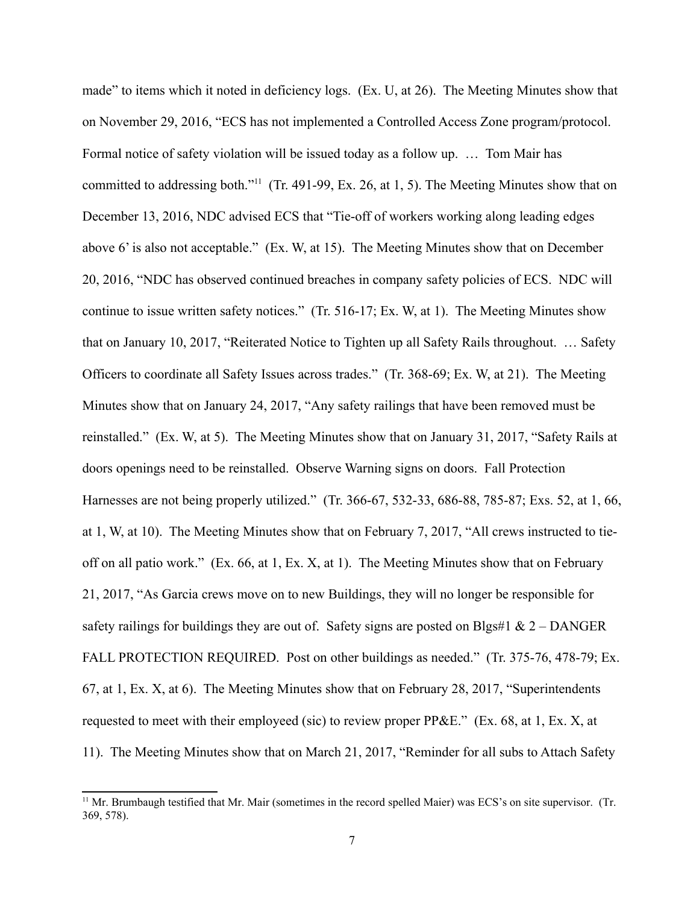made" to items which it noted in deficiency logs. (Ex. U, at 26). The Meeting Minutes show that on November 29, 2016, "ECS has not implemented a Controlled Access Zone program/protocol. Formal notice of safety violation will be issued today as a follow up. … Tom Mair has committed to addressing both."[11] (Tr. 491-99, Ex. 26, at 1, 5). The Meeting Minutes show that on December 13, 2016, NDC advised ECS that "Tie-off of workers working along leading edges above 6' is also not acceptable." (Ex. W, at 15). The Meeting Minutes show that on December 20, 2016, "NDC has observed continued breaches in company safety policies of ECS. NDC will continue to issue written safety notices." (Tr. 516-17; Ex. W, at 1). The Meeting Minutes show that on January 10, 2017, "Reiterated Notice to Tighten up all Safety Rails throughout. … Safety Officers to coordinate all Safety Issues across trades." (Tr. 368-69; Ex. W, at 21). The Meeting Minutes show that on January 24, 2017, "Any safety railings that have been removed must be reinstalled." (Ex. W, at 5). The Meeting Minutes show that on January 31, 2017, "Safety Rails at doors openings need to be reinstalled. Observe Warning signs on doors. Fall Protection Harnesses are not being properly utilized." (Tr. 366-67, 532-33, 686-88, 785-87; Exs. 52, at 1, 66, at 1, W, at 10). The Meeting Minutes show that on February 7, 2017, "All crews instructed to tie-off on all patio work." (Ex. 66, at 1, Ex. X, at 1). The Meeting Minutes show that on February 21, 2017, "As Garcia crews move on to new Buildings, they will no longer be responsible for safety railings for buildings they are out of. Safety signs are posted on Blgs#1 & 2 – DANGER FALL PROTECTION REQUIRED. Post on other buildings as needed." (Tr. 375-76, 478-79; Ex. 67, at 1, Ex. X, at 6). The Meeting Minutes show that on February 28, 2017, "Superintendents requested to meet with their employeed (sic) to review proper PP&E." (Ex. 68, at 1, Ex. X, at 11). The Meeting Minutes show that on March 21, 2017, "Reminder for all subs to Attach Safety

[11] Mr. Brumbaugh testified that Mr. Mair (sometimes in the record spelled Maier) was ECS's on site supervisor. (Tr. 369, 578).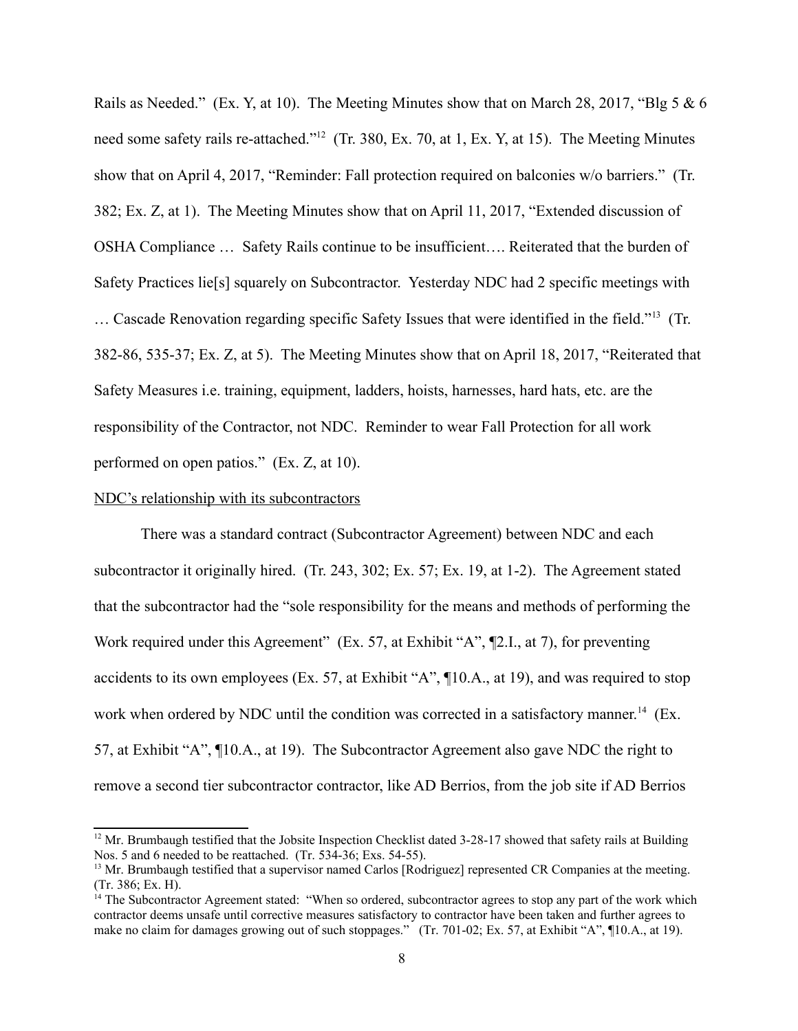Rails as Needed." (Ex. Y, at 10). The Meeting Minutes show that on March 28, 2017, "Blg 5 & 6 need some safety rails re-attached."[12] (Tr. 380, Ex. 70, at 1, Ex. Y, at 15). The Meeting Minutes show that on April 4, 2017, "Reminder: Fall protection required on balconies w/o barriers." (Tr. 382; Ex. Z, at 1). The Meeting Minutes show that on April 11, 2017, "Extended discussion of OSHA Compliance … Safety Rails continue to be insufficient…. Reiterated that the burden of Safety Practices lie[s] squarely on Subcontractor. Yesterday NDC had 2 specific meetings with … Cascade Renovation regarding specific Safety Issues that were identified in the field."[13] (Tr. 382-86, 535-37; Ex. Z, at 5). The Meeting Minutes show that on April 18, 2017, "Reiterated that Safety Measures i.e. training, equipment, ladders, hoists, harnesses, hard hats, etc. are the responsibility of the Contractor, not NDC. Reminder to wear Fall Protection for all work performed on open patios." (Ex. Z, at 10).

<u>NDC's relationship with its subcontractors</u>

There was a standard contract (Subcontractor Agreement) between NDC and each subcontractor it originally hired. (Tr. 243, 302; Ex. 57; Ex. 19, at 1-2). The Agreement stated that the subcontractor had the "sole responsibility for the means and methods of performing the Work required under this Agreement" (Ex. 57, at Exhibit "A", ¶2.I., at 7), for preventing accidents to its own employees (Ex. 57, at Exhibit "A", ¶10.A., at 19), and was required to stop work when ordered by NDC until the condition was corrected in a satisfactory manner.[14] (Ex. 57, at Exhibit "A", ¶10.A., at 19). The Subcontractor Agreement also gave NDC the right to remove a second tier subcontractor contractor, like AD Berrios, from the job site if AD Berrios

---

[12] Mr. Brumbaugh testified that the Jobsite Inspection Checklist dated 3-28-17 showed that safety rails at Building Nos. 5 and 6 needed to be reattached. (Tr. 534-36; Exs. 54-55).

[13] Mr. Brumbaugh testified that a supervisor named Carlos [Rodriguez] represented CR Companies at the meeting. (Tr. 386; Ex. H).

[14] The Subcontractor Agreement stated: "When so ordered, subcontractor agrees to stop any part of the work which contractor deems unsafe until corrective measures satisfactory to contractor have been taken and further agrees to make no claim for damages growing out of such stoppages." (Tr. 701-02; Ex. 57, at Exhibit "A", ¶10.A., at 19).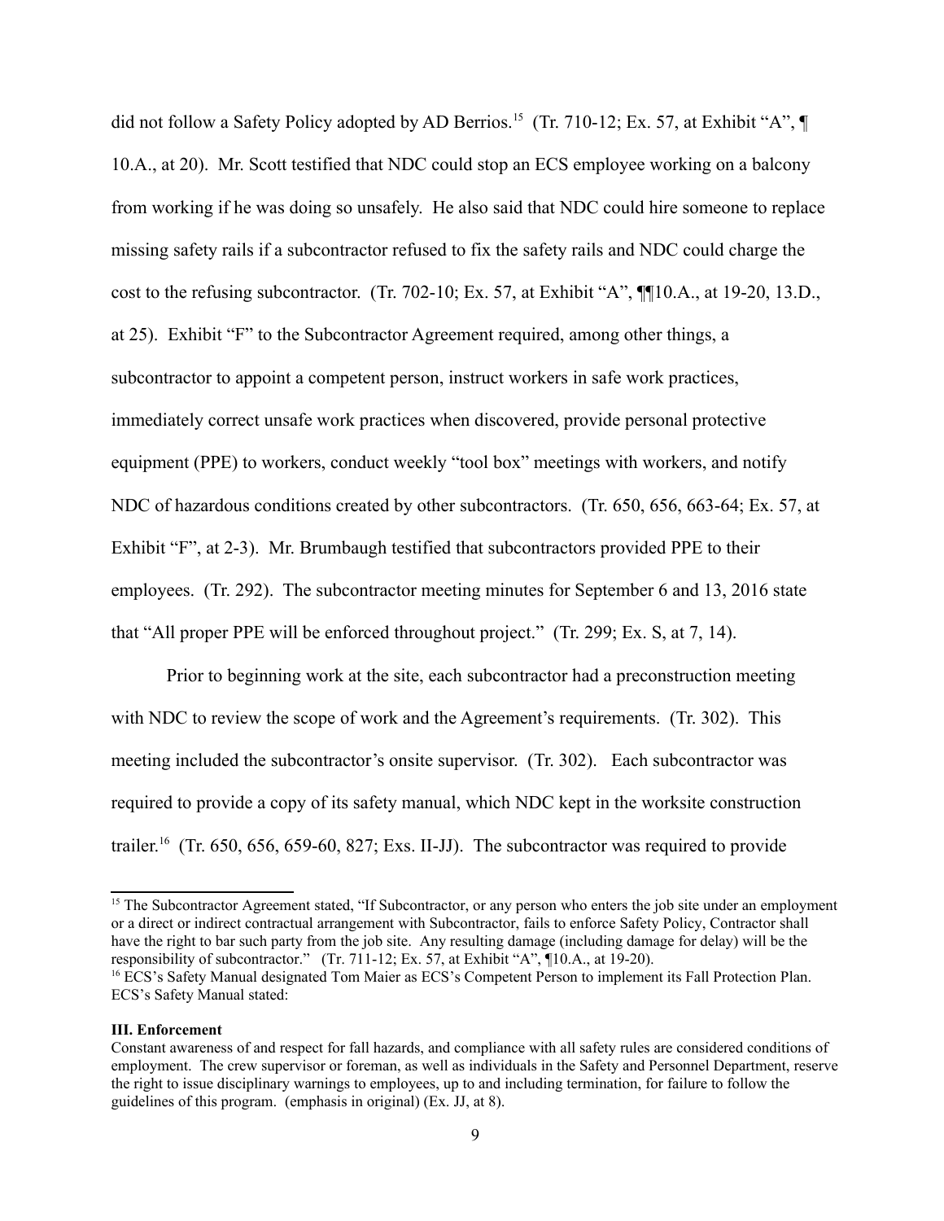did not follow a Safety Policy adopted by AD Berrios.[15] (Tr. 710-12; Ex. 57, at Exhibit "A", ¶ 10.A., at 20). Mr. Scott testified that NDC could stop an ECS employee working on a balcony from working if he was doing so unsafely. He also said that NDC could hire someone to replace missing safety rails if a subcontractor refused to fix the safety rails and NDC could charge the cost to the refusing subcontractor. (Tr. 702-10; Ex. 57, at Exhibit "A", ¶¶10.A., at 19-20, 13.D., at 25). Exhibit "F" to the Subcontractor Agreement required, among other things, a subcontractor to appoint a competent person, instruct workers in safe work practices, immediately correct unsafe work practices when discovered, provide personal protective equipment (PPE) to workers, conduct weekly "tool box" meetings with workers, and notify NDC of hazardous conditions created by other subcontractors. (Tr. 650, 656, 663-64; Ex. 57, at Exhibit "F", at 2-3). Mr. Brumbaugh testified that subcontractors provided PPE to their employees. (Tr. 292). The subcontractor meeting minutes for September 6 and 13, 2016 state that "All proper PPE will be enforced throughout project." (Tr. 299; Ex. S, at 7, 14).

Prior to beginning work at the site, each subcontractor had a preconstruction meeting with NDC to review the scope of work and the Agreement's requirements. (Tr. 302). This meeting included the subcontractor's onsite supervisor. (Tr. 302). Each subcontractor was required to provide a copy of its safety manual, which NDC kept in the worksite construction trailer.[16] (Tr. 650, 656, 659-60, 827; Exs. II-JJ). The subcontractor was required to provide

---

[15] The Subcontractor Agreement stated, "If Subcontractor, or any person who enters the job site under an employment or a direct or indirect contractual arrangement with Subcontractor, fails to enforce Safety Policy, Contractor shall have the right to bar such party from the job site. Any resulting damage (including damage for delay) will be the responsibility of subcontractor." (Tr. 711-12; Ex. 57, at Exhibit "A", ¶10.A., at 19-20).

[16] ECS's Safety Manual designated Tom Maier as ECS's Competent Person to implement its Fall Protection Plan. ECS's Safety Manual stated:

**III. Enforcement**

Constant awareness of and respect for fall hazards, and compliance with all safety rules are considered conditions of employment. The crew supervisor or foreman, as well as individuals in the Safety and Personnel Department, reserve the right to issue disciplinary warnings to employees, up to and including termination, for failure to follow the guidelines of this program. (emphasis in original) (Ex. JJ, at 8).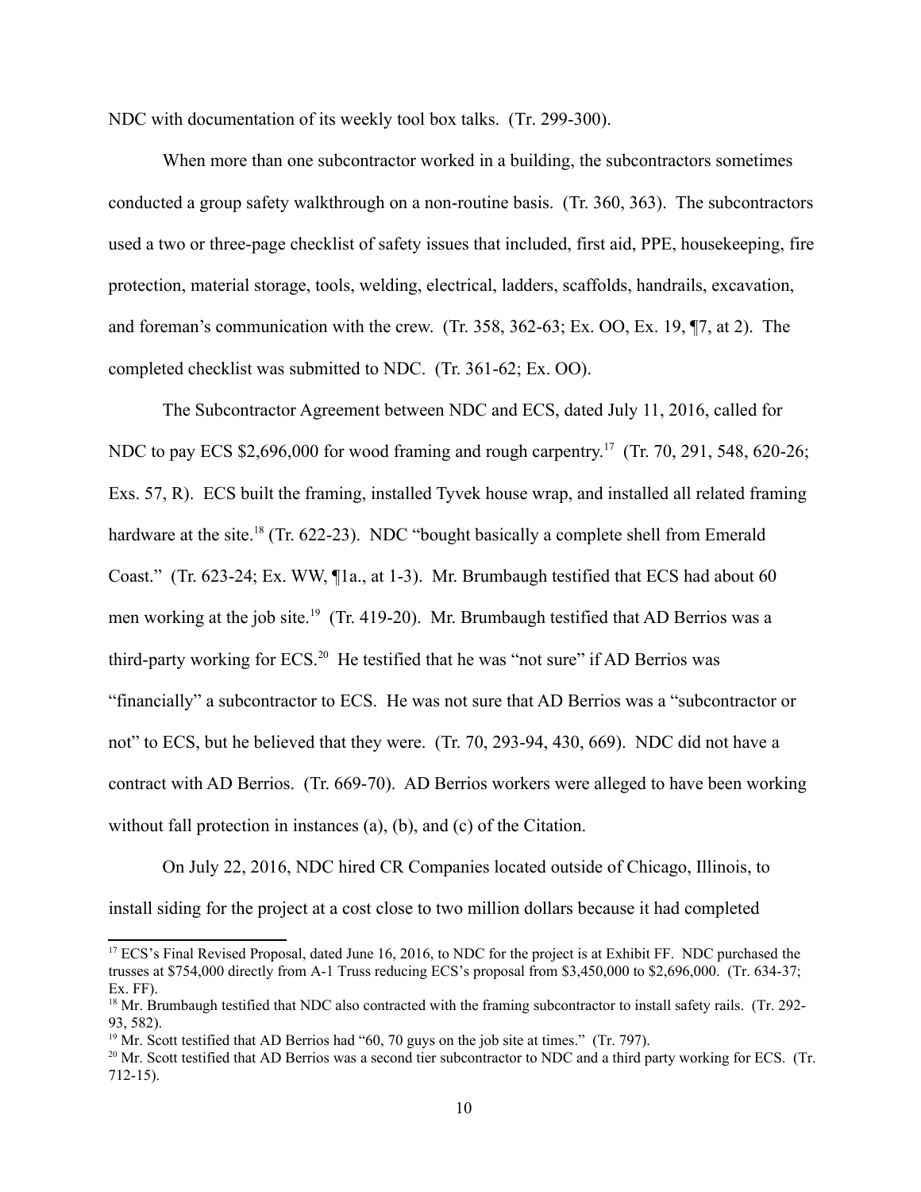NDC with documentation of its weekly tool box talks. (Tr. 299-300).

When more than one subcontractor worked in a building, the subcontractors sometimes conducted a group safety walkthrough on a non-routine basis. (Tr. 360, 363). The subcontractors used a two or three-page checklist of safety issues that included, first aid, PPE, housekeeping, fire protection, material storage, tools, welding, electrical, ladders, scaffolds, handrails, excavation, and foreman's communication with the crew. (Tr. 358, 362-63; Ex. OO, Ex. 19, ¶7, at 2). The completed checklist was submitted to NDC. (Tr. 361-62; Ex. OO).

The Subcontractor Agreement between NDC and ECS, dated July 11, 2016, called for NDC to pay ECS $2,696,000 for wood framing and rough carpentry.[17] (Tr. 70, 291, 548, 620-26; Exs. 57, R). ECS built the framing, installed Tyvek house wrap, and installed all related framing hardware at the site.[18] (Tr. 622-23). NDC "bought basically a complete shell from Emerald Coast." (Tr. 623-24; Ex. WW, ¶1a., at 1-3). Mr. Brumbaugh testified that ECS had about 60 men working at the job site.[19] (Tr. 419-20). Mr. Brumbaugh testified that AD Berrios was a third-party working for ECS.[20] He testified that he was "not sure" if AD Berrios was "financially" a subcontractor to ECS. He was not sure that AD Berrios was a "subcontractor or not" to ECS, but he believed that they were. (Tr. 70, 293-94, 430, 669). NDC did not have a contract with AD Berrios. (Tr. 669-70). AD Berrios workers were alleged to have been working without fall protection in instances (a), (b), and (c) of the Citation.

On July 22, 2016, NDC hired CR Companies located outside of Chicago, Illinois, to install siding for the project at a cost close to two million dollars because it had completed

---

[17] ECS's Final Revised Proposal, dated June 16, 2016, to NDC for the project is at Exhibit FF. NDC purchased the trusses at $754,000 directly from A-1 Truss reducing ECS's proposal from $3,450,000 to $2,696,000. (Tr. 634-37; Ex. FF).

[18] Mr. Brumbaugh testified that NDC also contracted with the framing subcontractor to install safety rails. (Tr. 292-93, 582).

[19] Mr. Scott testified that AD Berrios had "60, 70 guys on the job site at times." (Tr. 797).

[20] Mr. Scott testified that AD Berrios was a second tier subcontractor to NDC and a third party working for ECS. (Tr. 712-15).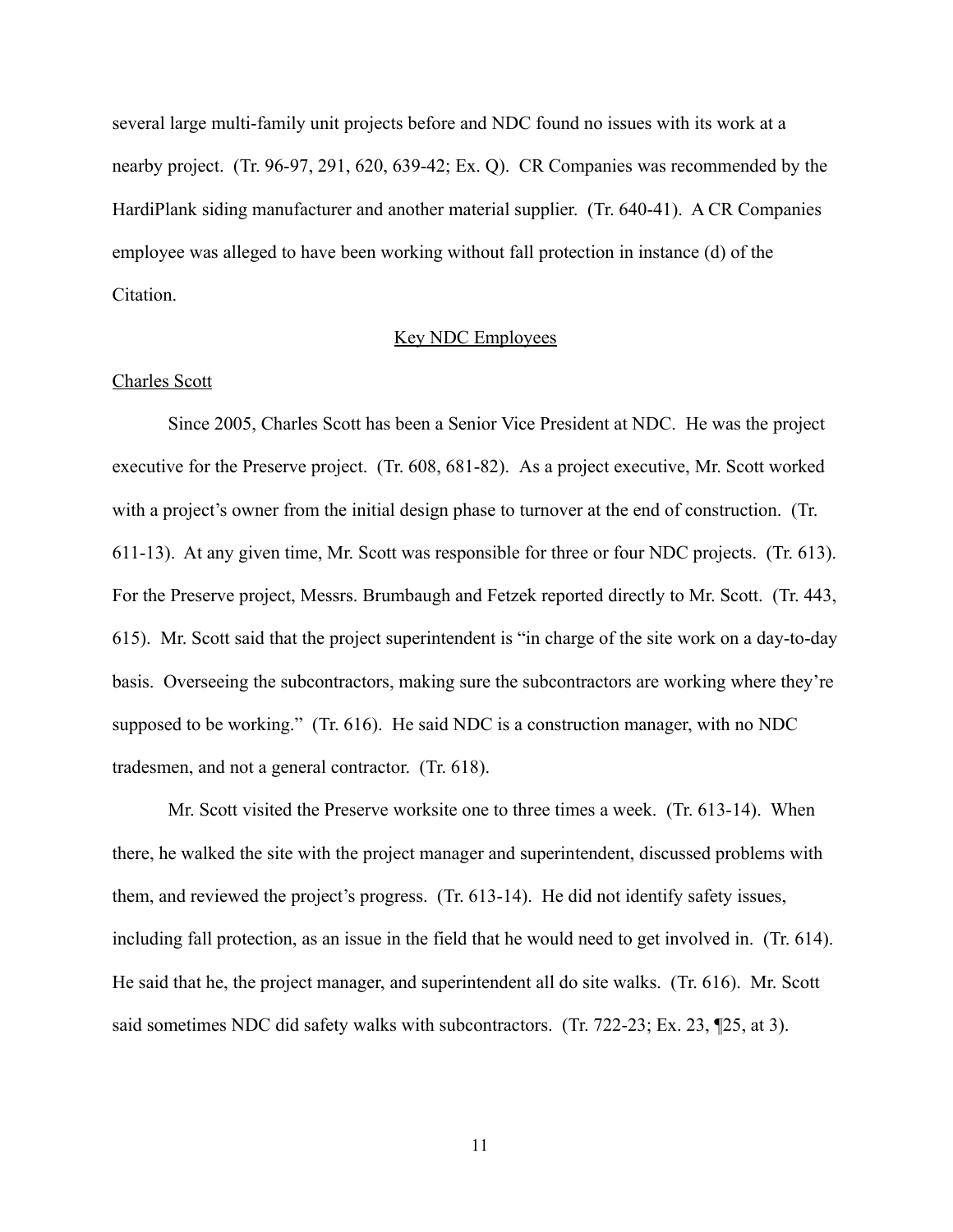several large multi-family unit projects before and NDC found no issues with its work at a nearby project. (Tr. 96-97, 291, 620, 639-42; Ex. Q). CR Companies was recommended by the HardiPlank siding manufacturer and another material supplier. (Tr. 640-41). A CR Companies employee was alleged to have been working without fall protection in instance (d) of the Citation.

<u>Key NDC Employees</u>

<u>Charles Scott</u>

Since 2005, Charles Scott has been a Senior Vice President at NDC. He was the project executive for the Preserve project. (Tr. 608, 681-82). As a project executive, Mr. Scott worked with a project's owner from the initial design phase to turnover at the end of construction. (Tr. 611-13). At any given time, Mr. Scott was responsible for three or four NDC projects. (Tr. 613). For the Preserve project, Messrs. Brumbaugh and Fetzek reported directly to Mr. Scott. (Tr. 443, 615). Mr. Scott said that the project superintendent is "in charge of the site work on a day-to-day basis. Overseeing the subcontractors, making sure the subcontractors are working where they're supposed to be working." (Tr. 616). He said NDC is a construction manager, with no NDC tradesmen, and not a general contractor. (Tr. 618).

Mr. Scott visited the Preserve worksite one to three times a week. (Tr. 613-14). When there, he walked the site with the project manager and superintendent, discussed problems with them, and reviewed the project's progress. (Tr. 613-14). He did not identify safety issues, including fall protection, as an issue in the field that he would need to get involved in. (Tr. 614). He said that he, the project manager, and superintendent all do site walks. (Tr. 616). Mr. Scott said sometimes NDC did safety walks with subcontractors. (Tr. 722-23; Ex. 23, ¶25, at 3).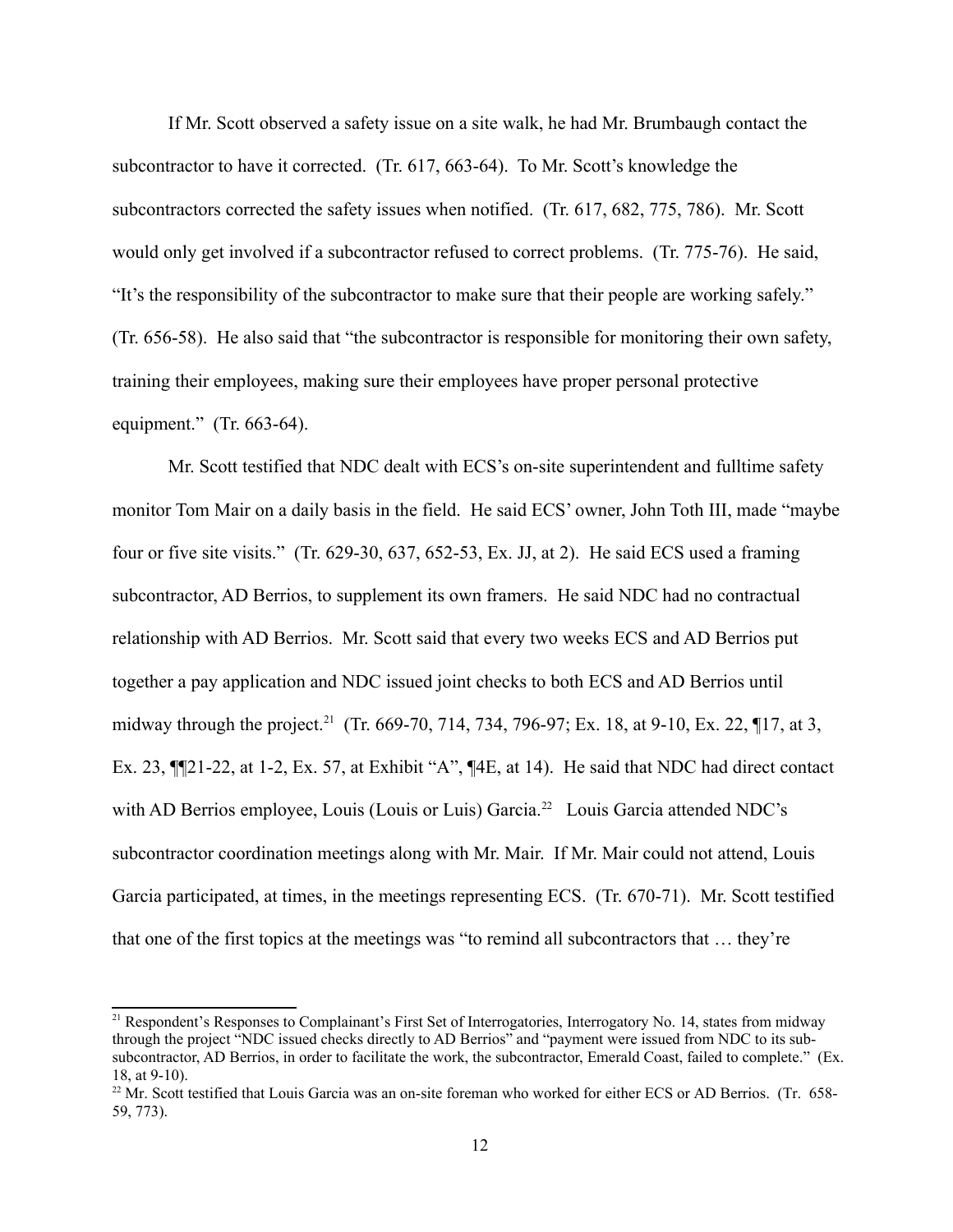If Mr. Scott observed a safety issue on a site walk, he had Mr. Brumbaugh contact the subcontractor to have it corrected. (Tr. 617, 663-64). To Mr. Scott's knowledge the subcontractors corrected the safety issues when notified. (Tr. 617, 682, 775, 786). Mr. Scott would only get involved if a subcontractor refused to correct problems. (Tr. 775-76). He said, "It's the responsibility of the subcontractor to make sure that their people are working safely." (Tr. 656-58). He also said that "the subcontractor is responsible for monitoring their own safety, training their employees, making sure their employees have proper personal protective equipment." (Tr. 663-64).

Mr. Scott testified that NDC dealt with ECS's on-site superintendent and fulltime safety monitor Tom Mair on a daily basis in the field. He said ECS' owner, John Toth III, made "maybe four or five site visits." (Tr. 629-30, 637, 652-53, Ex. JJ, at 2). He said ECS used a framing subcontractor, AD Berrios, to supplement its own framers. He said NDC had no contractual relationship with AD Berrios. Mr. Scott said that every two weeks ECS and AD Berrios put together a pay application and NDC issued joint checks to both ECS and AD Berrios until midway through the project.[21] (Tr. 669-70, 714, 734, 796-97; Ex. 18, at 9-10, Ex. 22, ¶17, at 3, Ex. 23, ¶¶21-22, at 1-2, Ex. 57, at Exhibit "A", ¶4E, at 14). He said that NDC had direct contact with AD Berrios employee, Louis (Louis or Luis) Garcia.[22] Louis Garcia attended NDC's subcontractor coordination meetings along with Mr. Mair. If Mr. Mair could not attend, Louis Garcia participated, at times, in the meetings representing ECS. (Tr. 670-71). Mr. Scott testified that one of the first topics at the meetings was "to remind all subcontractors that … they're

[21] Respondent's Responses to Complainant's First Set of Interrogatories, Interrogatory No. 14, states from midway through the project "NDC issued checks directly to AD Berrios" and "payment were issued from NDC to its sub-subcontractor, AD Berrios, in order to facilitate the work, the subcontractor, Emerald Coast, failed to complete." (Ex. 18, at 9-10).

[22] Mr. Scott testified that Louis Garcia was an on-site foreman who worked for either ECS or AD Berrios. (Tr. 658-59, 773).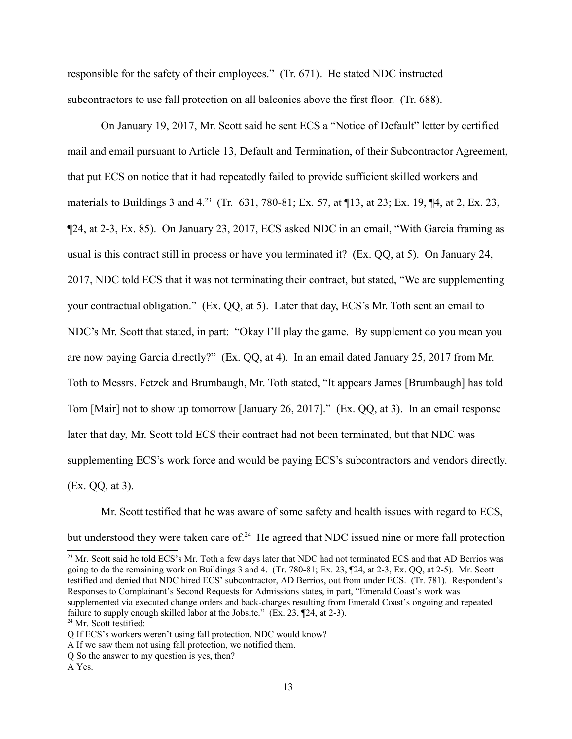responsible for the safety of their employees." (Tr. 671). He stated NDC instructed subcontractors to use fall protection on all balconies above the first floor. (Tr. 688).

On January 19, 2017, Mr. Scott said he sent ECS a "Notice of Default" letter by certified mail and email pursuant to Article 13, Default and Termination, of their Subcontractor Agreement, that put ECS on notice that it had repeatedly failed to provide sufficient skilled workers and materials to Buildings 3 and 4.[23] (Tr. 631, 780-81; Ex. 57, at ¶13, at 23; Ex. 19, ¶4, at 2, Ex. 23, ¶24, at 2-3, Ex. 85). On January 23, 2017, ECS asked NDC in an email, "With Garcia framing as usual is this contract still in process or have you terminated it? (Ex. QQ, at 5). On January 24, 2017, NDC told ECS that it was not terminating their contract, but stated, "We are supplementing your contractual obligation." (Ex. QQ, at 5). Later that day, ECS's Mr. Toth sent an email to NDC's Mr. Scott that stated, in part: "Okay I'll play the game. By supplement do you mean you are now paying Garcia directly?" (Ex. QQ, at 4). In an email dated January 25, 2017 from Mr. Toth to Messrs. Fetzek and Brumbaugh, Mr. Toth stated, "It appears James [Brumbaugh] has told Tom [Mair] not to show up tomorrow [January 26, 2017]." (Ex. QQ, at 3). In an email response later that day, Mr. Scott told ECS their contract had not been terminated, but that NDC was supplementing ECS's work force and would be paying ECS's subcontractors and vendors directly. (Ex. QQ, at 3).

Mr. Scott testified that he was aware of some safety and health issues with regard to ECS, but understood they were taken care of.[24] He agreed that NDC issued nine or more fall protection

[23] Mr. Scott said he told ECS's Mr. Toth a few days later that NDC had not terminated ECS and that AD Berrios was going to do the remaining work on Buildings 3 and 4. (Tr. 780-81; Ex. 23, ¶24, at 2-3, Ex. QQ, at 2-5). Mr. Scott testified and denied that NDC hired ECS' subcontractor, AD Berrios, out from under ECS. (Tr. 781). Respondent's Responses to Complainant's Second Requests for Admissions states, in part, "Emerald Coast's work was supplemented via executed change orders and back-charges resulting from Emerald Coast's ongoing and repeated failure to supply enough skilled labor at the Jobsite." (Ex. 23, ¶24, at 2-3).

[24] Mr. Scott testified:

Q If ECS's workers weren't using fall protection, NDC would know?

A If we saw them not using fall protection, we notified them.

Q So the answer to my question is yes, then?

A Yes.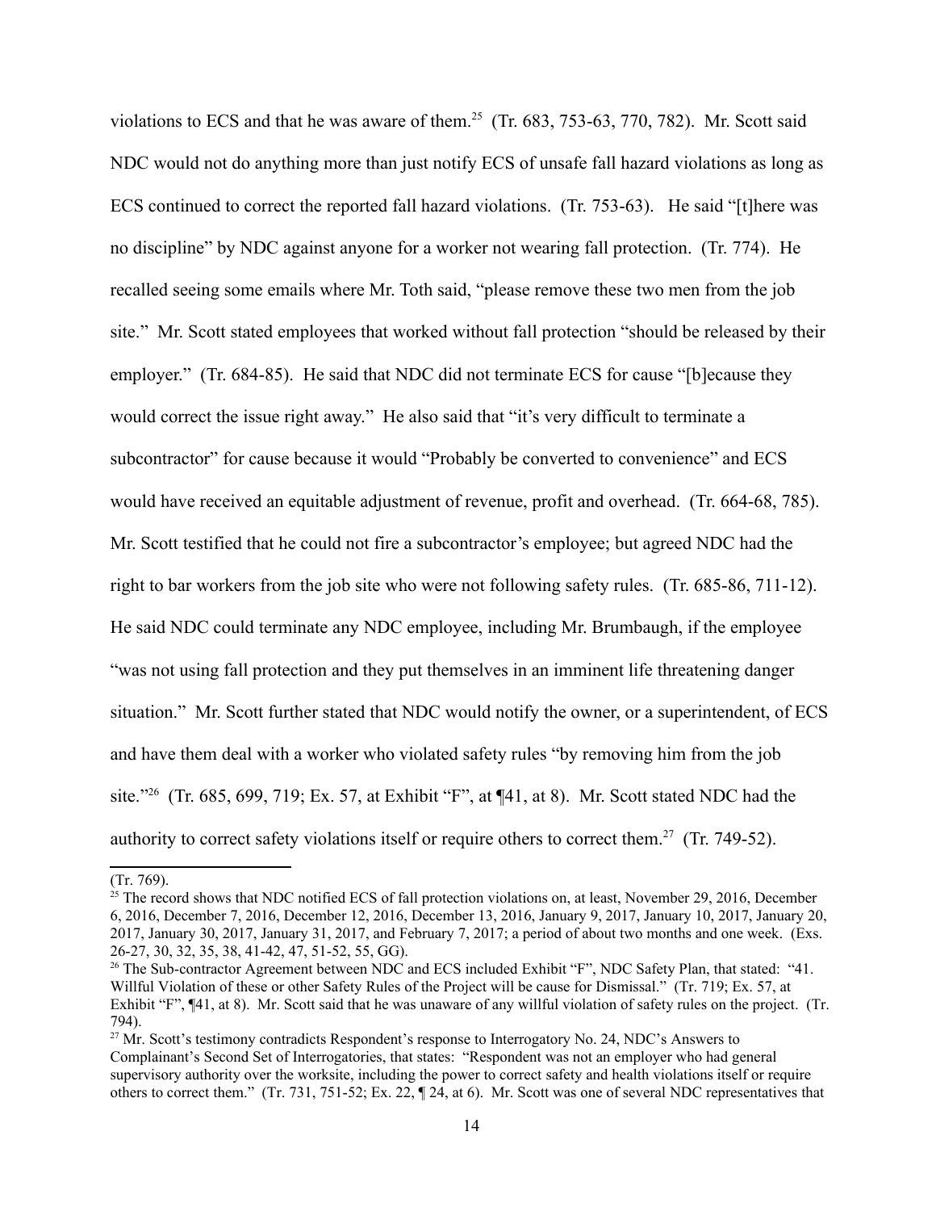violations to ECS and that he was aware of them.[25] (Tr. 683, 753-63, 770, 782). Mr. Scott said NDC would not do anything more than just notify ECS of unsafe fall hazard violations as long as ECS continued to correct the reported fall hazard violations. (Tr. 753-63). He said "[t]here was no discipline" by NDC against anyone for a worker not wearing fall protection. (Tr. 774). He recalled seeing some emails where Mr. Toth said, "please remove these two men from the job site." Mr. Scott stated employees that worked without fall protection "should be released by their employer." (Tr. 684-85). He said that NDC did not terminate ECS for cause "[b]ecause they would correct the issue right away." He also said that "it's very difficult to terminate a subcontractor" for cause because it would "Probably be converted to convenience" and ECS would have received an equitable adjustment of revenue, profit and overhead. (Tr. 664-68, 785). Mr. Scott testified that he could not fire a subcontractor's employee; but agreed NDC had the right to bar workers from the job site who were not following safety rules. (Tr. 685-86, 711-12). He said NDC could terminate any NDC employee, including Mr. Brumbaugh, if the employee "was not using fall protection and they put themselves in an imminent life threatening danger situation." Mr. Scott further stated that NDC would notify the owner, or a superintendent, of ECS and have them deal with a worker who violated safety rules "by removing him from the job site."[26] (Tr. 685, 699, 719; Ex. 57, at Exhibit "F", at ¶41, at 8). Mr. Scott stated NDC had the authority to correct safety violations itself or require others to correct them.[27] (Tr. 749-52).

---

(Tr. 769).

[25] The record shows that NDC notified ECS of fall protection violations on, at least, November 29, 2016, December 6, 2016, December 7, 2016, December 12, 2016, December 13, 2016, January 9, 2017, January 10, 2017, January 20, 2017, January 30, 2017, January 31, 2017, and February 7, 2017; a period of about two months and one week. (Exs. 26-27, 30, 32, 35, 38, 41-42, 47, 51-52, 55, GG).

[26] The Sub-contractor Agreement between NDC and ECS included Exhibit "F", NDC Safety Plan, that stated: "41. Willful Violation of these or other Safety Rules of the Project will be cause for Dismissal." (Tr. 719; Ex. 57, at Exhibit "F", ¶41, at 8). Mr. Scott said that he was unaware of any willful violation of safety rules on the project. (Tr. 794).

[27] Mr. Scott's testimony contradicts Respondent's response to Interrogatory No. 24, NDC's Answers to Complainant's Second Set of Interrogatories, that states: "Respondent was not an employer who had general supervisory authority over the worksite, including the power to correct safety and health violations itself or require others to correct them." (Tr. 731, 751-52; Ex. 22, ¶ 24, at 6). Mr. Scott was one of several NDC representatives that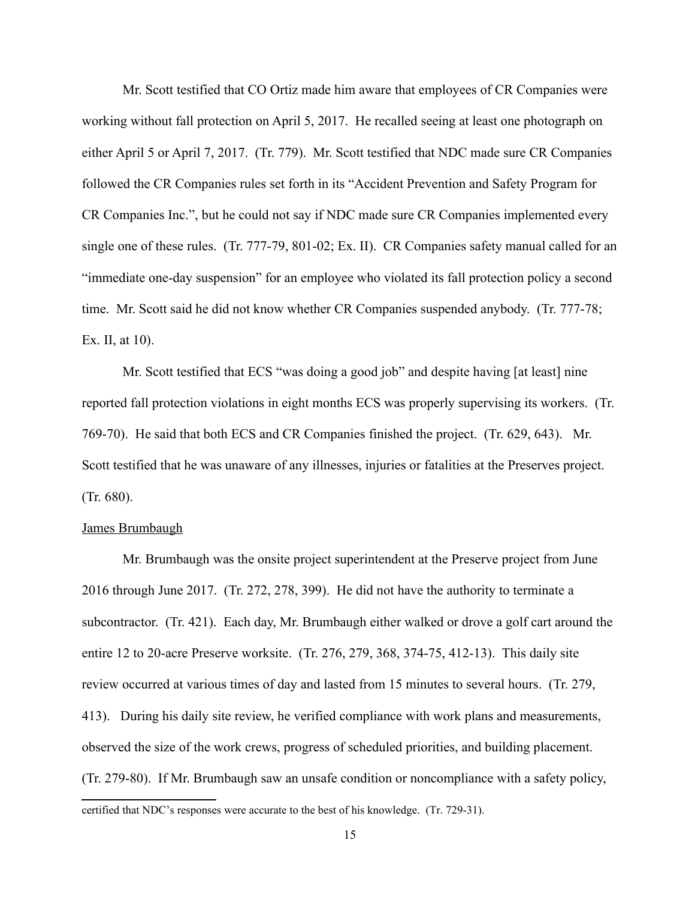Mr. Scott testified that CO Ortiz made him aware that employees of CR Companies were working without fall protection on April 5, 2017. He recalled seeing at least one photograph on either April 5 or April 7, 2017. (Tr. 779). Mr. Scott testified that NDC made sure CR Companies followed the CR Companies rules set forth in its "Accident Prevention and Safety Program for CR Companies Inc.", but he could not say if NDC made sure CR Companies implemented every single one of these rules. (Tr. 777-79, 801-02; Ex. II). CR Companies safety manual called for an "immediate one-day suspension" for an employee who violated its fall protection policy a second time. Mr. Scott said he did not know whether CR Companies suspended anybody. (Tr. 777-78; Ex. II, at 10).

Mr. Scott testified that ECS "was doing a good job" and despite having [at least] nine reported fall protection violations in eight months ECS was properly supervising its workers. (Tr. 769-70). He said that both ECS and CR Companies finished the project. (Tr. 629, 643). Mr. Scott testified that he was unaware of any illnesses, injuries or fatalities at the Preserves project. (Tr. 680).

James Brumbaugh

Mr. Brumbaugh was the onsite project superintendent at the Preserve project from June 2016 through June 2017. (Tr. 272, 278, 399). He did not have the authority to terminate a subcontractor. (Tr. 421). Each day, Mr. Brumbaugh either walked or drove a golf cart around the entire 12 to 20-acre Preserve worksite. (Tr. 276, 279, 368, 374-75, 412-13). This daily site review occurred at various times of day and lasted from 15 minutes to several hours. (Tr. 279, 413). During his daily site review, he verified compliance with work plans and measurements, observed the size of the work crews, progress of scheduled priorities, and building placement. (Tr. 279-80). If Mr. Brumbaugh saw an unsafe condition or noncompliance with a safety policy,

---

certified that NDC's responses were accurate to the best of his knowledge. (Tr. 729-31).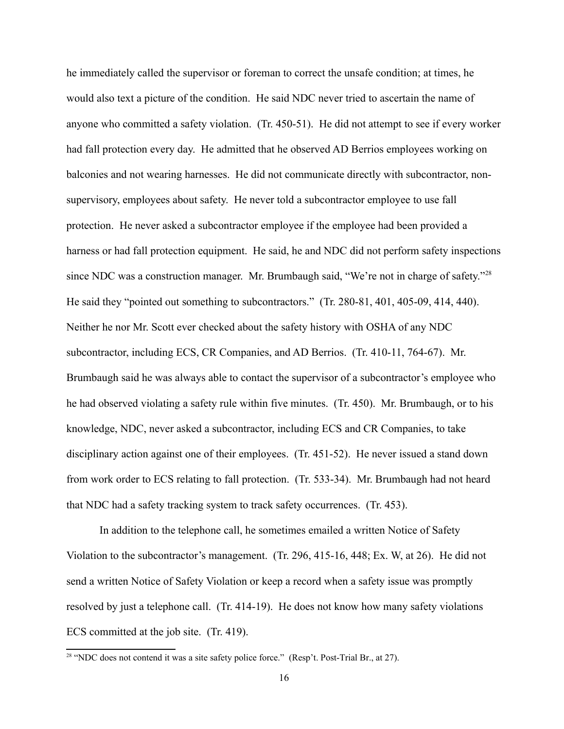he immediately called the supervisor or foreman to correct the unsafe condition; at times, he would also text a picture of the condition. He said NDC never tried to ascertain the name of anyone who committed a safety violation. (Tr. 450-51). He did not attempt to see if every worker had fall protection every day. He admitted that he observed AD Berrios employees working on balconies and not wearing harnesses. He did not communicate directly with subcontractor, non-supervisory, employees about safety. He never told a subcontractor employee to use fall protection. He never asked a subcontractor employee if the employee had been provided a harness or had fall protection equipment. He said, he and NDC did not perform safety inspections since NDC was a construction manager. Mr. Brumbaugh said, "We're not in charge of safety."[28] He said they "pointed out something to subcontractors." (Tr. 280-81, 401, 405-09, 414, 440). Neither he nor Mr. Scott ever checked about the safety history with OSHA of any NDC subcontractor, including ECS, CR Companies, and AD Berrios. (Tr. 410-11, 764-67). Mr. Brumbaugh said he was always able to contact the supervisor of a subcontractor's employee who he had observed violating a safety rule within five minutes. (Tr. 450). Mr. Brumbaugh, or to his knowledge, NDC, never asked a subcontractor, including ECS and CR Companies, to take disciplinary action against one of their employees. (Tr. 451-52). He never issued a stand down from work order to ECS relating to fall protection. (Tr. 533-34). Mr. Brumbaugh had not heard that NDC had a safety tracking system to track safety occurrences. (Tr. 453).

In addition to the telephone call, he sometimes emailed a written Notice of Safety Violation to the subcontractor's management. (Tr. 296, 415-16, 448; Ex. W, at 26). He did not send a written Notice of Safety Violation or keep a record when a safety issue was promptly resolved by just a telephone call. (Tr. 414-19). He does not know how many safety violations ECS committed at the job site. (Tr. 419).

---

[28] "NDC does not contend it was a site safety police force." (Resp't. Post-Trial Br., at 27).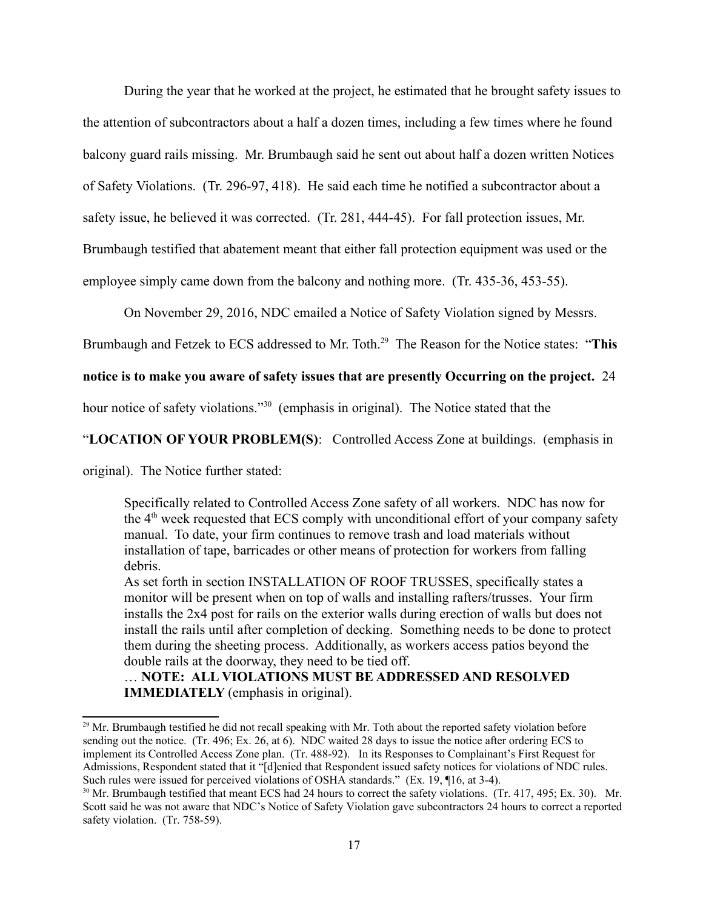During the year that he worked at the project, he estimated that he brought safety issues to the attention of subcontractors about a half a dozen times, including a few times where he found balcony guard rails missing. Mr. Brumbaugh said he sent out about half a dozen written Notices of Safety Violations. (Tr. 296-97, 418). He said each time he notified a subcontractor about a safety issue, he believed it was corrected. (Tr. 281, 444-45). For fall protection issues, Mr. Brumbaugh testified that abatement meant that either fall protection equipment was used or the employee simply came down from the balcony and nothing more. (Tr. 435-36, 453-55).

On November 29, 2016, NDC emailed a Notice of Safety Violation signed by Messrs. Brumbaugh and Fetzek to ECS addressed to Mr. Toth.[29] The Reason for the Notice states: "**This notice is to make you aware of safety issues that are presently Occurring on the project.** 24 hour notice of safety violations."[30] (emphasis in original). The Notice stated that the "**LOCATION OF YOUR PROBLEM(S)**: Controlled Access Zone at buildings. (emphasis in original). The Notice further stated:

> Specifically related to Controlled Access Zone safety of all workers. NDC has now for the 4th week requested that ECS comply with unconditional effort of your company safety manual. To date, your firm continues to remove trash and load materials without installation of tape, barricades or other means of protection for workers from falling debris.
> As set forth in section INSTALLATION OF ROOF TRUSSES, specifically states a monitor will be present when on top of walls and installing rafters/trusses. Your firm installs the 2x4 post for rails on the exterior walls during erection of walls but does not install the rails until after completion of decking. Something needs to be done to protect them during the sheeting process. Additionally, as workers access patios beyond the double rails at the doorway, they need to be tied off.
> … **NOTE: ALL VIOLATIONS MUST BE ADDRESSED AND RESOLVED IMMEDIATELY** (emphasis in original).

---

[29] Mr. Brumbaugh testified he did not recall speaking with Mr. Toth about the reported safety violation before sending out the notice. (Tr. 496; Ex. 26, at 6). NDC waited 28 days to issue the notice after ordering ECS to implement its Controlled Access Zone plan. (Tr. 488-92). In its Responses to Complainant's First Request for Admissions, Respondent stated that it "[d]enied that Respondent issued safety notices for violations of NDC rules. Such rules were issued for perceived violations of OSHA standards." (Ex. 19, ¶16, at 3-4).

[30] Mr. Brumbaugh testified that meant ECS had 24 hours to correct the safety violations. (Tr. 417, 495; Ex. 30). Mr. Scott said he was not aware that NDC's Notice of Safety Violation gave subcontractors 24 hours to correct a reported safety violation. (Tr. 758-59).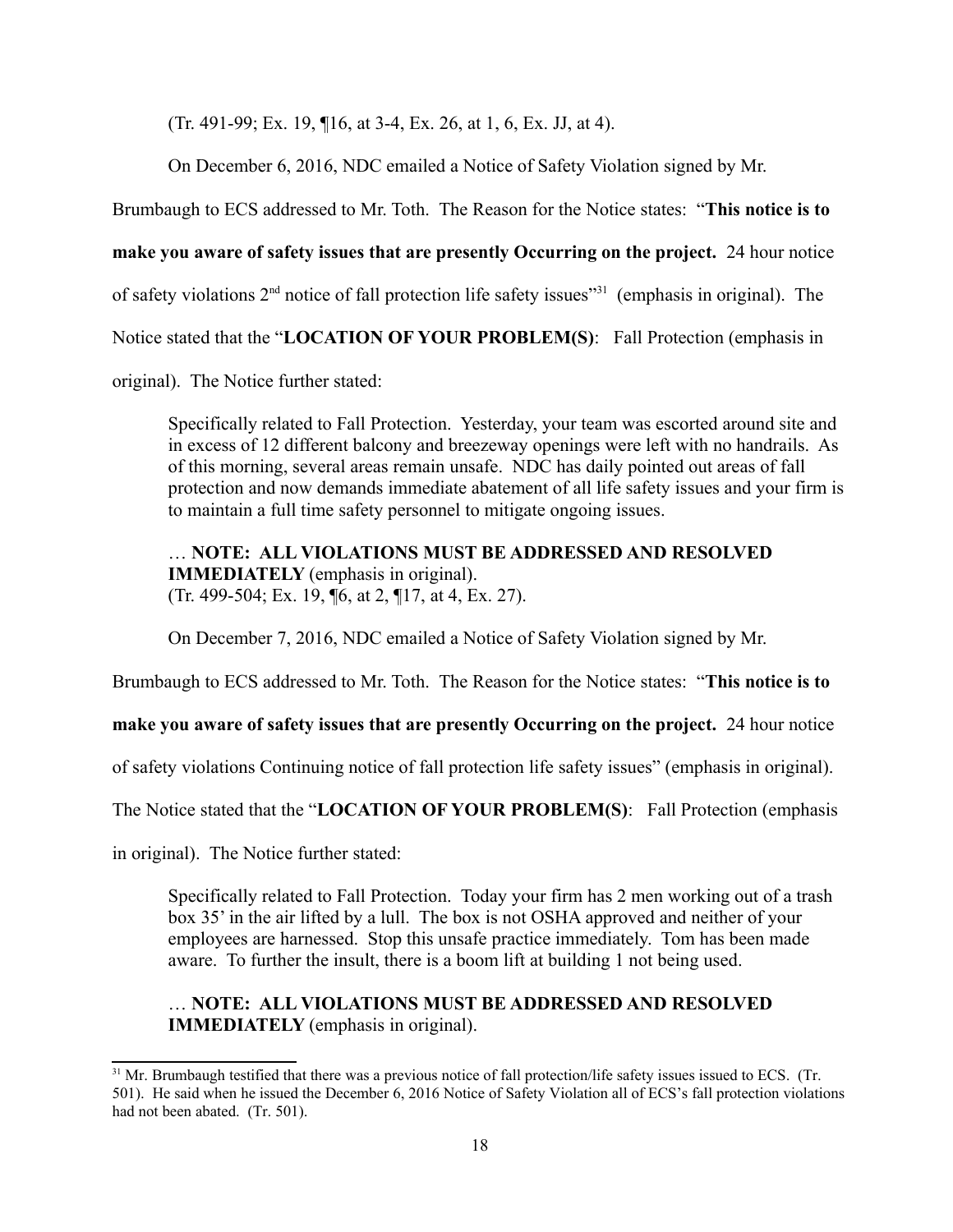(Tr. 491-99; Ex. 19, ¶16, at 3-4, Ex. 26, at 1, 6, Ex. JJ, at 4).

On December 6, 2016, NDC emailed a Notice of Safety Violation signed by Mr. Brumbaugh to ECS addressed to Mr. Toth. The Reason for the Notice states: "**This notice is to make you aware of safety issues that are presently Occurring on the project.** 24 hour notice of safety violations 2nd notice of fall protection life safety issues"[31] (emphasis in original). The Notice stated that the "**LOCATION OF YOUR PROBLEM(S)**: Fall Protection (emphasis in original). The Notice further stated:

> Specifically related to Fall Protection. Yesterday, your team was escorted around site and in excess of 12 different balcony and breezeway openings were left with no handrails. As of this morning, several areas remain unsafe. NDC has daily pointed out areas of fall protection and now demands immediate abatement of all life safety issues and your firm is to maintain a full time safety personnel to mitigate ongoing issues.
>
> … **NOTE: ALL VIOLATIONS MUST BE ADDRESSED AND RESOLVED IMMEDIATELY** (emphasis in original).
> (Tr. 499-504; Ex. 19, ¶6, at 2, ¶17, at 4, Ex. 27).

On December 7, 2016, NDC emailed a Notice of Safety Violation signed by Mr. Brumbaugh to ECS addressed to Mr. Toth. The Reason for the Notice states: "**This notice is to make you aware of safety issues that are presently Occurring on the project.** 24 hour notice of safety violations Continuing notice of fall protection life safety issues" (emphasis in original). The Notice stated that the "**LOCATION OF YOUR PROBLEM(S)**: Fall Protection (emphasis in original). The Notice further stated:

> Specifically related to Fall Protection. Today your firm has 2 men working out of a trash box 35' in the air lifted by a lull. The box is not OSHA approved and neither of your employees are harnessed. Stop this unsafe practice immediately. Tom has been made aware. To further the insult, there is a boom lift at building 1 not being used.
>
> … **NOTE: ALL VIOLATIONS MUST BE ADDRESSED AND RESOLVED IMMEDIATELY** (emphasis in original).

[31] Mr. Brumbaugh testified that there was a previous notice of fall protection/life safety issues issued to ECS. (Tr. 501). He said when he issued the December 6, 2016 Notice of Safety Violation all of ECS's fall protection violations had not been abated. (Tr. 501).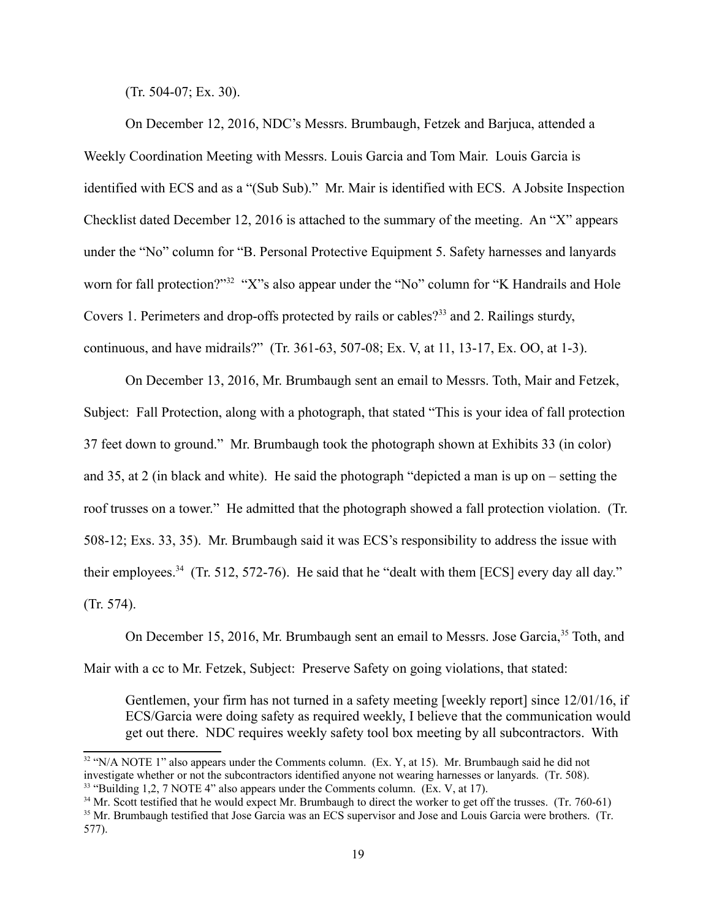(Tr. 504-07; Ex. 30).

On December 12, 2016, NDC's Messrs. Brumbaugh, Fetzek and Barjuca, attended a Weekly Coordination Meeting with Messrs. Louis Garcia and Tom Mair. Louis Garcia is identified with ECS and as a "(Sub Sub)." Mr. Mair is identified with ECS. A Jobsite Inspection Checklist dated December 12, 2016 is attached to the summary of the meeting. An "X" appears under the "No" column for "B. Personal Protective Equipment 5. Safety harnesses and lanyards worn for fall protection?"[32] "X"s also appear under the "No" column for "K Handrails and Hole Covers 1. Perimeters and drop-offs protected by rails or cables?[33] and 2. Railings sturdy, continuous, and have midrails?" (Tr. 361-63, 507-08; Ex. V, at 11, 13-17, Ex. OO, at 1-3).

On December 13, 2016, Mr. Brumbaugh sent an email to Messrs. Toth, Mair and Fetzek, Subject: Fall Protection, along with a photograph, that stated "This is your idea of fall protection 37 feet down to ground." Mr. Brumbaugh took the photograph shown at Exhibits 33 (in color) and 35, at 2 (in black and white). He said the photograph "depicted a man is up on – setting the roof trusses on a tower." He admitted that the photograph showed a fall protection violation. (Tr. 508-12; Exs. 33, 35). Mr. Brumbaugh said it was ECS's responsibility to address the issue with their employees.[34] (Tr. 512, 572-76). He said that he "dealt with them [ECS] every day all day." (Tr. 574).

On December 15, 2016, Mr. Brumbaugh sent an email to Messrs. Jose Garcia,[35] Toth, and Mair with a cc to Mr. Fetzek, Subject: Preserve Safety on going violations, that stated:

> Gentlemen, your firm has not turned in a safety meeting [weekly report] since 12/01/16, if ECS/Garcia were doing safety as required weekly, I believe that the communication would get out there. NDC requires weekly safety tool box meeting by all subcontractors. With

---

[32] "N/A NOTE 1" also appears under the Comments column. (Ex. Y, at 15). Mr. Brumbaugh said he did not investigate whether or not the subcontractors identified anyone not wearing harnesses or lanyards. (Tr. 508).

[33] "Building 1,2, 7 NOTE 4" also appears under the Comments column. (Ex. V, at 17).

[34] Mr. Scott testified that he would expect Mr. Brumbaugh to direct the worker to get off the trusses. (Tr. 760-61)

[35] Mr. Brumbaugh testified that Jose Garcia was an ECS supervisor and Jose and Louis Garcia were brothers. (Tr. 577).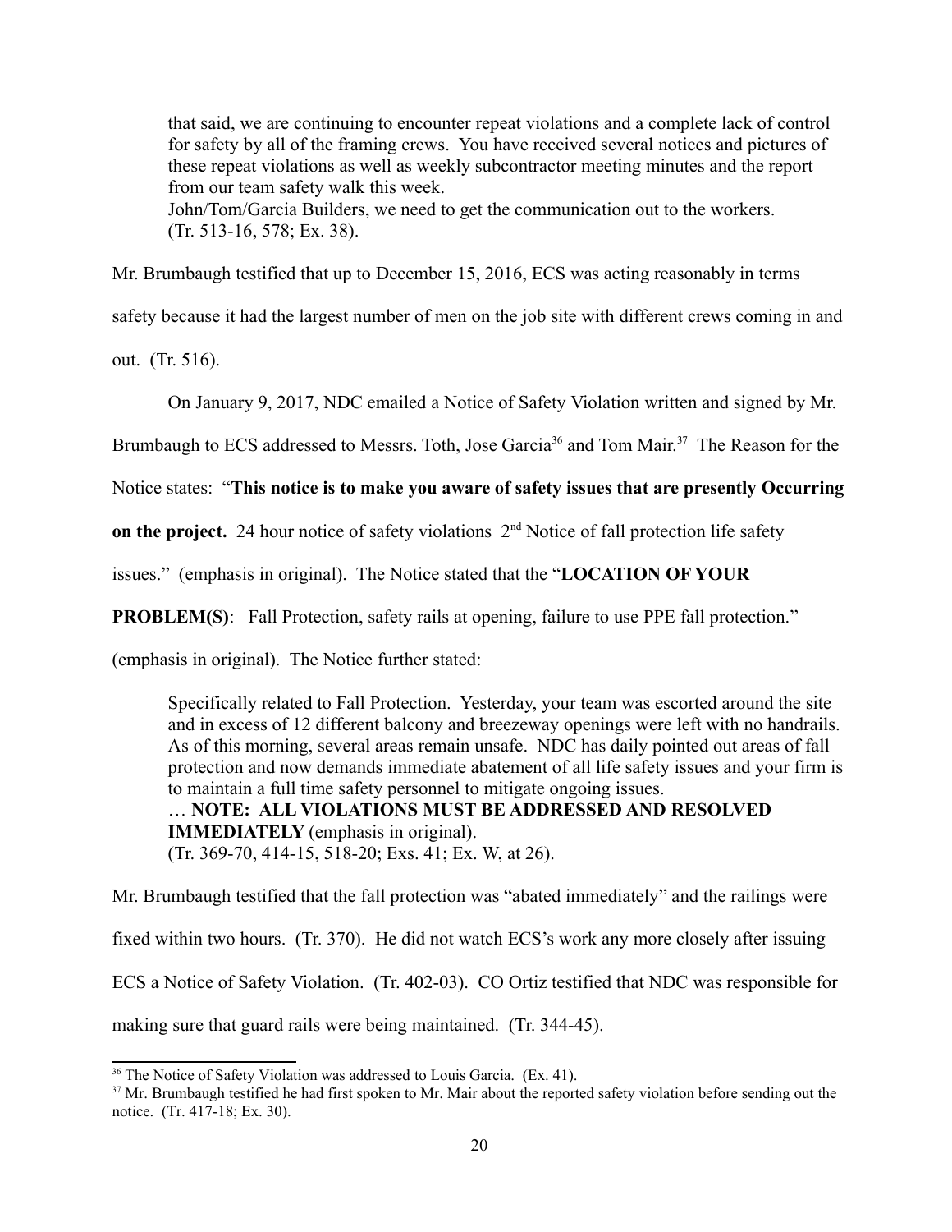> that said, we are continuing to encounter repeat violations and a complete lack of control for safety by all of the framing crews. You have received several notices and pictures of these repeat violations as well as weekly subcontractor meeting minutes and the report from our team safety walk this week.
> John/Tom/Garcia Builders, we need to get the communication out to the workers.
> (Tr. 513-16, 578; Ex. 38).

Mr. Brumbaugh testified that up to December 15, 2016, ECS was acting reasonably in terms safety because it had the largest number of men on the job site with different crews coming in and out. (Tr. 516).

On January 9, 2017, NDC emailed a Notice of Safety Violation written and signed by Mr. Brumbaugh to ECS addressed to Messrs. Toth, Jose Garcia[36] and Tom Mair.[37] The Reason for the Notice states: "**This notice is to make you aware of safety issues that are presently Occurring on the project.** 24 hour notice of safety violations 2nd Notice of fall protection life safety issues." (emphasis in original). The Notice stated that the "**LOCATION OF YOUR PROBLEM(S)**: Fall Protection, safety rails at opening, failure to use PPE fall protection." (emphasis in original). The Notice further stated:

> Specifically related to Fall Protection. Yesterday, your team was escorted around the site and in excess of 12 different balcony and breezeway openings were left with no handrails. As of this morning, several areas remain unsafe. NDC has daily pointed out areas of fall protection and now demands immediate abatement of all life safety issues and your firm is to maintain a full time safety personnel to mitigate ongoing issues.
> … **NOTE: ALL VIOLATIONS MUST BE ADDRESSED AND RESOLVED IMMEDIATELY** (emphasis in original).
> (Tr. 369-70, 414-15, 518-20; Exs. 41; Ex. W, at 26).

Mr. Brumbaugh testified that the fall protection was "abated immediately" and the railings were fixed within two hours. (Tr. 370). He did not watch ECS's work any more closely after issuing ECS a Notice of Safety Violation. (Tr. 402-03). CO Ortiz testified that NDC was responsible for making sure that guard rails were being maintained. (Tr. 344-45).

---

[36] The Notice of Safety Violation was addressed to Louis Garcia. (Ex. 41).

[37] Mr. Brumbaugh testified he had first spoken to Mr. Mair about the reported safety violation before sending out the notice. (Tr. 417-18; Ex. 30).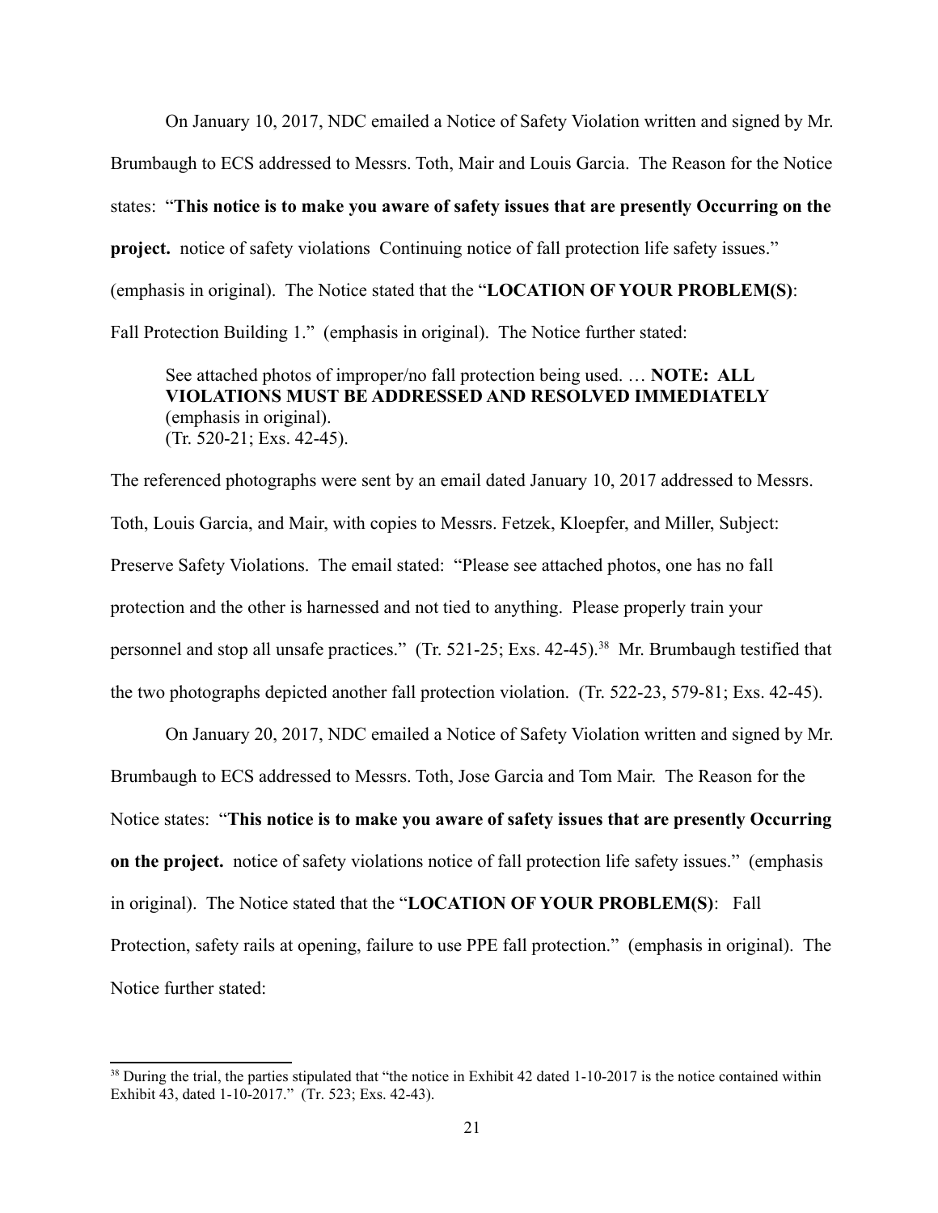On January 10, 2017, NDC emailed a Notice of Safety Violation written and signed by Mr. Brumbaugh to ECS addressed to Messrs. Toth, Mair and Louis Garcia. The Reason for the Notice states: "**This notice is to make you aware of safety issues that are presently Occurring on the project.** notice of safety violations Continuing notice of fall protection life safety issues." (emphasis in original). The Notice stated that the "**LOCATION OF YOUR PROBLEM(S)**: Fall Protection Building 1." (emphasis in original). The Notice further stated:

> See attached photos of improper/no fall protection being used. … **NOTE: ALL VIOLATIONS MUST BE ADDRESSED AND RESOLVED IMMEDIATELY** (emphasis in original).
> (Tr. 520-21; Exs. 42-45).

The referenced photographs were sent by an email dated January 10, 2017 addressed to Messrs. Toth, Louis Garcia, and Mair, with copies to Messrs. Fetzek, Kloepfer, and Miller, Subject: Preserve Safety Violations. The email stated: "Please see attached photos, one has no fall protection and the other is harnessed and not tied to anything. Please properly train your personnel and stop all unsafe practices." (Tr. 521-25; Exs. 42-45).[38] Mr. Brumbaugh testified that the two photographs depicted another fall protection violation. (Tr. 522-23, 579-81; Exs. 42-45).

On January 20, 2017, NDC emailed a Notice of Safety Violation written and signed by Mr. Brumbaugh to ECS addressed to Messrs. Toth, Jose Garcia and Tom Mair. The Reason for the Notice states: "**This notice is to make you aware of safety issues that are presently Occurring on the project.** notice of safety violations notice of fall protection life safety issues." (emphasis in original). The Notice stated that the "**LOCATION OF YOUR PROBLEM(S)**: Fall Protection, safety rails at opening, failure to use PPE fall protection." (emphasis in original). The Notice further stated:

---

[38] During the trial, the parties stipulated that "the notice in Exhibit 42 dated 1-10-2017 is the notice contained within Exhibit 43, dated 1-10-2017." (Tr. 523; Exs. 42-43).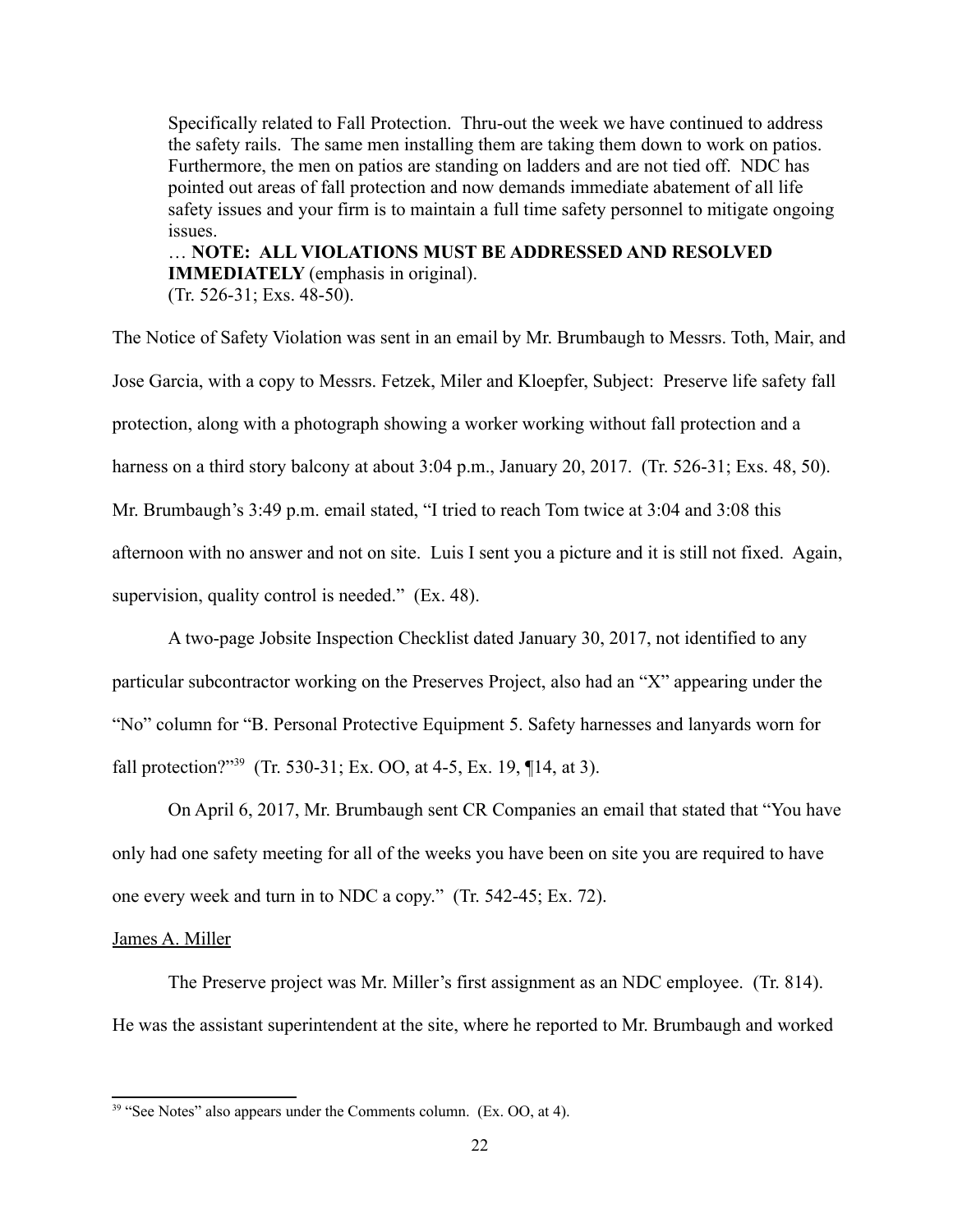> Specifically related to Fall Protection. Thru-out the week we have continued to address the safety rails. The same men installing them are taking them down to work on patios. Furthermore, the men on patios are standing on ladders and are not tied off. NDC has pointed out areas of fall protection and now demands immediate abatement of all life safety issues and your firm is to maintain a full time safety personnel to mitigate ongoing issues.
>
> … **NOTE: ALL VIOLATIONS MUST BE ADDRESSED AND RESOLVED IMMEDIATELY** (emphasis in original).
>
> (Tr. 526-31; Exs. 48-50).

The Notice of Safety Violation was sent in an email by Mr. Brumbaugh to Messrs. Toth, Mair, and Jose Garcia, with a copy to Messrs. Fetzek, Miler and Kloepfer, Subject: Preserve life safety fall protection, along with a photograph showing a worker working without fall protection and a harness on a third story balcony at about 3:04 p.m., January 20, 2017. (Tr. 526-31; Exs. 48, 50). Mr. Brumbaugh's 3:49 p.m. email stated, "I tried to reach Tom twice at 3:04 and 3:08 this afternoon with no answer and not on site. Luis I sent you a picture and it is still not fixed. Again, supervision, quality control is needed." (Ex. 48).

A two-page Jobsite Inspection Checklist dated January 30, 2017, not identified to any particular subcontractor working on the Preserves Project, also had an "X" appearing under the "No" column for "B. Personal Protective Equipment 5. Safety harnesses and lanyards worn for fall protection?"[39] (Tr. 530-31; Ex. OO, at 4-5, Ex. 19, ¶14, at 3).

On April 6, 2017, Mr. Brumbaugh sent CR Companies an email that stated that "You have only had one safety meeting for all of the weeks you have been on site you are required to have one every week and turn in to NDC a copy." (Tr. 542-45; Ex. 72).

James A. Miller

The Preserve project was Mr. Miller's first assignment as an NDC employee. (Tr. 814). He was the assistant superintendent at the site, where he reported to Mr. Brumbaugh and worked

[39] "See Notes" also appears under the Comments column. (Ex. OO, at 4).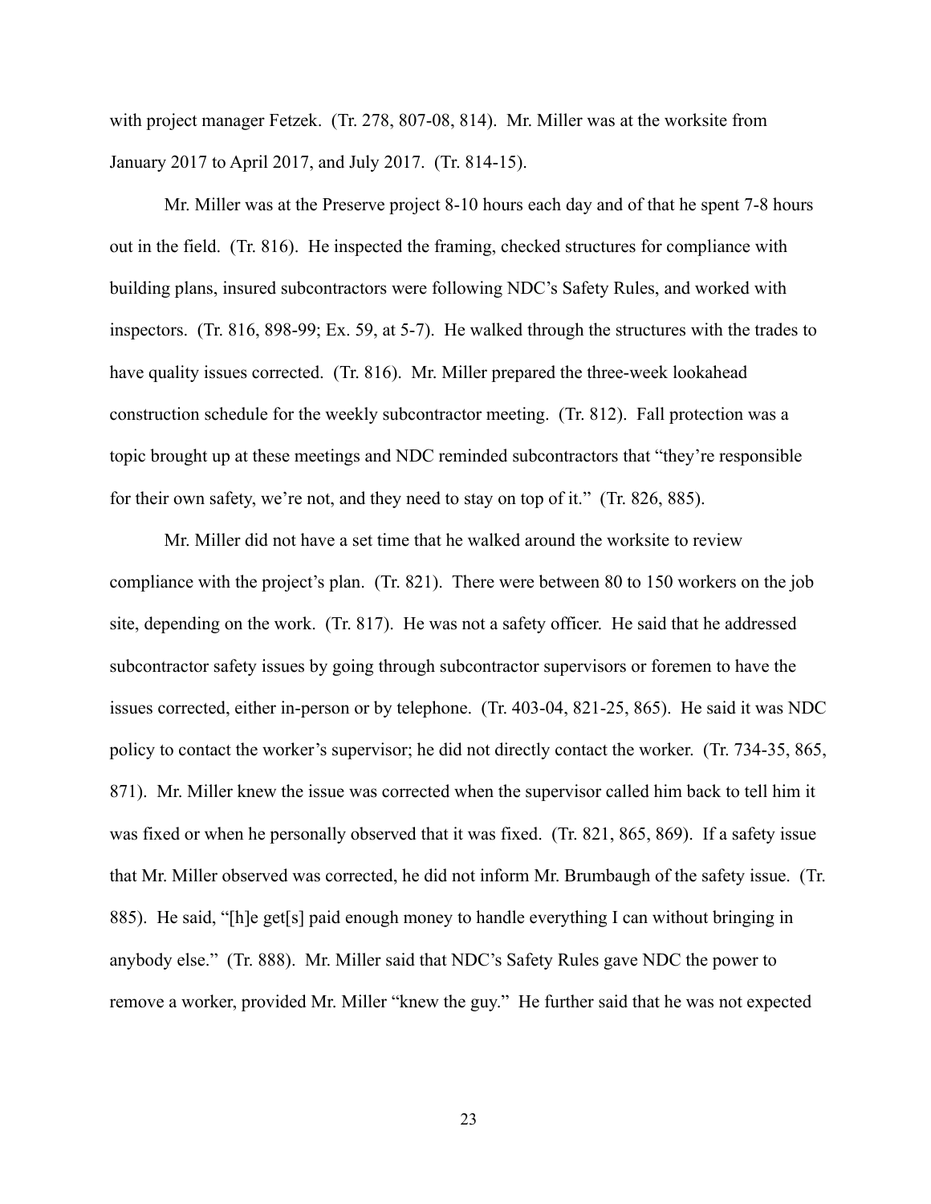with project manager Fetzek. (Tr. 278, 807-08, 814). Mr. Miller was at the worksite from January 2017 to April 2017, and July 2017. (Tr. 814-15).

Mr. Miller was at the Preserve project 8-10 hours each day and of that he spent 7-8 hours out in the field. (Tr. 816). He inspected the framing, checked structures for compliance with building plans, insured subcontractors were following NDC's Safety Rules, and worked with inspectors. (Tr. 816, 898-99; Ex. 59, at 5-7). He walked through the structures with the trades to have quality issues corrected. (Tr. 816). Mr. Miller prepared the three-week lookahead construction schedule for the weekly subcontractor meeting. (Tr. 812). Fall protection was a topic brought up at these meetings and NDC reminded subcontractors that "they're responsible for their own safety, we're not, and they need to stay on top of it." (Tr. 826, 885).

Mr. Miller did not have a set time that he walked around the worksite to review compliance with the project's plan. (Tr. 821). There were between 80 to 150 workers on the job site, depending on the work. (Tr. 817). He was not a safety officer. He said that he addressed subcontractor safety issues by going through subcontractor supervisors or foremen to have the issues corrected, either in-person or by telephone. (Tr. 403-04, 821-25, 865). He said it was NDC policy to contact the worker's supervisor; he did not directly contact the worker. (Tr. 734-35, 865, 871). Mr. Miller knew the issue was corrected when the supervisor called him back to tell him it was fixed or when he personally observed that it was fixed. (Tr. 821, 865, 869). If a safety issue that Mr. Miller observed was corrected, he did not inform Mr. Brumbaugh of the safety issue. (Tr. 885). He said, "[h]e get[s] paid enough money to handle everything I can without bringing in anybody else." (Tr. 888). Mr. Miller said that NDC's Safety Rules gave NDC the power to remove a worker, provided Mr. Miller "knew the guy." He further said that he was not expected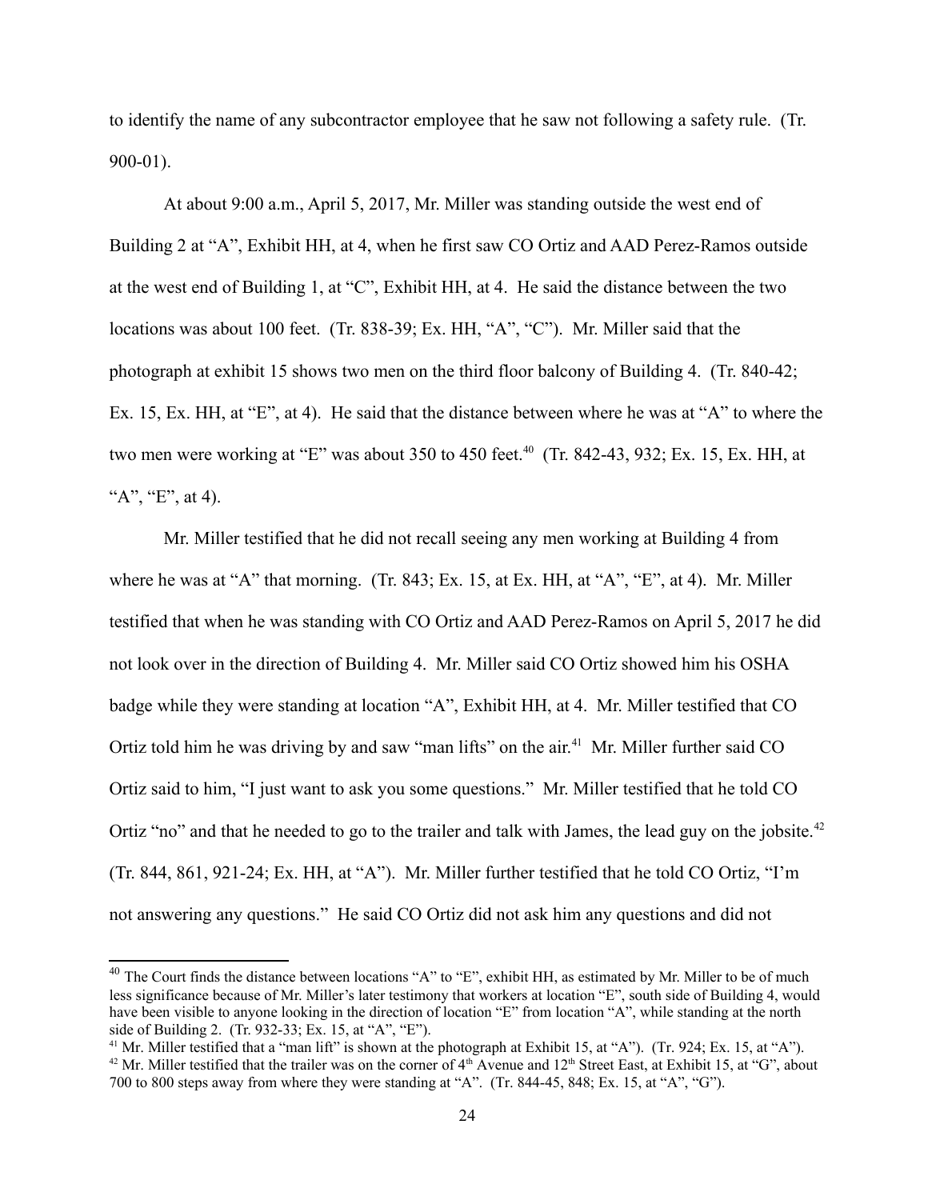to identify the name of any subcontractor employee that he saw not following a safety rule. (Tr. 900-01).

At about 9:00 a.m., April 5, 2017, Mr. Miller was standing outside the west end of Building 2 at "A", Exhibit HH, at 4, when he first saw CO Ortiz and AAD Perez-Ramos outside at the west end of Building 1, at "C", Exhibit HH, at 4. He said the distance between the two locations was about 100 feet. (Tr. 838-39; Ex. HH, "A", "C"). Mr. Miller said that the photograph at exhibit 15 shows two men on the third floor balcony of Building 4. (Tr. 840-42; Ex. 15, Ex. HH, at "E", at 4). He said that the distance between where he was at "A" to where the two men were working at "E" was about 350 to 450 feet.[40] (Tr. 842-43, 932; Ex. 15, Ex. HH, at "A", "E", at 4).

Mr. Miller testified that he did not recall seeing any men working at Building 4 from where he was at "A" that morning. (Tr. 843; Ex. 15, at Ex. HH, at "A", "E", at 4). Mr. Miller testified that when he was standing with CO Ortiz and AAD Perez-Ramos on April 5, 2017 he did not look over in the direction of Building 4. Mr. Miller said CO Ortiz showed him his OSHA badge while they were standing at location "A", Exhibit HH, at 4. Mr. Miller testified that CO Ortiz told him he was driving by and saw "man lifts" on the air.[41] Mr. Miller further said CO Ortiz said to him, "I just want to ask you some questions." Mr. Miller testified that he told CO Ortiz "no" and that he needed to go to the trailer and talk with James, the lead guy on the jobsite.[42] (Tr. 844, 861, 921-24; Ex. HH, at "A"). Mr. Miller further testified that he told CO Ortiz, "I'm not answering any questions." He said CO Ortiz did not ask him any questions and did not

---

[40] The Court finds the distance between locations "A" to "E", exhibit HH, as estimated by Mr. Miller to be of much less significance because of Mr. Miller's later testimony that workers at location "E", south side of Building 4, would have been visible to anyone looking in the direction of location "E" from location "A", while standing at the north side of Building 2. (Tr. 932-33; Ex. 15, at "A", "E").

[41] Mr. Miller testified that a "man lift" is shown at the photograph at Exhibit 15, at "A"). (Tr. 924; Ex. 15, at "A").

[42] Mr. Miller testified that the trailer was on the corner of 4th Avenue and 12th Street East, at Exhibit 15, at "G", about 700 to 800 steps away from where they were standing at "A". (Tr. 844-45, 848; Ex. 15, at "A", "G").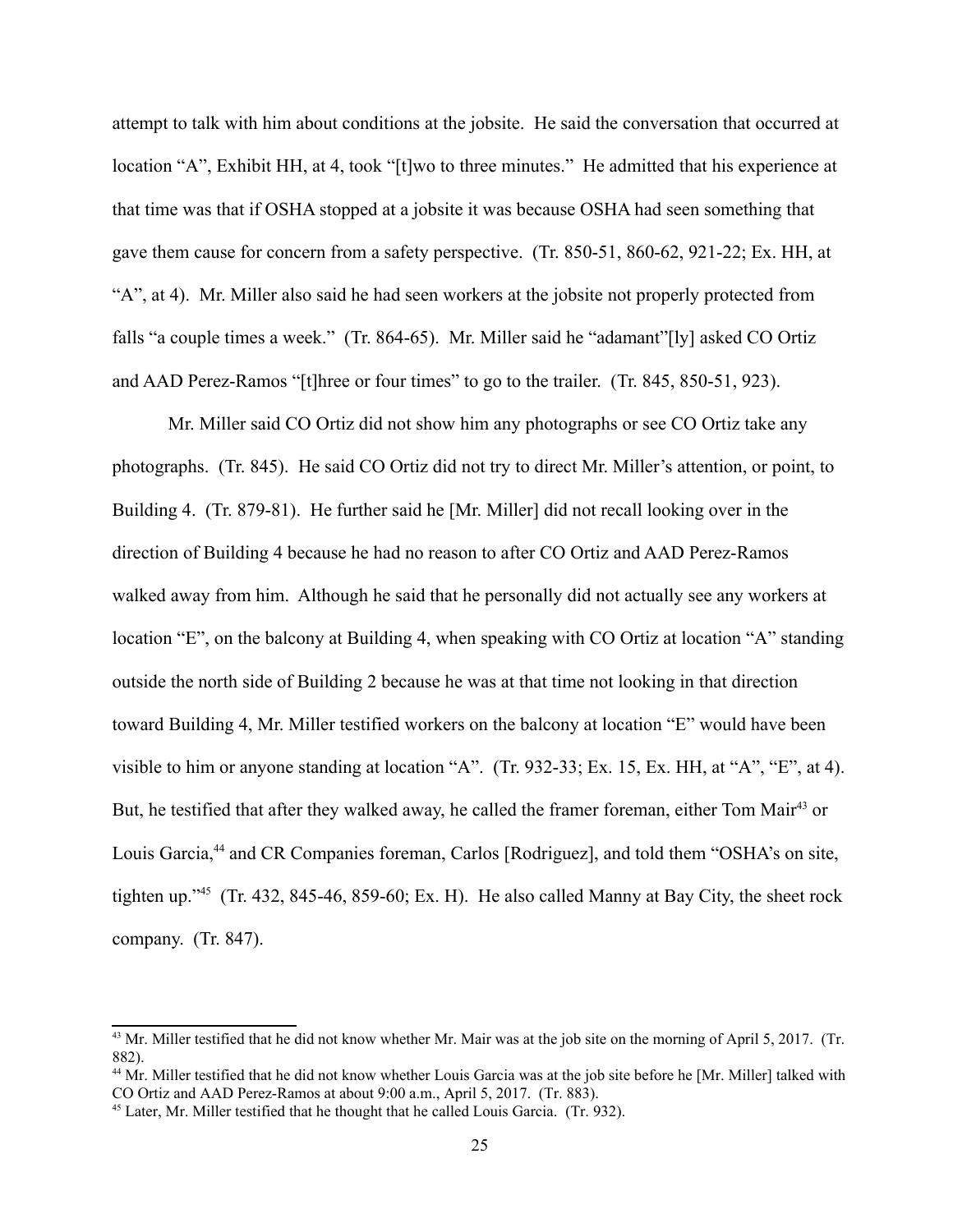attempt to talk with him about conditions at the jobsite. He said the conversation that occurred at location "A", Exhibit HH, at 4, took "[t]wo to three minutes." He admitted that his experience at that time was that if OSHA stopped at a jobsite it was because OSHA had seen something that gave them cause for concern from a safety perspective. (Tr. 850-51, 860-62, 921-22; Ex. HH, at "A", at 4). Mr. Miller also said he had seen workers at the jobsite not properly protected from falls "a couple times a week." (Tr. 864-65). Mr. Miller said he "adamant"[ly] asked CO Ortiz and AAD Perez-Ramos "[t]hree or four times" to go to the trailer. (Tr. 845, 850-51, 923).

Mr. Miller said CO Ortiz did not show him any photographs or see CO Ortiz take any photographs. (Tr. 845). He said CO Ortiz did not try to direct Mr. Miller's attention, or point, to Building 4. (Tr. 879-81). He further said he [Mr. Miller] did not recall looking over in the direction of Building 4 because he had no reason to after CO Ortiz and AAD Perez-Ramos walked away from him. Although he said that he personally did not actually see any workers at location "E", on the balcony at Building 4, when speaking with CO Ortiz at location "A" standing outside the north side of Building 2 because he was at that time not looking in that direction toward Building 4, Mr. Miller testified workers on the balcony at location "E" would have been visible to him or anyone standing at location "A". (Tr. 932-33; Ex. 15, Ex. HH, at "A", "E", at 4). But, he testified that after they walked away, he called the framer foreman, either Tom Mair[43] or Louis Garcia,[44] and CR Companies foreman, Carlos [Rodriguez], and told them "OSHA's on site, tighten up."[45] (Tr. 432, 845-46, 859-60; Ex. H). He also called Manny at Bay City, the sheet rock company. (Tr. 847).

---

[43] Mr. Miller testified that he did not know whether Mr. Mair was at the job site on the morning of April 5, 2017. (Tr. 882).

[44] Mr. Miller testified that he did not know whether Louis Garcia was at the job site before he [Mr. Miller] talked with CO Ortiz and AAD Perez-Ramos at about 9:00 a.m., April 5, 2017. (Tr. 883).

[45] Later, Mr. Miller testified that he thought that he called Louis Garcia. (Tr. 932).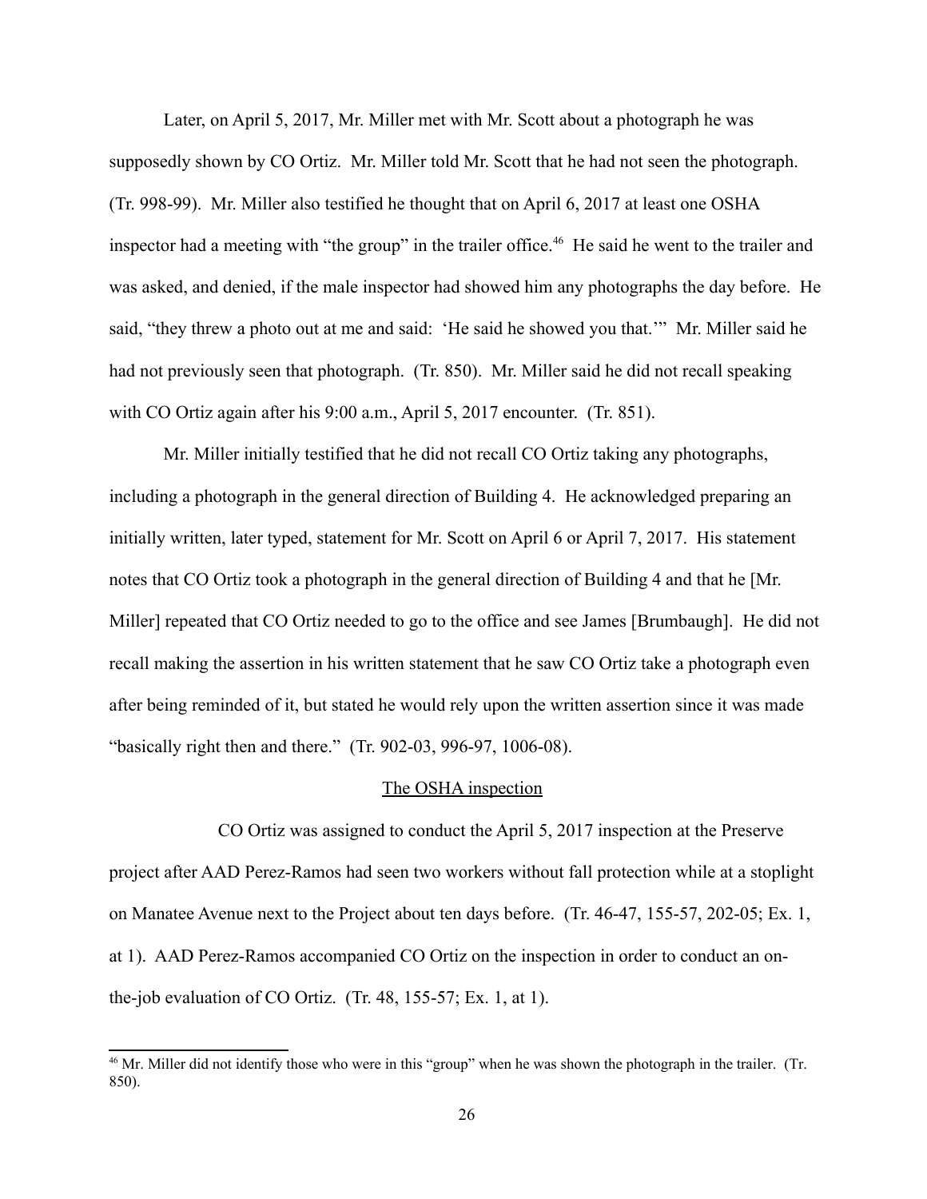Later, on April 5, 2017, Mr. Miller met with Mr. Scott about a photograph he was supposedly shown by CO Ortiz. Mr. Miller told Mr. Scott that he had not seen the photograph. (Tr. 998-99). Mr. Miller also testified he thought that on April 6, 2017 at least one OSHA inspector had a meeting with "the group" in the trailer office.[46] He said he went to the trailer and was asked, and denied, if the male inspector had showed him any photographs the day before. He said, "they threw a photo out at me and said: 'He said he showed you that.'" Mr. Miller said he had not previously seen that photograph. (Tr. 850). Mr. Miller said he did not recall speaking with CO Ortiz again after his 9:00 a.m., April 5, 2017 encounter. (Tr. 851).

Mr. Miller initially testified that he did not recall CO Ortiz taking any photographs, including a photograph in the general direction of Building 4. He acknowledged preparing an initially written, later typed, statement for Mr. Scott on April 6 or April 7, 2017. His statement notes that CO Ortiz took a photograph in the general direction of Building 4 and that he [Mr. Miller] repeated that CO Ortiz needed to go to the office and see James [Brumbaugh]. He did not recall making the assertion in his written statement that he saw CO Ortiz take a photograph even after being reminded of it, but stated he would rely upon the written assertion since it was made "basically right then and there." (Tr. 902-03, 996-97, 1006-08).

## The OSHA inspection

CO Ortiz was assigned to conduct the April 5, 2017 inspection at the Preserve project after AAD Perez-Ramos had seen two workers without fall protection while at a stoplight on Manatee Avenue next to the Project about ten days before. (Tr. 46-47, 155-57, 202-05; Ex. 1, at 1). AAD Perez-Ramos accompanied CO Ortiz on the inspection in order to conduct an on-the-job evaluation of CO Ortiz. (Tr. 48, 155-57; Ex. 1, at 1).

[46] Mr. Miller did not identify those who were in this "group" when he was shown the photograph in the trailer. (Tr. 850).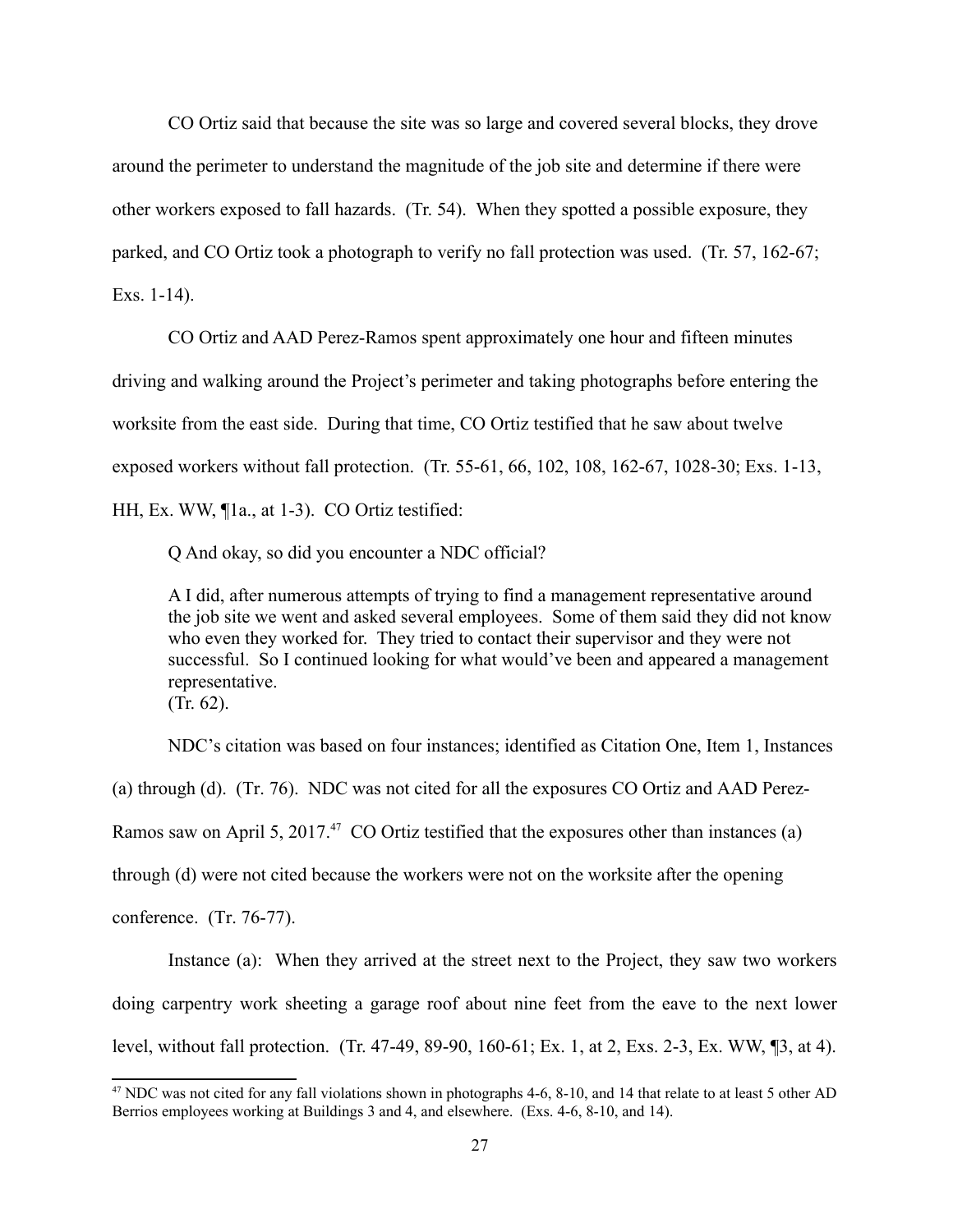CO Ortiz said that because the site was so large and covered several blocks, they drove around the perimeter to understand the magnitude of the job site and determine if there were other workers exposed to fall hazards. (Tr. 54). When they spotted a possible exposure, they parked, and CO Ortiz took a photograph to verify no fall protection was used. (Tr. 57, 162-67; Exs. 1-14).

CO Ortiz and AAD Perez-Ramos spent approximately one hour and fifteen minutes driving and walking around the Project's perimeter and taking photographs before entering the worksite from the east side. During that time, CO Ortiz testified that he saw about twelve exposed workers without fall protection. (Tr. 55-61, 66, 102, 108, 162-67, 1028-30; Exs. 1-13, HH, Ex. WW, ¶1a., at 1-3). CO Ortiz testified:

> Q And okay, so did you encounter a NDC official?
>
> A I did, after numerous attempts of trying to find a management representative around the job site we went and asked several employees. Some of them said they did not know who even they worked for. They tried to contact their supervisor and they were not successful. So I continued looking for what would've been and appeared a management representative.
> (Tr. 62).

NDC's citation was based on four instances; identified as Citation One, Item 1, Instances (a) through (d). (Tr. 76). NDC was not cited for all the exposures CO Ortiz and AAD Perez-Ramos saw on April 5, 2017.[47] CO Ortiz testified that the exposures other than instances (a) through (d) were not cited because the workers were not on the worksite after the opening conference. (Tr. 76-77).

Instance (a): When they arrived at the street next to the Project, they saw two workers doing carpentry work sheeting a garage roof about nine feet from the eave to the next lower level, without fall protection. (Tr. 47-49, 89-90, 160-61; Ex. 1, at 2, Exs. 2-3, Ex. WW, ¶3, at 4).

---

[47] NDC was not cited for any fall violations shown in photographs 4-6, 8-10, and 14 that relate to at least 5 other AD Berrios employees working at Buildings 3 and 4, and elsewhere. (Exs. 4-6, 8-10, and 14).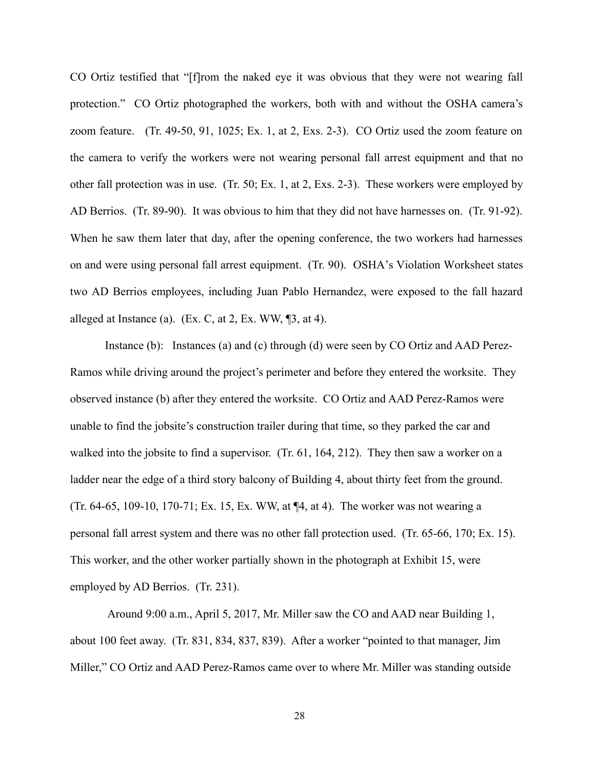CO Ortiz testified that "[f]rom the naked eye it was obvious that they were not wearing fall protection." CO Ortiz photographed the workers, both with and without the OSHA camera's zoom feature. (Tr. 49-50, 91, 1025; Ex. 1, at 2, Exs. 2-3). CO Ortiz used the zoom feature on the camera to verify the workers were not wearing personal fall arrest equipment and that no other fall protection was in use. (Tr. 50; Ex. 1, at 2, Exs. 2-3). These workers were employed by AD Berrios. (Tr. 89-90). It was obvious to him that they did not have harnesses on. (Tr. 91-92). When he saw them later that day, after the opening conference, the two workers had harnesses on and were using personal fall arrest equipment. (Tr. 90). OSHA's Violation Worksheet states two AD Berrios employees, including Juan Pablo Hernandez, were exposed to the fall hazard alleged at Instance (a). (Ex. C, at 2, Ex. WW, ¶3, at 4).

Instance (b): Instances (a) and (c) through (d) were seen by CO Ortiz and AAD Perez-Ramos while driving around the project's perimeter and before they entered the worksite. They observed instance (b) after they entered the worksite. CO Ortiz and AAD Perez-Ramos were unable to find the jobsite's construction trailer during that time, so they parked the car and walked into the jobsite to find a supervisor. (Tr. 61, 164, 212). They then saw a worker on a ladder near the edge of a third story balcony of Building 4, about thirty feet from the ground. (Tr. 64-65, 109-10, 170-71; Ex. 15, Ex. WW, at ¶4, at 4). The worker was not wearing a personal fall arrest system and there was no other fall protection used. (Tr. 65-66, 170; Ex. 15). This worker, and the other worker partially shown in the photograph at Exhibit 15, were employed by AD Berrios. (Tr. 231).

Around 9:00 a.m., April 5, 2017, Mr. Miller saw the CO and AAD near Building 1, about 100 feet away. (Tr. 831, 834, 837, 839). After a worker "pointed to that manager, Jim Miller," CO Ortiz and AAD Perez-Ramos came over to where Mr. Miller was standing outside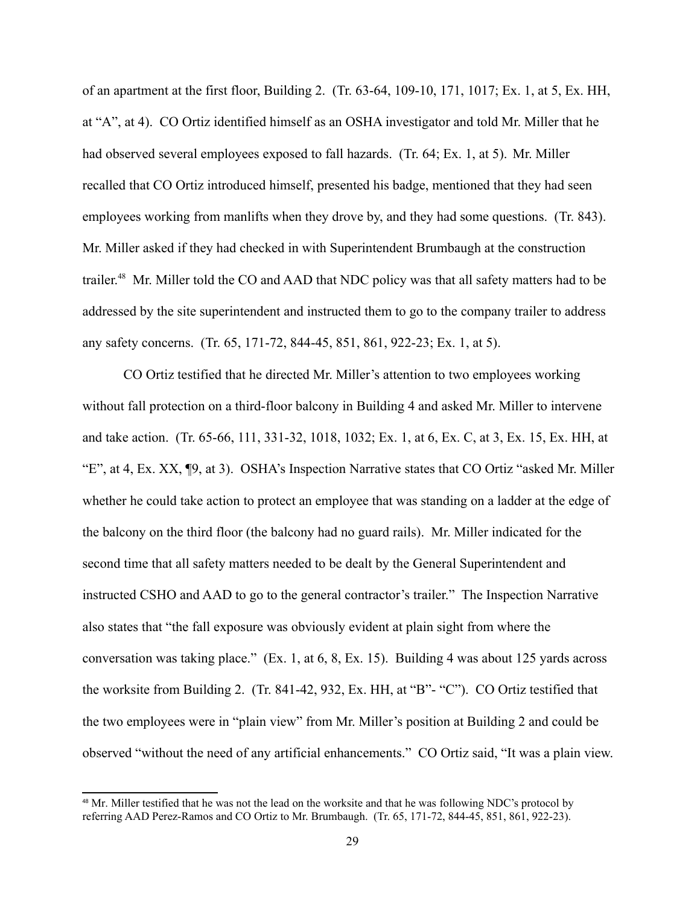of an apartment at the first floor, Building 2. (Tr. 63-64, 109-10, 171, 1017; Ex. 1, at 5, Ex. HH, at "A", at 4). CO Ortiz identified himself as an OSHA investigator and told Mr. Miller that he had observed several employees exposed to fall hazards. (Tr. 64; Ex. 1, at 5). Mr. Miller recalled that CO Ortiz introduced himself, presented his badge, mentioned that they had seen employees working from manlifts when they drove by, and they had some questions. (Tr. 843). Mr. Miller asked if they had checked in with Superintendent Brumbaugh at the construction trailer.[48] Mr. Miller told the CO and AAD that NDC policy was that all safety matters had to be addressed by the site superintendent and instructed them to go to the company trailer to address any safety concerns. (Tr. 65, 171-72, 844-45, 851, 861, 922-23; Ex. 1, at 5).

CO Ortiz testified that he directed Mr. Miller's attention to two employees working without fall protection on a third-floor balcony in Building 4 and asked Mr. Miller to intervene and take action. (Tr. 65-66, 111, 331-32, 1018, 1032; Ex. 1, at 6, Ex. C, at 3, Ex. 15, Ex. HH, at "E", at 4, Ex. XX, ¶9, at 3). OSHA's Inspection Narrative states that CO Ortiz "asked Mr. Miller whether he could take action to protect an employee that was standing on a ladder at the edge of the balcony on the third floor (the balcony had no guard rails). Mr. Miller indicated for the second time that all safety matters needed to be dealt by the General Superintendent and instructed CSHO and AAD to go to the general contractor's trailer." The Inspection Narrative also states that "the fall exposure was obviously evident at plain sight from where the conversation was taking place." (Ex. 1, at 6, 8, Ex. 15). Building 4 was about 125 yards across the worksite from Building 2. (Tr. 841-42, 932, Ex. HH, at "B"- "C"). CO Ortiz testified that the two employees were in "plain view" from Mr. Miller's position at Building 2 and could be observed "without the need of any artificial enhancements." CO Ortiz said, "It was a plain view.

[48] Mr. Miller testified that he was not the lead on the worksite and that he was following NDC's protocol by referring AAD Perez-Ramos and CO Ortiz to Mr. Brumbaugh. (Tr. 65, 171-72, 844-45, 851, 861, 922-23).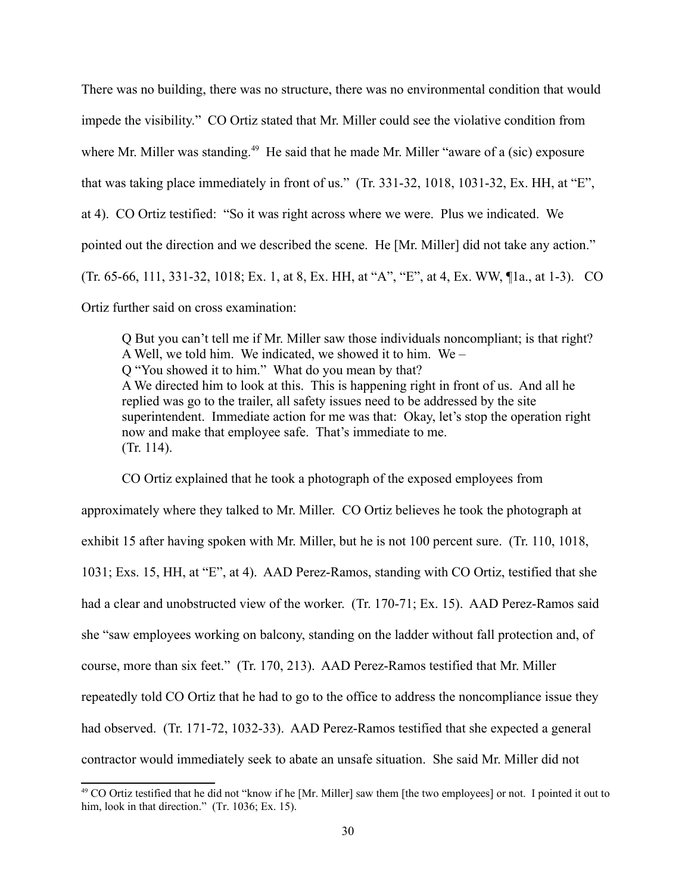There was no building, there was no structure, there was no environmental condition that would impede the visibility." CO Ortiz stated that Mr. Miller could see the violative condition from where Mr. Miller was standing.[49] He said that he made Mr. Miller "aware of a (sic) exposure that was taking place immediately in front of us." (Tr. 331-32, 1018, 1031-32, Ex. HH, at "E", at 4). CO Ortiz testified: "So it was right across where we were. Plus we indicated. We pointed out the direction and we described the scene. He [Mr. Miller] did not take any action." (Tr. 65-66, 111, 331-32, 1018; Ex. 1, at 8, Ex. HH, at "A", "E", at 4, Ex. WW, ¶1a., at 1-3). CO Ortiz further said on cross examination:

> Q But you can't tell me if Mr. Miller saw those individuals noncompliant; is that right?
> A Well, we told him. We indicated, we showed it to him. We –
> Q "You showed it to him." What do you mean by that?
> A We directed him to look at this. This is happening right in front of us. And all he replied was go to the trailer, all safety issues need to be addressed by the site superintendent. Immediate action for me was that: Okay, let's stop the operation right now and make that employee safe. That's immediate to me.
> (Tr. 114).

CO Ortiz explained that he took a photograph of the exposed employees from approximately where they talked to Mr. Miller. CO Ortiz believes he took the photograph at exhibit 15 after having spoken with Mr. Miller, but he is not 100 percent sure. (Tr. 110, 1018, 1031; Exs. 15, HH, at "E", at 4). AAD Perez-Ramos, standing with CO Ortiz, testified that she had a clear and unobstructed view of the worker. (Tr. 170-71; Ex. 15). AAD Perez-Ramos said she "saw employees working on balcony, standing on the ladder without fall protection and, of course, more than six feet." (Tr. 170, 213). AAD Perez-Ramos testified that Mr. Miller repeatedly told CO Ortiz that he had to go to the office to address the noncompliance issue they had observed. (Tr. 171-72, 1032-33). AAD Perez-Ramos testified that she expected a general contractor would immediately seek to abate an unsafe situation. She said Mr. Miller did not

---

[49] CO Ortiz testified that he did not "know if he [Mr. Miller] saw them [the two employees] or not. I pointed it out to him, look in that direction." (Tr. 1036; Ex. 15).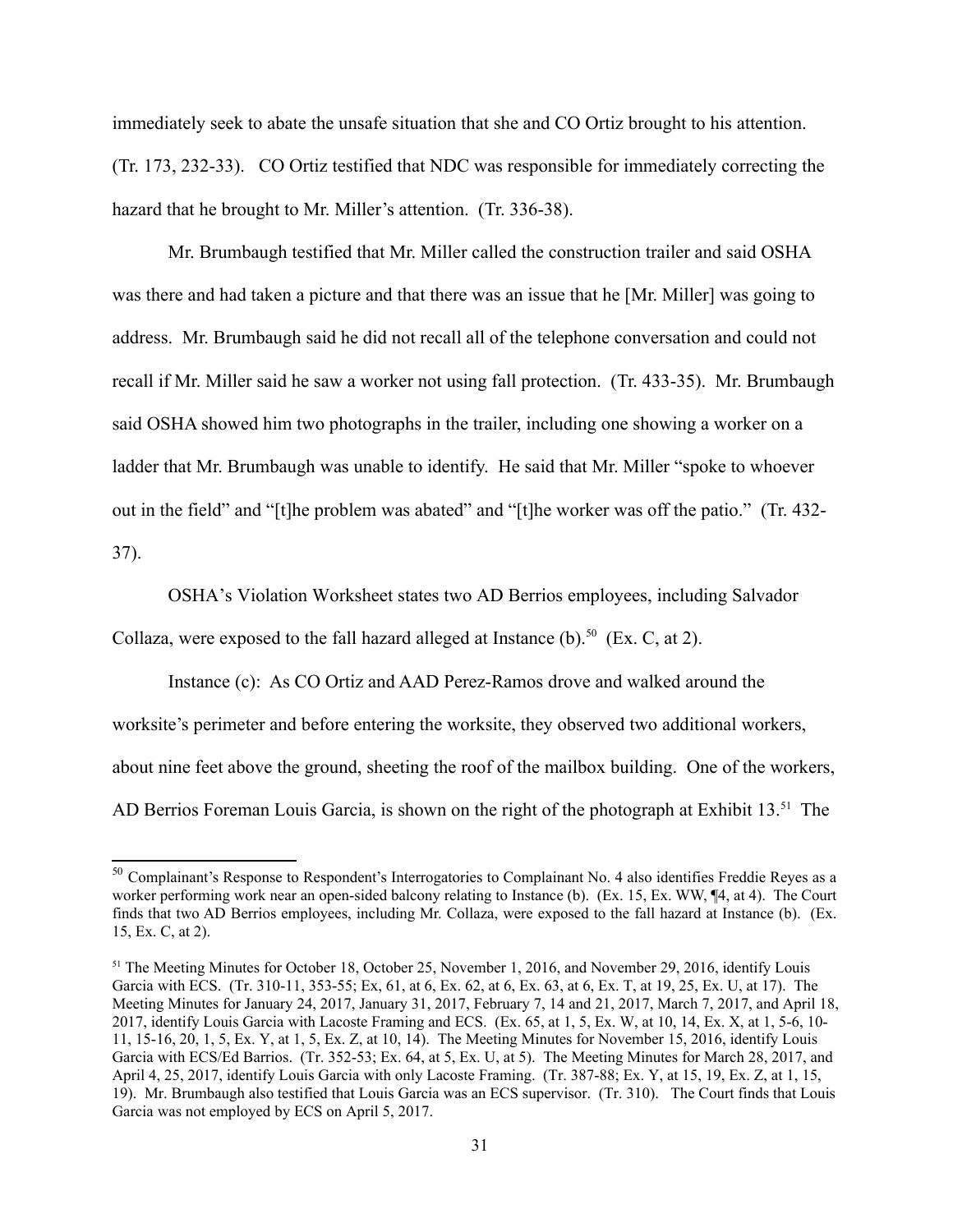immediately seek to abate the unsafe situation that she and CO Ortiz brought to his attention. (Tr. 173, 232-33). CO Ortiz testified that NDC was responsible for immediately correcting the hazard that he brought to Mr. Miller's attention. (Tr. 336-38).

Mr. Brumbaugh testified that Mr. Miller called the construction trailer and said OSHA was there and had taken a picture and that there was an issue that he [Mr. Miller] was going to address. Mr. Brumbaugh said he did not recall all of the telephone conversation and could not recall if Mr. Miller said he saw a worker not using fall protection. (Tr. 433-35). Mr. Brumbaugh said OSHA showed him two photographs in the trailer, including one showing a worker on a ladder that Mr. Brumbaugh was unable to identify. He said that Mr. Miller "spoke to whoever out in the field" and "[t]he problem was abated" and "[t]he worker was off the patio." (Tr. 432-37).

OSHA's Violation Worksheet states two AD Berrios employees, including Salvador Collaza, were exposed to the fall hazard alleged at Instance (b).[50] (Ex. C, at 2).

Instance (c): As CO Ortiz and AAD Perez-Ramos drove and walked around the worksite's perimeter and before entering the worksite, they observed two additional workers, about nine feet above the ground, sheeting the roof of the mailbox building. One of the workers, AD Berrios Foreman Louis Garcia, is shown on the right of the photograph at Exhibit 13.[51] The

---

[50] Complainant's Response to Respondent's Interrogatories to Complainant No. 4 also identifies Freddie Reyes as a worker performing work near an open-sided balcony relating to Instance (b). (Ex. 15, Ex. WW, ¶4, at 4). The Court finds that two AD Berrios employees, including Mr. Collaza, were exposed to the fall hazard at Instance (b). (Ex. 15, Ex. C, at 2).

[51] The Meeting Minutes for October 18, October 25, November 1, 2016, and November 29, 2016, identify Louis Garcia with ECS. (Tr. 310-11, 353-55; Ex, 61, at 6, Ex. 62, at 6, Ex. 63, at 6, Ex. T, at 19, 25, Ex. U, at 17). The Meeting Minutes for January 24, 2017, January 31, 2017, February 7, 14 and 21, 2017, March 7, 2017, and April 18, 2017, identify Louis Garcia with Lacoste Framing and ECS. (Ex. 65, at 1, 5, Ex. W, at 10, 14, Ex. X, at 1, 5-6, 10-11, 15-16, 20, 1, 5, Ex. Y, at 1, 5, Ex. Z, at 10, 14). The Meeting Minutes for November 15, 2016, identify Louis Garcia with ECS/Ed Barrios. (Tr. 352-53; Ex. 64, at 5, Ex. U, at 5). The Meeting Minutes for March 28, 2017, and April 4, 25, 2017, identify Louis Garcia with only Lacoste Framing. (Tr. 387-88; Ex. Y, at 15, 19, Ex. Z, at 1, 15, 19). Mr. Brumbaugh also testified that Louis Garcia was an ECS supervisor. (Tr. 310). The Court finds that Louis Garcia was not employed by ECS on April 5, 2017.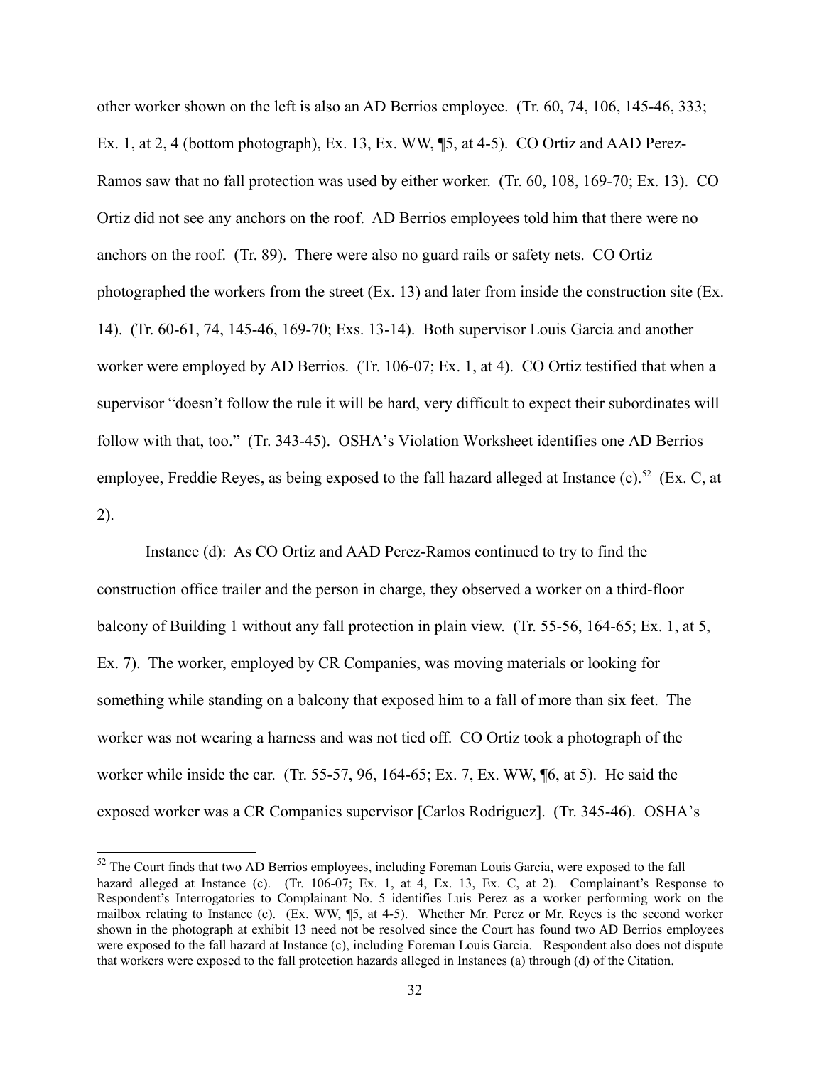other worker shown on the left is also an AD Berrios employee. (Tr. 60, 74, 106, 145-46, 333; Ex. 1, at 2, 4 (bottom photograph), Ex. 13, Ex. WW, ¶5, at 4-5). CO Ortiz and AAD Perez-Ramos saw that no fall protection was used by either worker. (Tr. 60, 108, 169-70; Ex. 13). CO Ortiz did not see any anchors on the roof. AD Berrios employees told him that there were no anchors on the roof. (Tr. 89). There were also no guard rails or safety nets. CO Ortiz photographed the workers from the street (Ex. 13) and later from inside the construction site (Ex. 14). (Tr. 60-61, 74, 145-46, 169-70; Exs. 13-14). Both supervisor Louis Garcia and another worker were employed by AD Berrios. (Tr. 106-07; Ex. 1, at 4). CO Ortiz testified that when a supervisor "doesn't follow the rule it will be hard, very difficult to expect their subordinates will follow with that, too." (Tr. 343-45). OSHA's Violation Worksheet identifies one AD Berrios employee, Freddie Reyes, as being exposed to the fall hazard alleged at Instance (c).[52] (Ex. C, at 2).

Instance (d): As CO Ortiz and AAD Perez-Ramos continued to try to find the construction office trailer and the person in charge, they observed a worker on a third-floor balcony of Building 1 without any fall protection in plain view. (Tr. 55-56, 164-65; Ex. 1, at 5, Ex. 7). The worker, employed by CR Companies, was moving materials or looking for something while standing on a balcony that exposed him to a fall of more than six feet. The worker was not wearing a harness and was not tied off. CO Ortiz took a photograph of the worker while inside the car. (Tr. 55-57, 96, 164-65; Ex. 7, Ex. WW, ¶6, at 5). He said the exposed worker was a CR Companies supervisor [Carlos Rodriguez]. (Tr. 345-46). OSHA's

---

[52] The Court finds that two AD Berrios employees, including Foreman Louis Garcia, were exposed to the fall hazard alleged at Instance (c). (Tr. 106-07; Ex. 1, at 4, Ex. 13, Ex. C, at 2). Complainant's Response to Respondent's Interrogatories to Complainant No. 5 identifies Luis Perez as a worker performing work on the mailbox relating to Instance (c). (Ex. WW, ¶5, at 4-5). Whether Mr. Perez or Mr. Reyes is the second worker shown in the photograph at exhibit 13 need not be resolved since the Court has found two AD Berrios employees were exposed to the fall hazard at Instance (c), including Foreman Louis Garcia. Respondent also does not dispute that workers were exposed to the fall protection hazards alleged in Instances (a) through (d) of the Citation.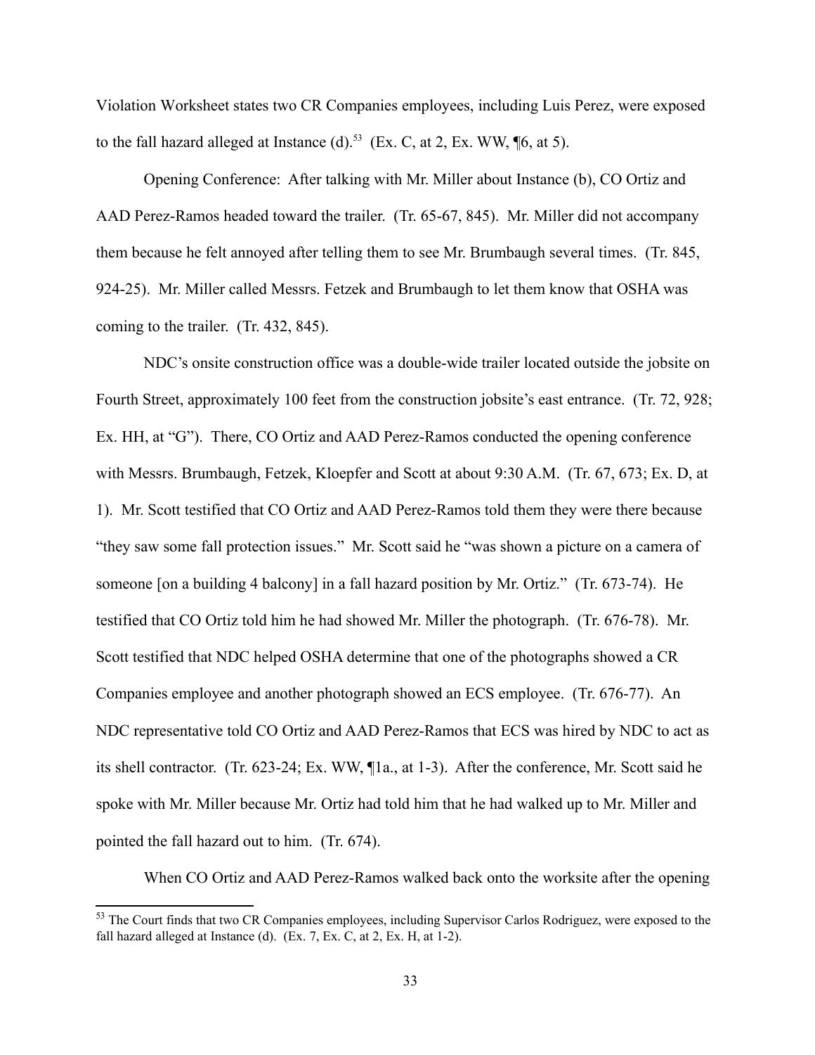Violation Worksheet states two CR Companies employees, including Luis Perez, were exposed to the fall hazard alleged at Instance (d).[53] (Ex. C, at 2, Ex. WW, ¶6, at 5).

Opening Conference: After talking with Mr. Miller about Instance (b), CO Ortiz and AAD Perez-Ramos headed toward the trailer. (Tr. 65-67, 845). Mr. Miller did not accompany them because he felt annoyed after telling them to see Mr. Brumbaugh several times. (Tr. 845, 924-25). Mr. Miller called Messrs. Fetzek and Brumbaugh to let them know that OSHA was coming to the trailer. (Tr. 432, 845).

NDC's onsite construction office was a double-wide trailer located outside the jobsite on Fourth Street, approximately 100 feet from the construction jobsite's east entrance. (Tr. 72, 928; Ex. HH, at "G"). There, CO Ortiz and AAD Perez-Ramos conducted the opening conference with Messrs. Brumbaugh, Fetzek, Kloepfer and Scott at about 9:30 A.M. (Tr. 67, 673; Ex. D, at 1). Mr. Scott testified that CO Ortiz and AAD Perez-Ramos told them they were there because "they saw some fall protection issues." Mr. Scott said he "was shown a picture on a camera of someone [on a building 4 balcony] in a fall hazard position by Mr. Ortiz." (Tr. 673-74). He testified that CO Ortiz told him he had showed Mr. Miller the photograph. (Tr. 676-78). Mr. Scott testified that NDC helped OSHA determine that one of the photographs showed a CR Companies employee and another photograph showed an ECS employee. (Tr. 676-77). An NDC representative told CO Ortiz and AAD Perez-Ramos that ECS was hired by NDC to act as its shell contractor. (Tr. 623-24; Ex. WW, ¶1a., at 1-3). After the conference, Mr. Scott said he spoke with Mr. Miller because Mr. Ortiz had told him that he had walked up to Mr. Miller and pointed the fall hazard out to him. (Tr. 674).

When CO Ortiz and AAD Perez-Ramos walked back onto the worksite after the opening

---

[53] The Court finds that two CR Companies employees, including Supervisor Carlos Rodriguez, were exposed to the fall hazard alleged at Instance (d). (Ex. 7, Ex. C, at 2, Ex. H, at 1-2).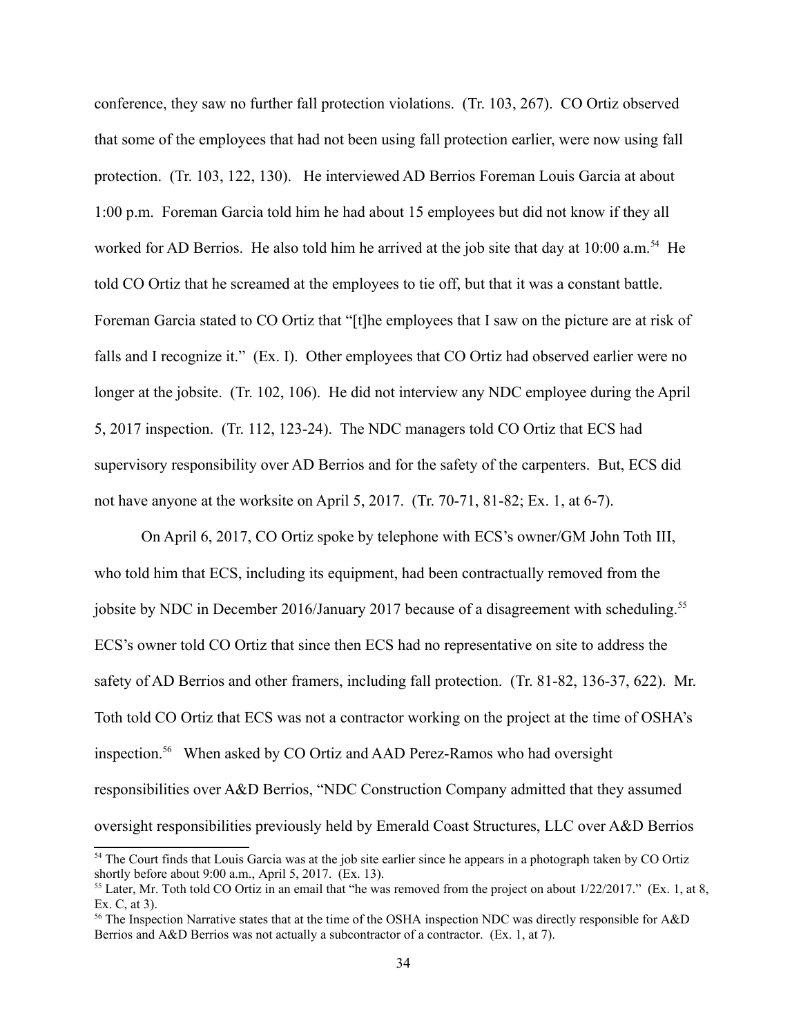conference, they saw no further fall protection violations. (Tr. 103, 267). CO Ortiz observed that some of the employees that had not been using fall protection earlier, were now using fall protection. (Tr. 103, 122, 130). He interviewed AD Berrios Foreman Louis Garcia at about 1:00 p.m. Foreman Garcia told him he had about 15 employees but did not know if they all worked for AD Berrios. He also told him he arrived at the job site that day at 10:00 a.m.[54] He told CO Ortiz that he screamed at the employees to tie off, but that it was a constant battle. Foreman Garcia stated to CO Ortiz that "[t]he employees that I saw on the picture are at risk of falls and I recognize it." (Ex. I). Other employees that CO Ortiz had observed earlier were no longer at the jobsite. (Tr. 102, 106). He did not interview any NDC employee during the April 5, 2017 inspection. (Tr. 112, 123-24). The NDC managers told CO Ortiz that ECS had supervisory responsibility over AD Berrios and for the safety of the carpenters. But, ECS did not have anyone at the worksite on April 5, 2017. (Tr. 70-71, 81-82; Ex. 1, at 6-7).

On April 6, 2017, CO Ortiz spoke by telephone with ECS's owner/GM John Toth III, who told him that ECS, including its equipment, had been contractually removed from the jobsite by NDC in December 2016/January 2017 because of a disagreement with scheduling.[55] ECS's owner told CO Ortiz that since then ECS had no representative on site to address the safety of AD Berrios and other framers, including fall protection. (Tr. 81-82, 136-37, 622). Mr. Toth told CO Ortiz that ECS was not a contractor working on the project at the time of OSHA's inspection.[56] When asked by CO Ortiz and AAD Perez-Ramos who had oversight responsibilities over A&D Berrios, "NDC Construction Company admitted that they assumed oversight responsibilities previously held by Emerald Coast Structures, LLC over A&D Berrios

---

[54] The Court finds that Louis Garcia was at the job site earlier since he appears in a photograph taken by CO Ortiz shortly before about 9:00 a.m., April 5, 2017. (Ex. 13).

[55] Later, Mr. Toth told CO Ortiz in an email that "he was removed from the project on about 1/22/2017." (Ex. 1, at 8, Ex. C, at 3).

[56] The Inspection Narrative states that at the time of the OSHA inspection NDC was directly responsible for A&D Berrios and A&D Berrios was not actually a subcontractor of a contractor. (Ex. 1, at 7).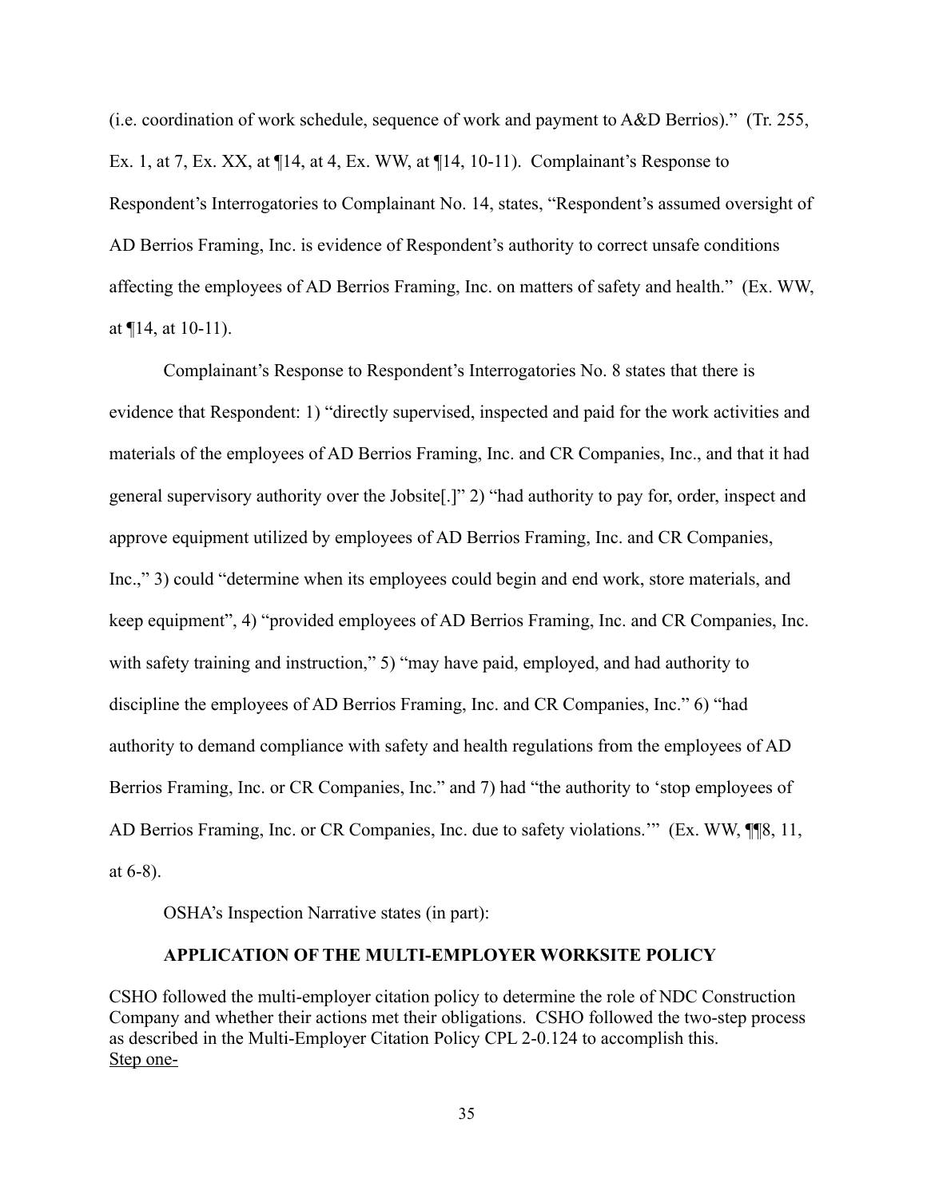(i.e. coordination of work schedule, sequence of work and payment to A&D Berrios)." (Tr. 255, Ex. 1, at 7, Ex. XX, at ¶14, at 4, Ex. WW, at ¶14, 10-11). Complainant's Response to Respondent's Interrogatories to Complainant No. 14, states, "Respondent's assumed oversight of AD Berrios Framing, Inc. is evidence of Respondent's authority to correct unsafe conditions affecting the employees of AD Berrios Framing, Inc. on matters of safety and health." (Ex. WW, at ¶14, at 10-11).

Complainant's Response to Respondent's Interrogatories No. 8 states that there is evidence that Respondent: 1) "directly supervised, inspected and paid for the work activities and materials of the employees of AD Berrios Framing, Inc. and CR Companies, Inc., and that it had general supervisory authority over the Jobsite[.]" 2) "had authority to pay for, order, inspect and approve equipment utilized by employees of AD Berrios Framing, Inc. and CR Companies, Inc.," 3) could "determine when its employees could begin and end work, store materials, and keep equipment", 4) "provided employees of AD Berrios Framing, Inc. and CR Companies, Inc. with safety training and instruction," 5) "may have paid, employed, and had authority to discipline the employees of AD Berrios Framing, Inc. and CR Companies, Inc." 6) "had authority to demand compliance with safety and health regulations from the employees of AD Berrios Framing, Inc. or CR Companies, Inc." and 7) had "the authority to 'stop employees of AD Berrios Framing, Inc. or CR Companies, Inc. due to safety violations.'" (Ex. WW, ¶¶8, 11, at 6-8).

OSHA's Inspection Narrative states (in part):

**APPLICATION OF THE MULTI-EMPLOYER WORKSITE POLICY**

CSHO followed the multi-employer citation policy to determine the role of NDC Construction Company and whether their actions met their obligations. CSHO followed the two-step process as described in the Multi-Employer Citation Policy CPL 2-0.124 to accomplish this.

<u>Step one-</u>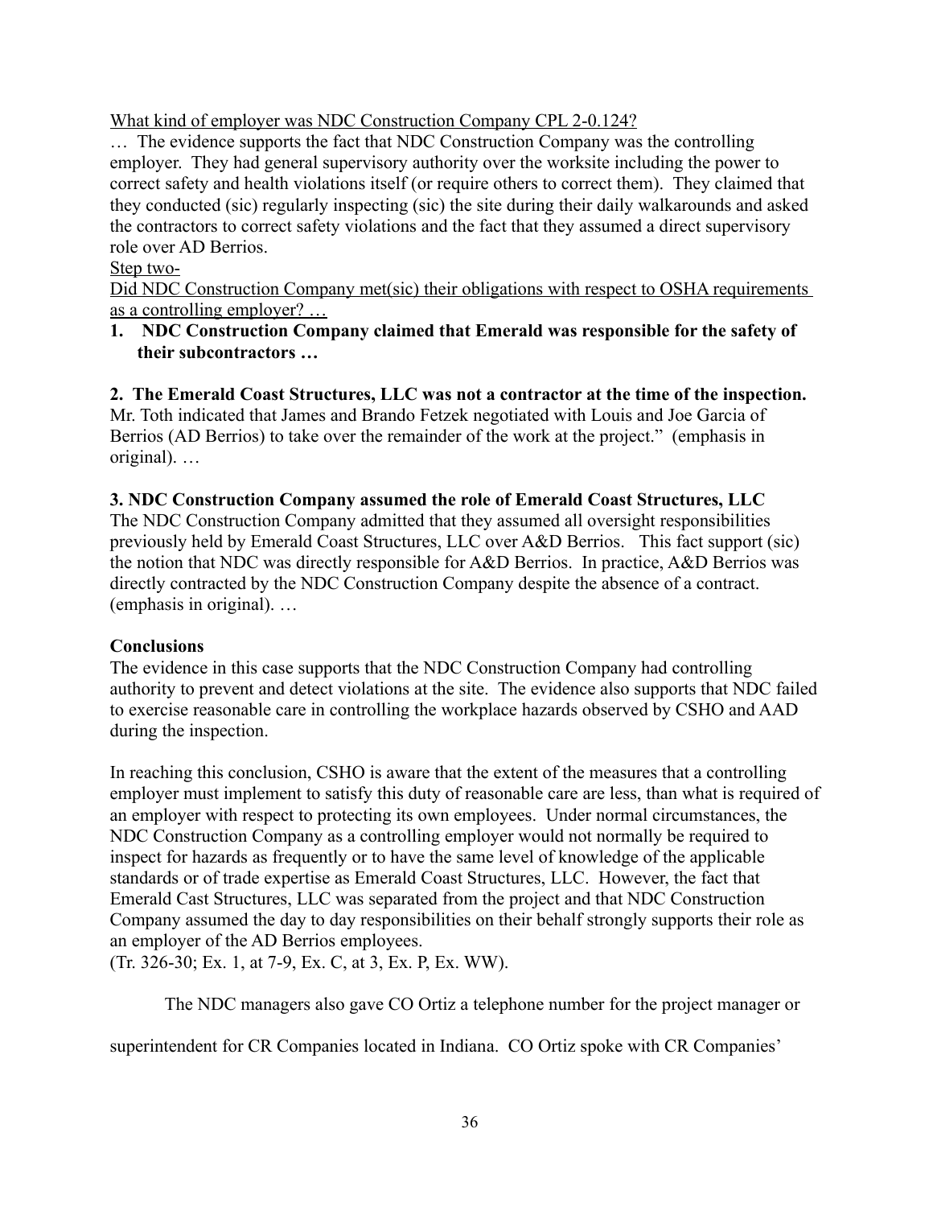What kind of employer was NDC Construction Company CPL 2-0.124?

… The evidence supports the fact that NDC Construction Company was the controlling employer. They had general supervisory authority over the worksite including the power to correct safety and health violations itself (or require others to correct them). They claimed that they conducted (sic) regularly inspecting (sic) the site during their daily walkarounds and asked the contractors to correct safety violations and the fact that they assumed a direct supervisory role over AD Berrios.

Step two-

Did NDC Construction Company met(sic) their obligations with respect to OSHA requirements as a controlling employer? …

1. **NDC Construction Company claimed that Emerald was responsible for the safety of their subcontractors …**

**2. The Emerald Coast Structures, LLC was not a contractor at the time of the inspection.** Mr. Toth indicated that James and Brando Fetzek negotiated with Louis and Joe Garcia of Berrios (AD Berrios) to take over the remainder of the work at the project." (emphasis in original). …

**3. NDC Construction Company assumed the role of Emerald Coast Structures, LLC**
The NDC Construction Company admitted that they assumed all oversight responsibilities previously held by Emerald Coast Structures, LLC over A&D Berrios. This fact support (sic) the notion that NDC was directly responsible for A&D Berrios. In practice, A&D Berrios was directly contracted by the NDC Construction Company despite the absence of a contract. (emphasis in original). …

**Conclusions**

The evidence in this case supports that the NDC Construction Company had controlling authority to prevent and detect violations at the site. The evidence also supports that NDC failed to exercise reasonable care in controlling the workplace hazards observed by CSHO and AAD during the inspection.

In reaching this conclusion, CSHO is aware that the extent of the measures that a controlling employer must implement to satisfy this duty of reasonable care are less, than what is required of an employer with respect to protecting its own employees. Under normal circumstances, the NDC Construction Company as a controlling employer would not normally be required to inspect for hazards as frequently or to have the same level of knowledge of the applicable standards or of trade expertise as Emerald Coast Structures, LLC. However, the fact that Emerald Cast Structures, LLC was separated from the project and that NDC Construction Company assumed the day to day responsibilities on their behalf strongly supports their role as an employer of the AD Berrios employees.

(Tr. 326-30; Ex. 1, at 7-9, Ex. C, at 3, Ex. P, Ex. WW).

The NDC managers also gave CO Ortiz a telephone number for the project manager or superintendent for CR Companies located in Indiana. CO Ortiz spoke with CR Companies'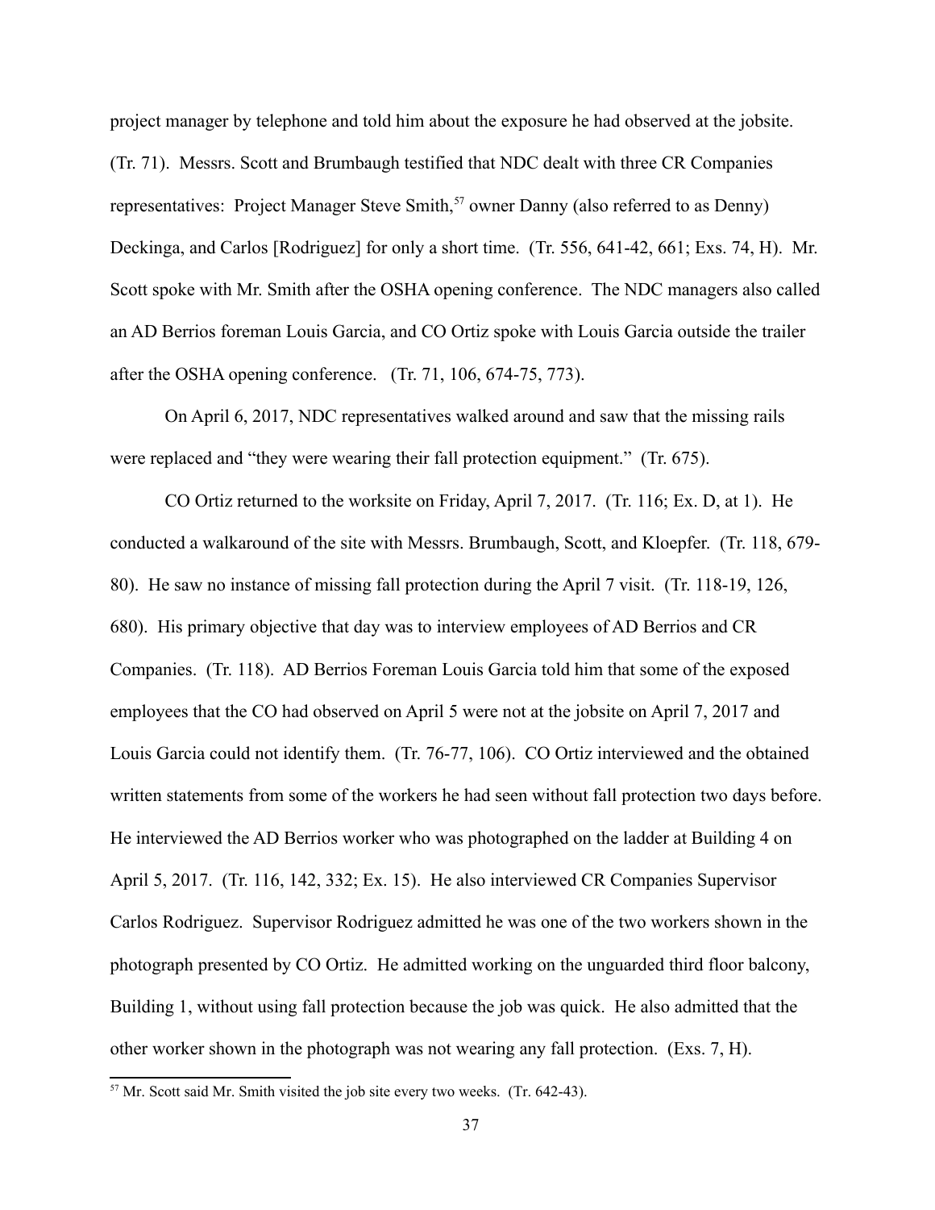project manager by telephone and told him about the exposure he had observed at the jobsite. (Tr. 71). Messrs. Scott and Brumbaugh testified that NDC dealt with three CR Companies representatives: Project Manager Steve Smith,[57] owner Danny (also referred to as Denny) Deckinga, and Carlos [Rodriguez] for only a short time. (Tr. 556, 641-42, 661; Exs. 74, H). Mr. Scott spoke with Mr. Smith after the OSHA opening conference. The NDC managers also called an AD Berrios foreman Louis Garcia, and CO Ortiz spoke with Louis Garcia outside the trailer after the OSHA opening conference. (Tr. 71, 106, 674-75, 773).

On April 6, 2017, NDC representatives walked around and saw that the missing rails were replaced and "they were wearing their fall protection equipment." (Tr. 675).

CO Ortiz returned to the worksite on Friday, April 7, 2017. (Tr. 116; Ex. D, at 1). He conducted a walkaround of the site with Messrs. Brumbaugh, Scott, and Kloepfer. (Tr. 118, 679-80). He saw no instance of missing fall protection during the April 7 visit. (Tr. 118-19, 126, 680). His primary objective that day was to interview employees of AD Berrios and CR Companies. (Tr. 118). AD Berrios Foreman Louis Garcia told him that some of the exposed employees that the CO had observed on April 5 were not at the jobsite on April 7, 2017 and Louis Garcia could not identify them. (Tr. 76-77, 106). CO Ortiz interviewed and the obtained written statements from some of the workers he had seen without fall protection two days before. He interviewed the AD Berrios worker who was photographed on the ladder at Building 4 on April 5, 2017. (Tr. 116, 142, 332; Ex. 15). He also interviewed CR Companies Supervisor Carlos Rodriguez. Supervisor Rodriguez admitted he was one of the two workers shown in the photograph presented by CO Ortiz. He admitted working on the unguarded third floor balcony, Building 1, without using fall protection because the job was quick. He also admitted that the other worker shown in the photograph was not wearing any fall protection. (Exs. 7, H).

---

[57] Mr. Scott said Mr. Smith visited the job site every two weeks. (Tr. 642-43).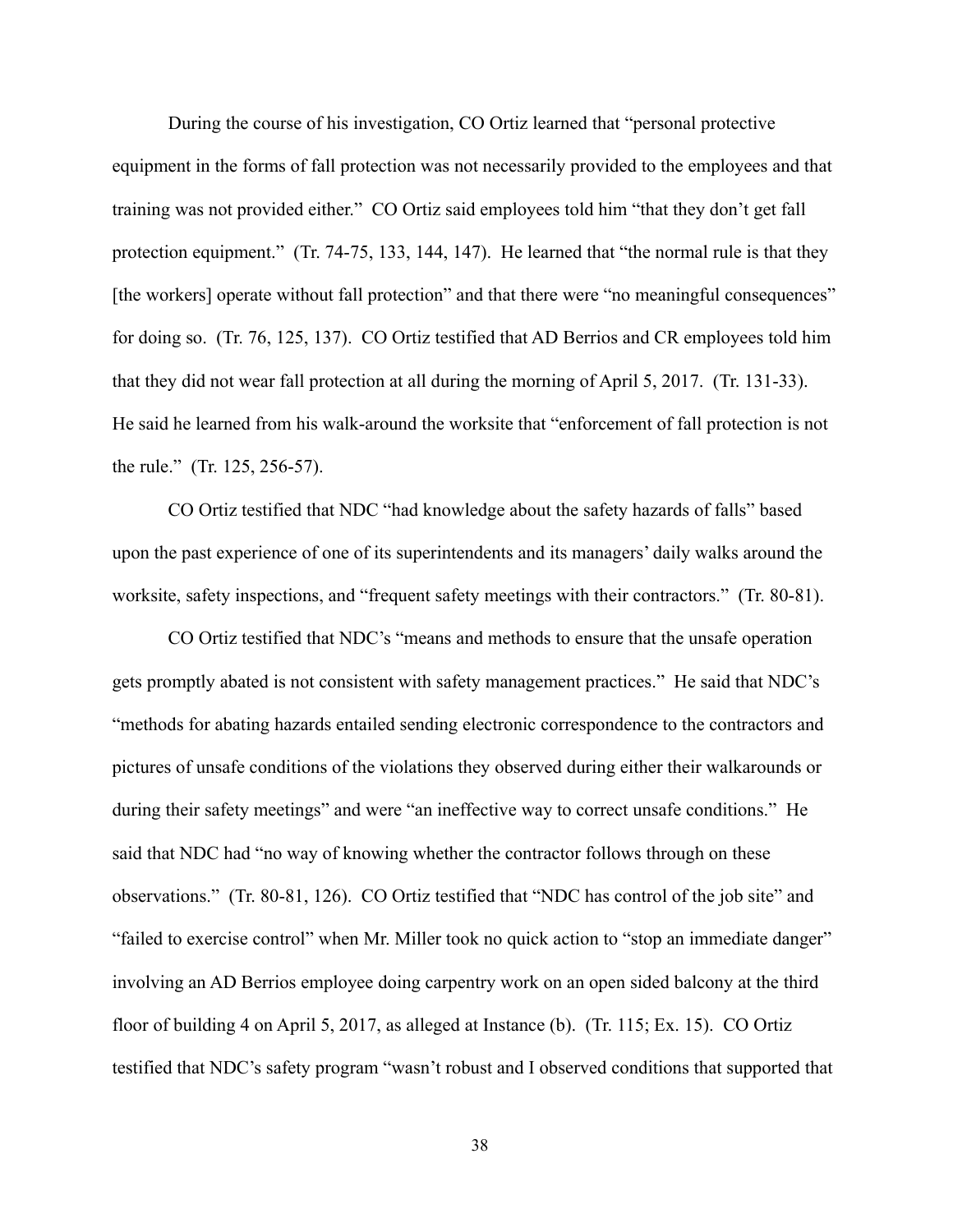During the course of his investigation, CO Ortiz learned that "personal protective equipment in the forms of fall protection was not necessarily provided to the employees and that training was not provided either." CO Ortiz said employees told him "that they don't get fall protection equipment." (Tr. 74-75, 133, 144, 147). He learned that "the normal rule is that they [the workers] operate without fall protection" and that there were "no meaningful consequences" for doing so. (Tr. 76, 125, 137). CO Ortiz testified that AD Berrios and CR employees told him that they did not wear fall protection at all during the morning of April 5, 2017. (Tr. 131-33). He said he learned from his walk-around the worksite that "enforcement of fall protection is not the rule." (Tr. 125, 256-57).

CO Ortiz testified that NDC "had knowledge about the safety hazards of falls" based upon the past experience of one of its superintendents and its managers' daily walks around the worksite, safety inspections, and "frequent safety meetings with their contractors." (Tr. 80-81).

CO Ortiz testified that NDC's "means and methods to ensure that the unsafe operation gets promptly abated is not consistent with safety management practices." He said that NDC's "methods for abating hazards entailed sending electronic correspondence to the contractors and pictures of unsafe conditions of the violations they observed during either their walkarounds or during their safety meetings" and were "an ineffective way to correct unsafe conditions." He said that NDC had "no way of knowing whether the contractor follows through on these observations." (Tr. 80-81, 126). CO Ortiz testified that "NDC has control of the job site" and "failed to exercise control" when Mr. Miller took no quick action to "stop an immediate danger" involving an AD Berrios employee doing carpentry work on an open sided balcony at the third floor of building 4 on April 5, 2017, as alleged at Instance (b). (Tr. 115; Ex. 15). CO Ortiz testified that NDC's safety program "wasn't robust and I observed conditions that supported that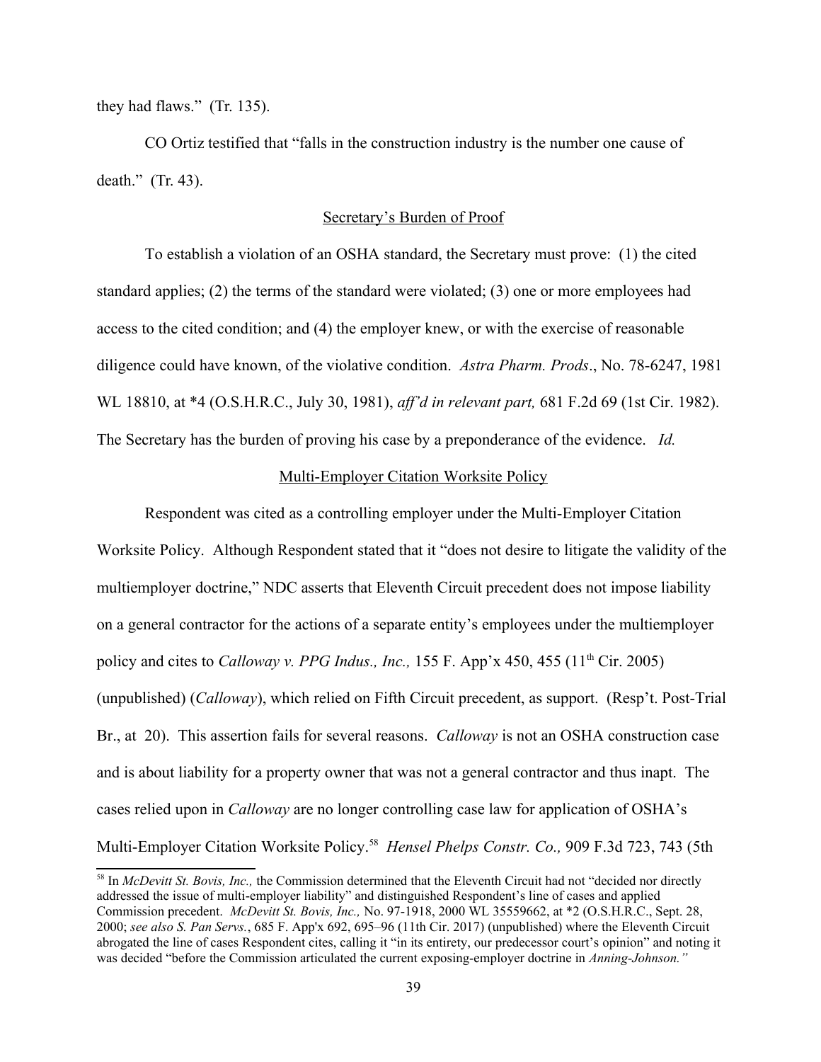they had flaws." (Tr. 135).

CO Ortiz testified that "falls in the construction industry is the number one cause of death." (Tr. 43).

## Secretary's Burden of Proof

To establish a violation of an OSHA standard, the Secretary must prove: (1) the cited standard applies; (2) the terms of the standard were violated; (3) one or more employees had access to the cited condition; and (4) the employer knew, or with the exercise of reasonable diligence could have known, of the violative condition. *Astra Pharm. Prods*., No. 78-6247, 1981 WL 18810, at *4 (O.S.H.R.C., July 30, 1981), *aff'd in relevant part,* 681 F.2d 69 (1st Cir. 1982). The Secretary has the burden of proving his case by a preponderance of the evidence. *Id.*

## Multi-Employer Citation Worksite Policy

Respondent was cited as a controlling employer under the Multi-Employer Citation Worksite Policy. Although Respondent stated that it "does not desire to litigate the validity of the multiemployer doctrine," NDC asserts that Eleventh Circuit precedent does not impose liability on a general contractor for the actions of a separate entity's employees under the multiemployer policy and cites to *Calloway v. PPG Indus., Inc.,* 155 F. App'x 450, 455 (11th Cir. 2005) (unpublished) (*Calloway*), which relied on Fifth Circuit precedent, as support. (Resp't. Post-Trial Br., at 20). This assertion fails for several reasons. *Calloway* is not an OSHA construction case and is about liability for a property owner that was not a general contractor and thus inapt. The cases relied upon in *Calloway* are no longer controlling case law for application of OSHA's Multi-Employer Citation Worksite Policy.[58] *Hensel Phelps Constr. Co.,* 909 F.3d 723, 743 (5th

[58] In *McDevitt St. Bovis, Inc.,* the Commission determined that the Eleventh Circuit had not "decided nor directly addressed the issue of multi-employer liability" and distinguished Respondent's line of cases and applied Commission precedent. *McDevitt St. Bovis, Inc.,* No. 97-1918, 2000 WL 35559662, at *2 (O.S.H.R.C., Sept. 28, 2000; *see also S. Pan Servs.*, 685 F. App'x 692, 695–96 (11th Cir. 2017) (unpublished) where the Eleventh Circuit abrogated the line of cases Respondent cites, calling it "in its entirety, our predecessor court's opinion" and noting it was decided "before the Commission articulated the current exposing-employer doctrine in *Anning-Johnson."*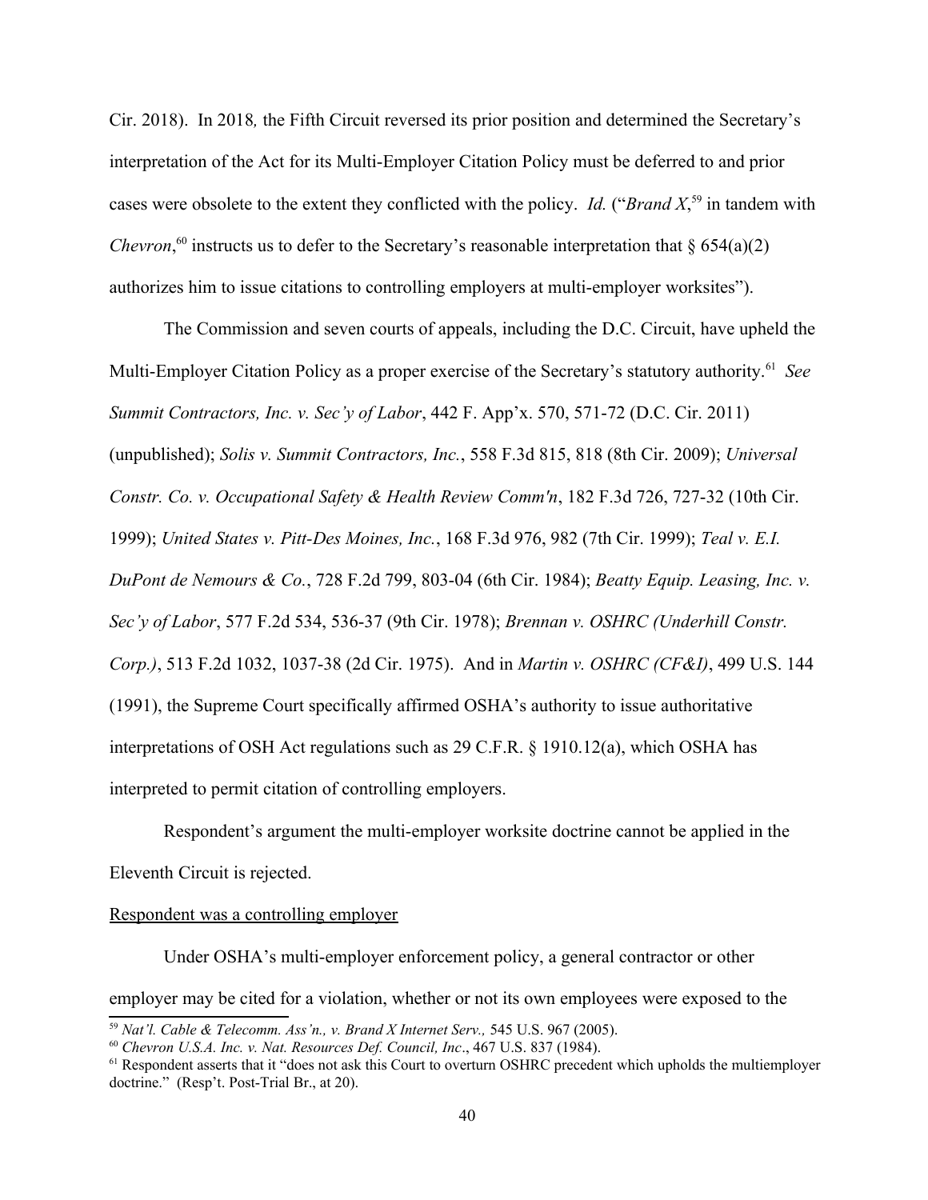Cir. 2018). In 2018*,* the Fifth Circuit reversed its prior position and determined the Secretary's interpretation of the Act for its Multi-Employer Citation Policy must be deferred to and prior cases were obsolete to the extent they conflicted with the policy. *Id.* ("*Brand X*,[59] in tandem with *Chevron*,[60] instructs us to defer to the Secretary's reasonable interpretation that § 654(a)(2) authorizes him to issue citations to controlling employers at multi-employer worksites").

The Commission and seven courts of appeals, including the D.C. Circuit, have upheld the Multi-Employer Citation Policy as a proper exercise of the Secretary's statutory authority.[61] *See Summit Contractors, Inc. v. Sec'y of Labor*, 442 F. App'x. 570, 571-72 (D.C. Cir. 2011) (unpublished); *Solis v. Summit Contractors, Inc.*, 558 F.3d 815, 818 (8th Cir. 2009); *Universal Constr. Co. v. Occupational Safety & Health Review Comm'n*, 182 F.3d 726, 727-32 (10th Cir. 1999); *United States v. Pitt-Des Moines, Inc.*, 168 F.3d 976, 982 (7th Cir. 1999); *Teal v. E.I. DuPont de Nemours & Co.*, 728 F.2d 799, 803-04 (6th Cir. 1984); *Beatty Equip. Leasing, Inc. v. Sec'y of Labor*, 577 F.2d 534, 536-37 (9th Cir. 1978); *Brennan v. OSHRC (Underhill Constr. Corp.)*, 513 F.2d 1032, 1037-38 (2d Cir. 1975). And in *Martin v. OSHRC (CF&I)*, 499 U.S. 144 (1991), the Supreme Court specifically affirmed OSHA's authority to issue authoritative interpretations of OSH Act regulations such as 29 C.F.R. § 1910.12(a), which OSHA has interpreted to permit citation of controlling employers.

Respondent's argument the multi-employer worksite doctrine cannot be applied in the Eleventh Circuit is rejected.

<u>Respondent was a controlling employer</u>

Under OSHA's multi-employer enforcement policy, a general contractor or other employer may be cited for a violation, whether or not its own employees were exposed to the

---

[59] *Nat'l. Cable & Telecomm. Ass'n., v. Brand X Internet Serv.,* 545 U.S. 967 (2005).

[60] *Chevron U.S.A. Inc. v. Nat. Resources Def. Council, Inc*., 467 U.S. 837 (1984).

[61] Respondent asserts that it "does not ask this Court to overturn OSHRC precedent which upholds the multiemployer doctrine." (Resp't. Post-Trial Br., at 20).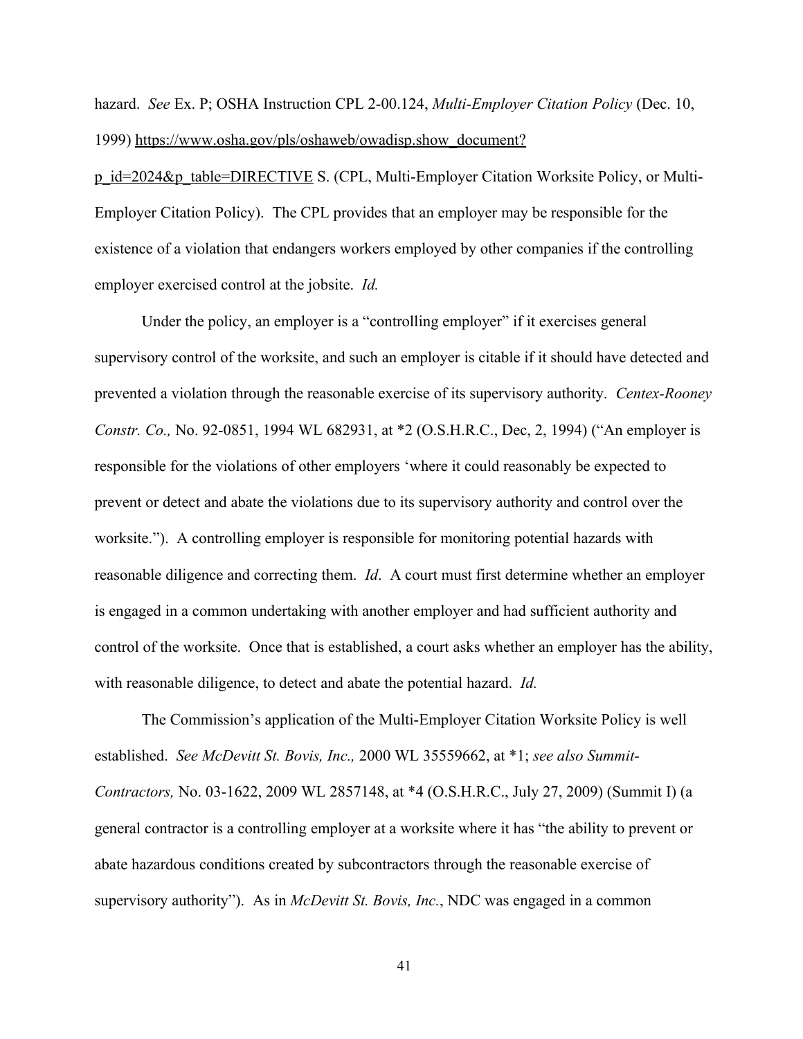hazard. *See* Ex. P; OSHA Instruction CPL 2-00.124, *Multi-Employer Citation Policy* (Dec. 10, 1999) https://www.osha.gov/pls/oshaweb/owadisp.show_document?p_id=2024&p_table=DIRECTIVE S. (CPL, Multi-Employer Citation Worksite Policy, or Multi-Employer Citation Policy). The CPL provides that an employer may be responsible for the existence of a violation that endangers workers employed by other companies if the controlling employer exercised control at the jobsite. *Id.*

Under the policy, an employer is a "controlling employer" if it exercises general supervisory control of the worksite, and such an employer is citable if it should have detected and prevented a violation through the reasonable exercise of its supervisory authority. *Centex-Rooney Constr. Co.,* No. 92-0851, 1994 WL 682931, at *2 (O.S.H.R.C., Dec, 2, 1994) ("An employer is responsible for the violations of other employers 'where it could reasonably be expected to prevent or detect and abate the violations due to its supervisory authority and control over the worksite."). A controlling employer is responsible for monitoring potential hazards with reasonable diligence and correcting them. *Id*. A court must first determine whether an employer is engaged in a common undertaking with another employer and had sufficient authority and control of the worksite. Once that is established, a court asks whether an employer has the ability, with reasonable diligence, to detect and abate the potential hazard. *Id.*

The Commission's application of the Multi-Employer Citation Worksite Policy is well established. *See McDevitt St. Bovis, Inc.,* 2000 WL 35559662, at *1; *see also Summit-Contractors,* No. 03-1622, 2009 WL 2857148, at *4 (O.S.H.R.C., July 27, 2009) (Summit I) (a general contractor is a controlling employer at a worksite where it has "the ability to prevent or abate hazardous conditions created by subcontractors through the reasonable exercise of supervisory authority"). As in *McDevitt St. Bovis, Inc.*, NDC was engaged in a common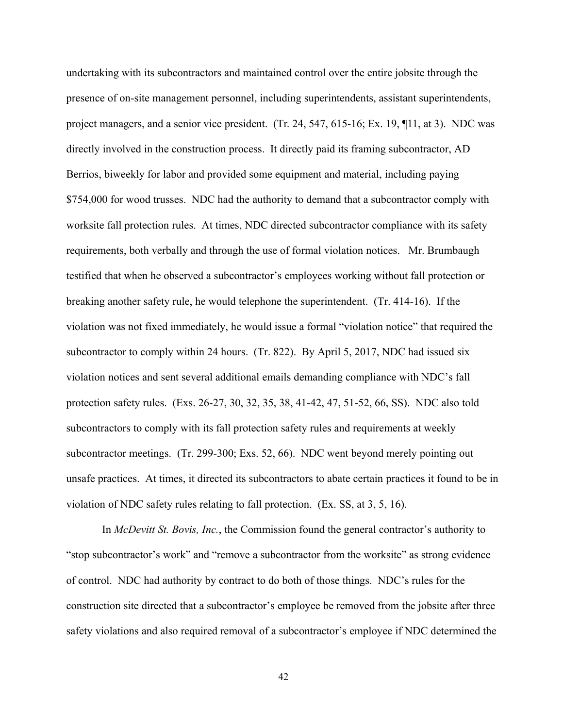undertaking with its subcontractors and maintained control over the entire jobsite through the presence of on-site management personnel, including superintendents, assistant superintendents, project managers, and a senior vice president. (Tr. 24, 547, 615-16; Ex. 19, ¶11, at 3). NDC was directly involved in the construction process. It directly paid its framing subcontractor, AD Berrios, biweekly for labor and provided some equipment and material, including paying $754,000 for wood trusses. NDC had the authority to demand that a subcontractor comply with worksite fall protection rules. At times, NDC directed subcontractor compliance with its safety requirements, both verbally and through the use of formal violation notices. Mr. Brumbaugh testified that when he observed a subcontractor's employees working without fall protection or breaking another safety rule, he would telephone the superintendent. (Tr. 414-16). If the violation was not fixed immediately, he would issue a formal "violation notice" that required the subcontractor to comply within 24 hours. (Tr. 822). By April 5, 2017, NDC had issued six violation notices and sent several additional emails demanding compliance with NDC's fall protection safety rules. (Exs. 26-27, 30, 32, 35, 38, 41-42, 47, 51-52, 66, SS). NDC also told subcontractors to comply with its fall protection safety rules and requirements at weekly subcontractor meetings. (Tr. 299-300; Exs. 52, 66). NDC went beyond merely pointing out unsafe practices. At times, it directed its subcontractors to abate certain practices it found to be in violation of NDC safety rules relating to fall protection. (Ex. SS, at 3, 5, 16).

In *McDevitt St. Bovis, Inc.*, the Commission found the general contractor's authority to "stop subcontractor's work" and "remove a subcontractor from the worksite" as strong evidence of control. NDC had authority by contract to do both of those things. NDC's rules for the construction site directed that a subcontractor's employee be removed from the jobsite after three safety violations and also required removal of a subcontractor's employee if NDC determined the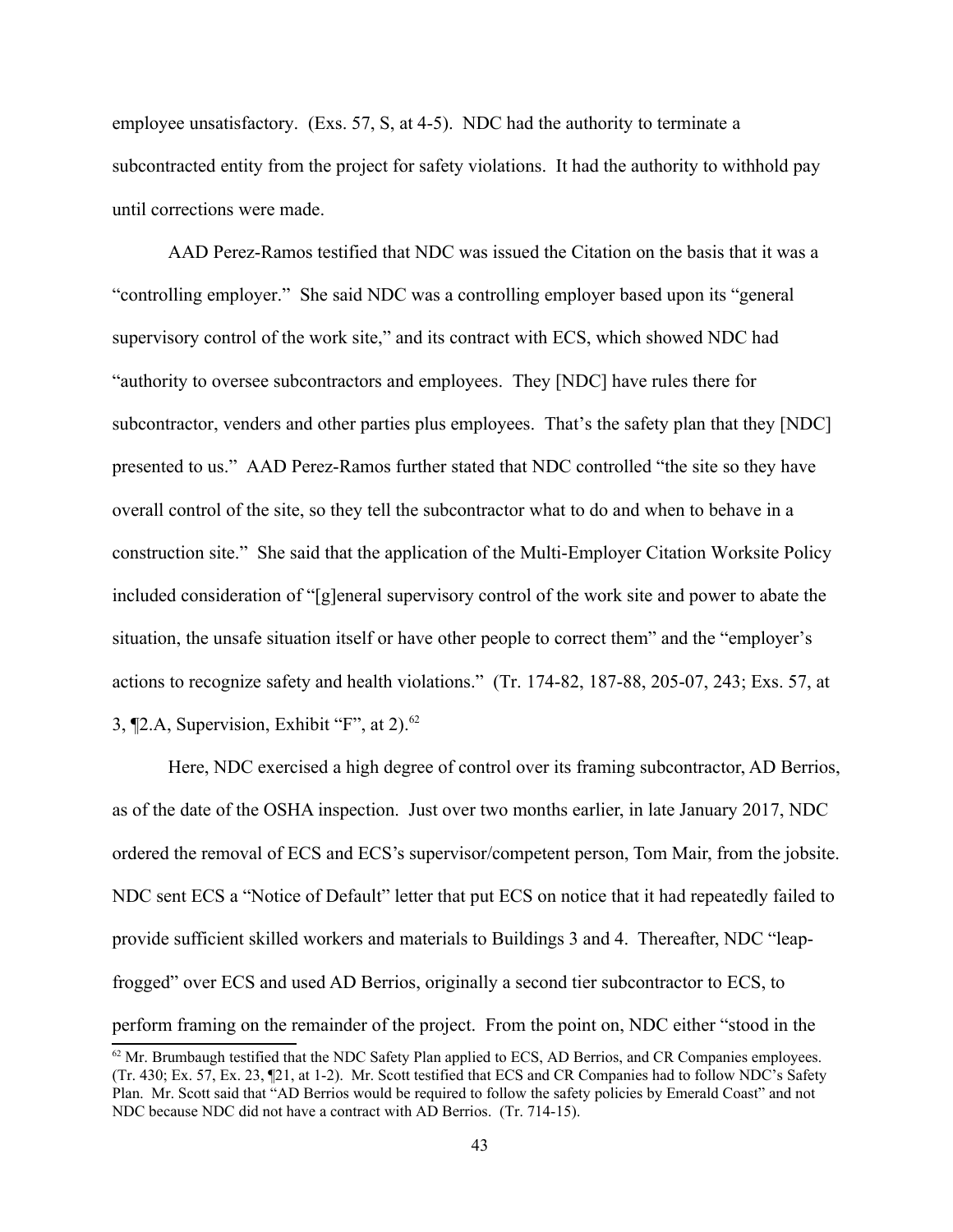employee unsatisfactory. (Exs. 57, S, at 4-5). NDC had the authority to terminate a subcontracted entity from the project for safety violations. It had the authority to withhold pay until corrections were made.

AAD Perez-Ramos testified that NDC was issued the Citation on the basis that it was a "controlling employer." She said NDC was a controlling employer based upon its "general supervisory control of the work site," and its contract with ECS, which showed NDC had "authority to oversee subcontractors and employees. They [NDC] have rules there for subcontractor, venders and other parties plus employees. That's the safety plan that they [NDC] presented to us." AAD Perez-Ramos further stated that NDC controlled "the site so they have overall control of the site, so they tell the subcontractor what to do and when to behave in a construction site." She said that the application of the Multi-Employer Citation Worksite Policy included consideration of "[g]eneral supervisory control of the work site and power to abate the situation, the unsafe situation itself or have other people to correct them" and the "employer's actions to recognize safety and health violations." (Tr. 174-82, 187-88, 205-07, 243; Exs. 57, at 3, ¶2.A, Supervision, Exhibit "F", at 2).[62]

Here, NDC exercised a high degree of control over its framing subcontractor, AD Berrios, as of the date of the OSHA inspection. Just over two months earlier, in late January 2017, NDC ordered the removal of ECS and ECS's supervisor/competent person, Tom Mair, from the jobsite. NDC sent ECS a "Notice of Default" letter that put ECS on notice that it had repeatedly failed to provide sufficient skilled workers and materials to Buildings 3 and 4. Thereafter, NDC "leap-frogged" over ECS and used AD Berrios, originally a second tier subcontractor to ECS, to perform framing on the remainder of the project. From the point on, NDC either "stood in the

[62] Mr. Brumbaugh testified that the NDC Safety Plan applied to ECS, AD Berrios, and CR Companies employees. (Tr. 430; Ex. 57, Ex. 23, ¶21, at 1-2). Mr. Scott testified that ECS and CR Companies had to follow NDC's Safety Plan. Mr. Scott said that "AD Berrios would be required to follow the safety policies by Emerald Coast" and not NDC because NDC did not have a contract with AD Berrios. (Tr. 714-15).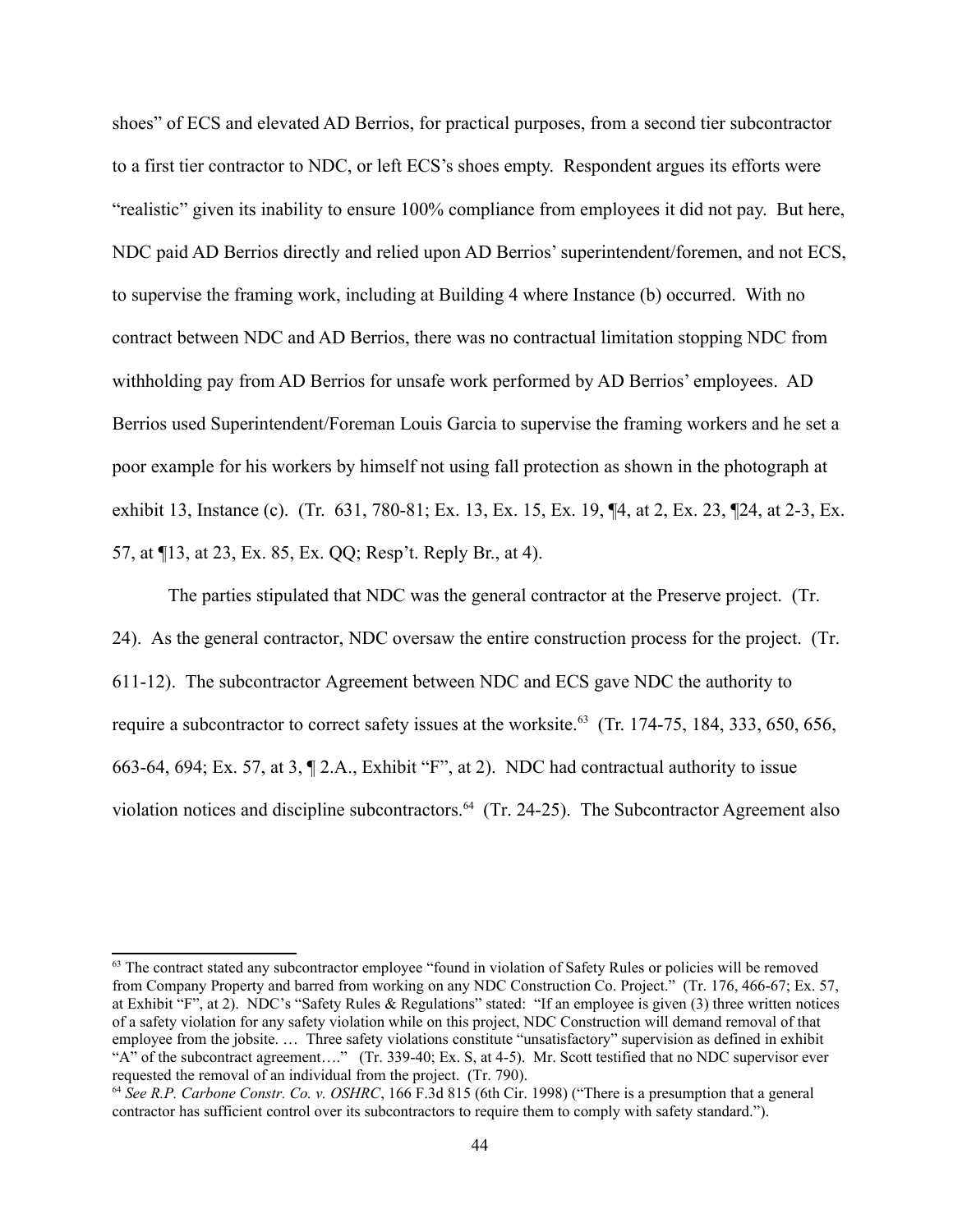shoes" of ECS and elevated AD Berrios, for practical purposes, from a second tier subcontractor to a first tier contractor to NDC, or left ECS's shoes empty. Respondent argues its efforts were "realistic" given its inability to ensure 100% compliance from employees it did not pay. But here, NDC paid AD Berrios directly and relied upon AD Berrios' superintendent/foremen, and not ECS, to supervise the framing work, including at Building 4 where Instance (b) occurred. With no contract between NDC and AD Berrios, there was no contractual limitation stopping NDC from withholding pay from AD Berrios for unsafe work performed by AD Berrios' employees. AD Berrios used Superintendent/Foreman Louis Garcia to supervise the framing workers and he set a poor example for his workers by himself not using fall protection as shown in the photograph at exhibit 13, Instance (c). (Tr. 631, 780-81; Ex. 13, Ex. 15, Ex. 19, ¶4, at 2, Ex. 23, ¶24, at 2-3, Ex. 57, at ¶13, at 23, Ex. 85, Ex. QQ; Resp't. Reply Br., at 4).

The parties stipulated that NDC was the general contractor at the Preserve project. (Tr. 24). As the general contractor, NDC oversaw the entire construction process for the project. (Tr. 611-12). The subcontractor Agreement between NDC and ECS gave NDC the authority to require a subcontractor to correct safety issues at the worksite.[63] (Tr. 174-75, 184, 333, 650, 656, 663-64, 694; Ex. 57, at 3, ¶ 2.A., Exhibit "F", at 2). NDC had contractual authority to issue violation notices and discipline subcontractors.[64] (Tr. 24-25). The Subcontractor Agreement also

---

[63] The contract stated any subcontractor employee "found in violation of Safety Rules or policies will be removed from Company Property and barred from working on any NDC Construction Co. Project." (Tr. 176, 466-67; Ex. 57, at Exhibit "F", at 2). NDC's "Safety Rules & Regulations" stated: "If an employee is given (3) three written notices of a safety violation for any safety violation while on this project, NDC Construction will demand removal of that employee from the jobsite. … Three safety violations constitute "unsatisfactory" supervision as defined in exhibit "A" of the subcontract agreement…." (Tr. 339-40; Ex. S, at 4-5). Mr. Scott testified that no NDC supervisor ever requested the removal of an individual from the project. (Tr. 790).

[64] *See R.P. Carbone Constr. Co. v. OSHRC*, 166 F.3d 815 (6th Cir. 1998) ("There is a presumption that a general contractor has sufficient control over its subcontractors to require them to comply with safety standard.").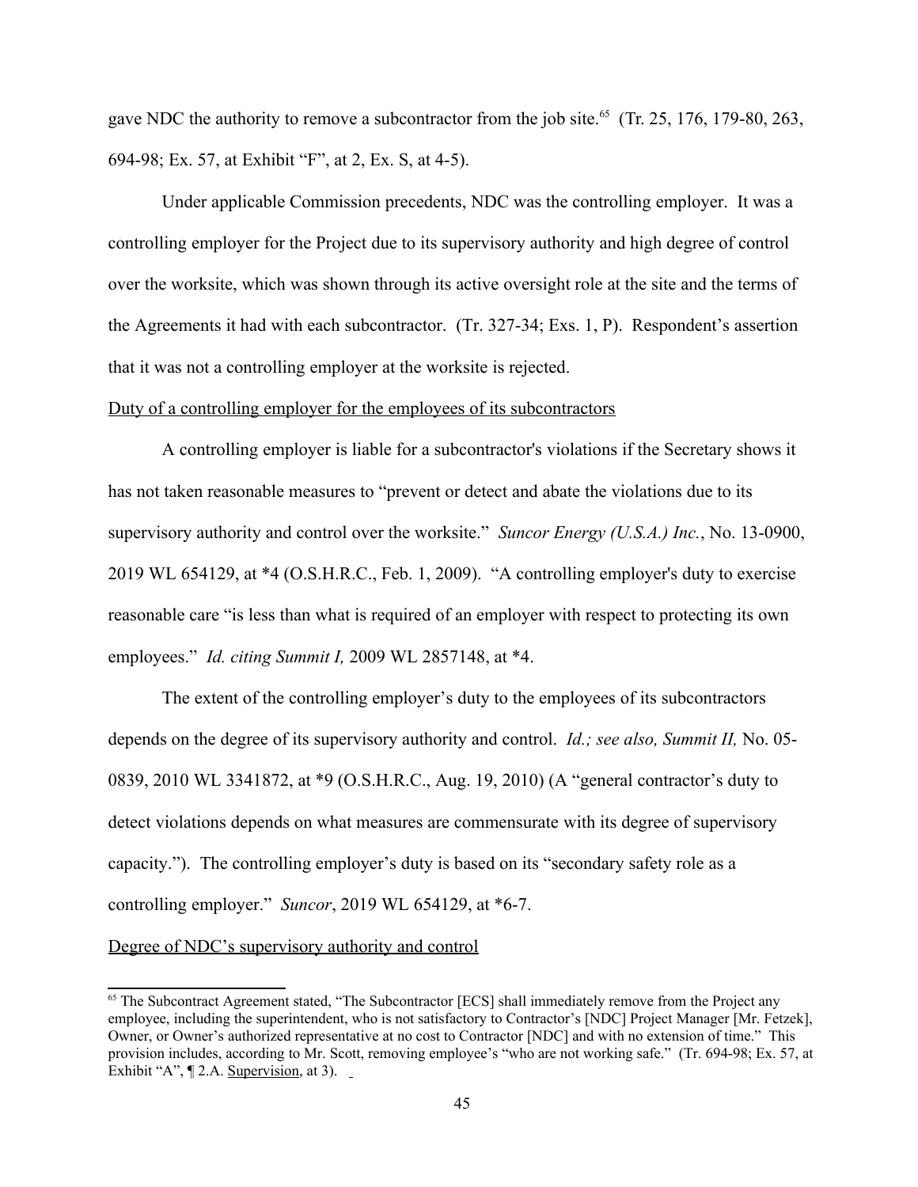gave NDC the authority to remove a subcontractor from the job site.[65] (Tr. 25, 176, 179-80, 263, 694-98; Ex. 57, at Exhibit "F", at 2, Ex. S, at 4-5).

Under applicable Commission precedents, NDC was the controlling employer. It was a controlling employer for the Project due to its supervisory authority and high degree of control over the worksite, which was shown through its active oversight role at the site and the terms of the Agreements it had with each subcontractor. (Tr. 327-34; Exs. 1, P). Respondent's assertion that it was not a controlling employer at the worksite is rejected.

<u>Duty of a controlling employer for the employees of its subcontractors</u>

A controlling employer is liable for a subcontractor's violations if the Secretary shows it has not taken reasonable measures to "prevent or detect and abate the violations due to its supervisory authority and control over the worksite." *Suncor Energy (U.S.A.) Inc.*, No. 13-0900, 2019 WL 654129, at *4 (O.S.H.R.C., Feb. 1, 2009). "A controlling employer's duty to exercise reasonable care "is less than what is required of an employer with respect to protecting its own employees." *Id. citing Summit I,* 2009 WL 2857148, at *4.

The extent of the controlling employer's duty to the employees of its subcontractors depends on the degree of its supervisory authority and control. *Id.; see also, Summit II,* No. 05-0839, 2010 WL 3341872, at *9 (O.S.H.R.C., Aug. 19, 2010) (A "general contractor's duty to detect violations depends on what measures are commensurate with its degree of supervisory capacity."). The controlling employer's duty is based on its "secondary safety role as a controlling employer." *Suncor*, 2019 WL 654129, at *6-7.

<u>Degree of NDC's supervisory authority and control</u>

[65] The Subcontract Agreement stated, "The Subcontractor [ECS] shall immediately remove from the Project any employee, including the superintendent, who is not satisfactory to Contractor's [NDC] Project Manager [Mr. Fetzek], Owner, or Owner's authorized representative at no cost to Contractor [NDC] and with no extension of time." This provision includes, according to Mr. Scott, removing employee's "who are not working safe." (Tr. 694-98; Ex. 57, at Exhibit "A", ¶ 2.A. <u>Supervision</u>, at 3).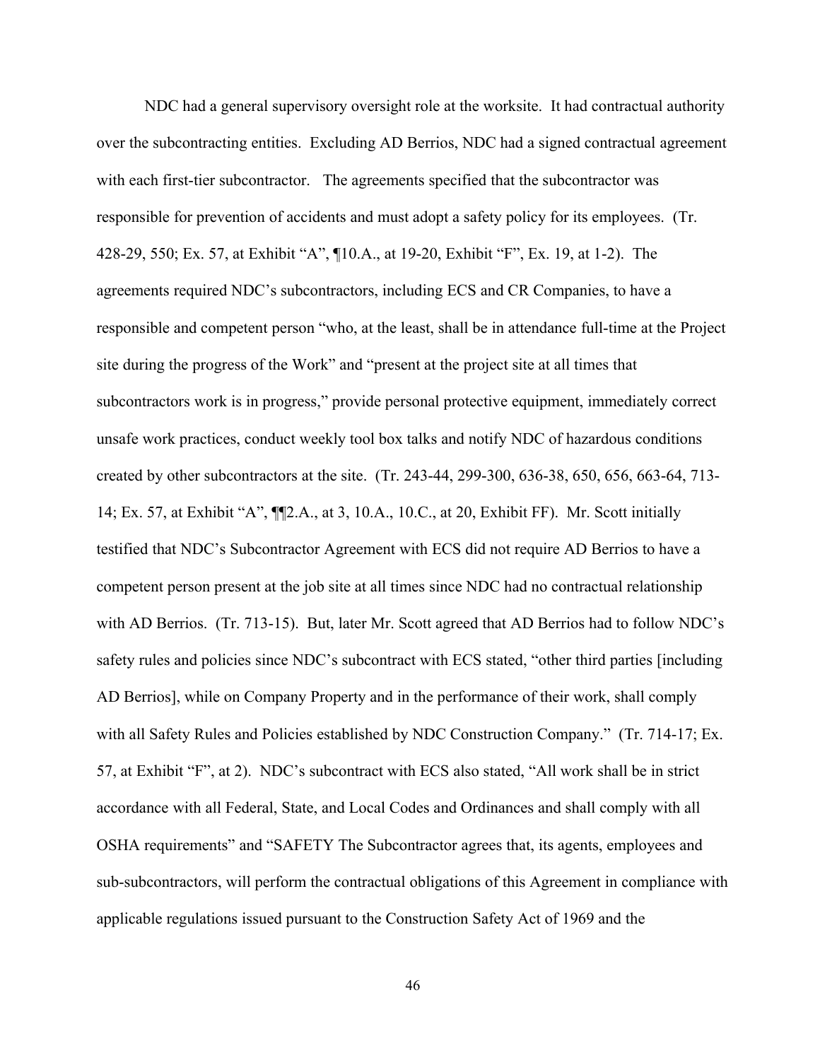NDC had a general supervisory oversight role at the worksite. It had contractual authority over the subcontracting entities. Excluding AD Berrios, NDC had a signed contractual agreement with each first-tier subcontractor. The agreements specified that the subcontractor was responsible for prevention of accidents and must adopt a safety policy for its employees. (Tr. 428-29, 550; Ex. 57, at Exhibit "A", ¶10.A., at 19-20, Exhibit "F", Ex. 19, at 1-2). The agreements required NDC's subcontractors, including ECS and CR Companies, to have a responsible and competent person "who, at the least, shall be in attendance full-time at the Project site during the progress of the Work" and "present at the project site at all times that subcontractors work is in progress," provide personal protective equipment, immediately correct unsafe work practices, conduct weekly tool box talks and notify NDC of hazardous conditions created by other subcontractors at the site. (Tr. 243-44, 299-300, 636-38, 650, 656, 663-64, 713-14; Ex. 57, at Exhibit "A", ¶¶2.A., at 3, 10.A., 10.C., at 20, Exhibit FF). Mr. Scott initially testified that NDC's Subcontractor Agreement with ECS did not require AD Berrios to have a competent person present at the job site at all times since NDC had no contractual relationship with AD Berrios. (Tr. 713-15). But, later Mr. Scott agreed that AD Berrios had to follow NDC's safety rules and policies since NDC's subcontract with ECS stated, "other third parties [including AD Berrios], while on Company Property and in the performance of their work, shall comply with all Safety Rules and Policies established by NDC Construction Company." (Tr. 714-17; Ex. 57, at Exhibit "F", at 2). NDC's subcontract with ECS also stated, "All work shall be in strict accordance with all Federal, State, and Local Codes and Ordinances and shall comply with all OSHA requirements" and "SAFETY The Subcontractor agrees that, its agents, employees and sub-subcontractors, will perform the contractual obligations of this Agreement in compliance with applicable regulations issued pursuant to the Construction Safety Act of 1969 and the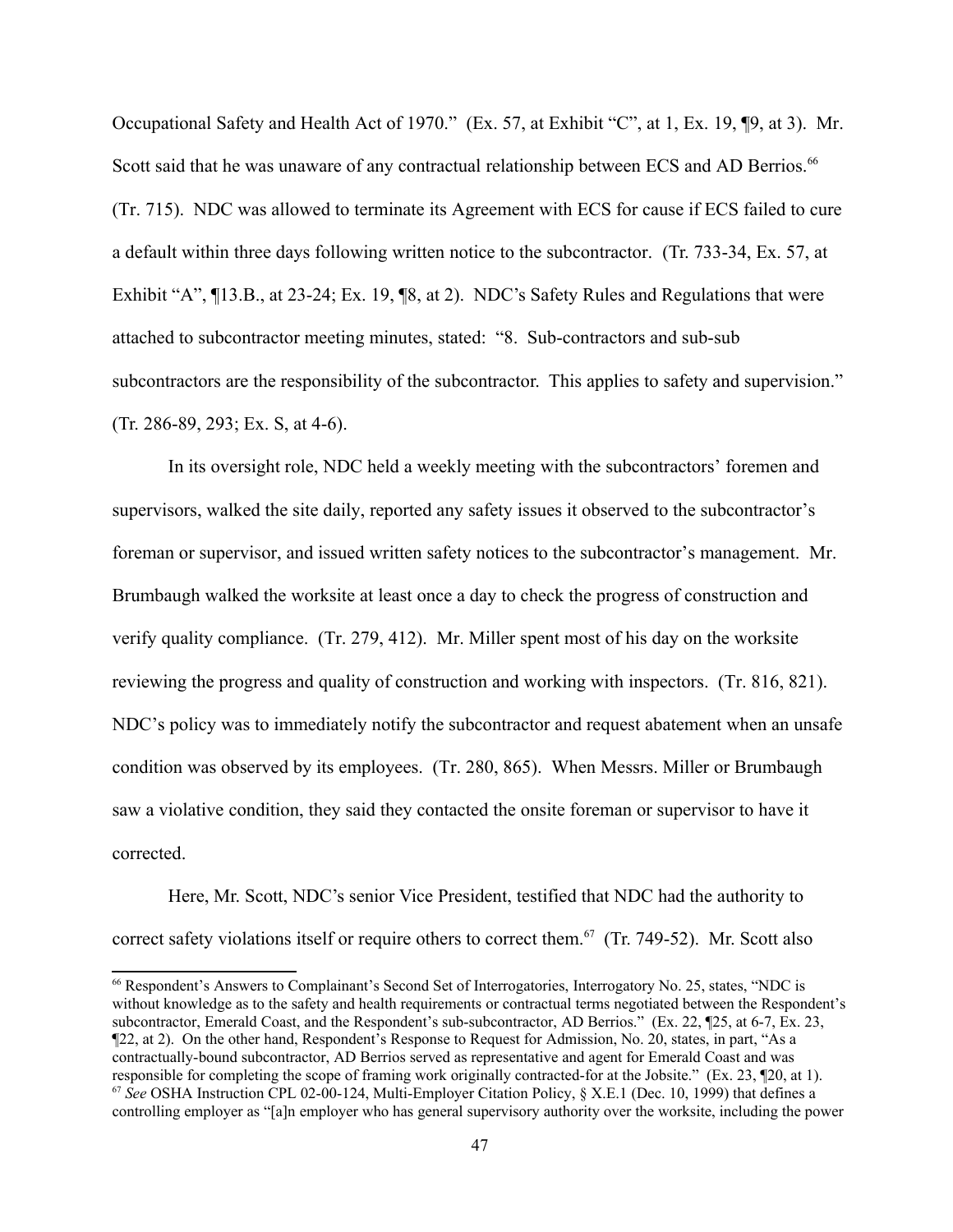Occupational Safety and Health Act of 1970." (Ex. 57, at Exhibit "C", at 1, Ex. 19, ¶9, at 3). Mr. Scott said that he was unaware of any contractual relationship between ECS and AD Berrios.[66] (Tr. 715). NDC was allowed to terminate its Agreement with ECS for cause if ECS failed to cure a default within three days following written notice to the subcontractor. (Tr. 733-34, Ex. 57, at Exhibit "A", ¶13.B., at 23-24; Ex. 19, ¶8, at 2). NDC's Safety Rules and Regulations that were attached to subcontractor meeting minutes, stated: "8. Sub-contractors and sub-sub subcontractors are the responsibility of the subcontractor. This applies to safety and supervision." (Tr. 286-89, 293; Ex. S, at 4-6).

In its oversight role, NDC held a weekly meeting with the subcontractors' foremen and supervisors, walked the site daily, reported any safety issues it observed to the subcontractor's foreman or supervisor, and issued written safety notices to the subcontractor's management. Mr. Brumbaugh walked the worksite at least once a day to check the progress of construction and verify quality compliance. (Tr. 279, 412). Mr. Miller spent most of his day on the worksite reviewing the progress and quality of construction and working with inspectors. (Tr. 816, 821). NDC's policy was to immediately notify the subcontractor and request abatement when an unsafe condition was observed by its employees. (Tr. 280, 865). When Messrs. Miller or Brumbaugh saw a violative condition, they said they contacted the onsite foreman or supervisor to have it corrected.

Here, Mr. Scott, NDC's senior Vice President, testified that NDC had the authority to correct safety violations itself or require others to correct them.[67] (Tr. 749-52). Mr. Scott also

---

[66] Respondent's Answers to Complainant's Second Set of Interrogatories, Interrogatory No. 25, states, "NDC is without knowledge as to the safety and health requirements or contractual terms negotiated between the Respondent's subcontractor, Emerald Coast, and the Respondent's sub-subcontractor, AD Berrios." (Ex. 22, ¶25, at 6-7, Ex. 23, ¶22, at 2). On the other hand, Respondent's Response to Request for Admission, No. 20, states, in part, "As a contractually-bound subcontractor, AD Berrios served as representative and agent for Emerald Coast and was responsible for completing the scope of framing work originally contracted-for at the Jobsite." (Ex. 23, ¶20, at 1).

[67] *See* OSHA Instruction CPL 02-00-124, Multi-Employer Citation Policy, § X.E.1 (Dec. 10, 1999) that defines a controlling employer as "[a]n employer who has general supervisory authority over the worksite, including the power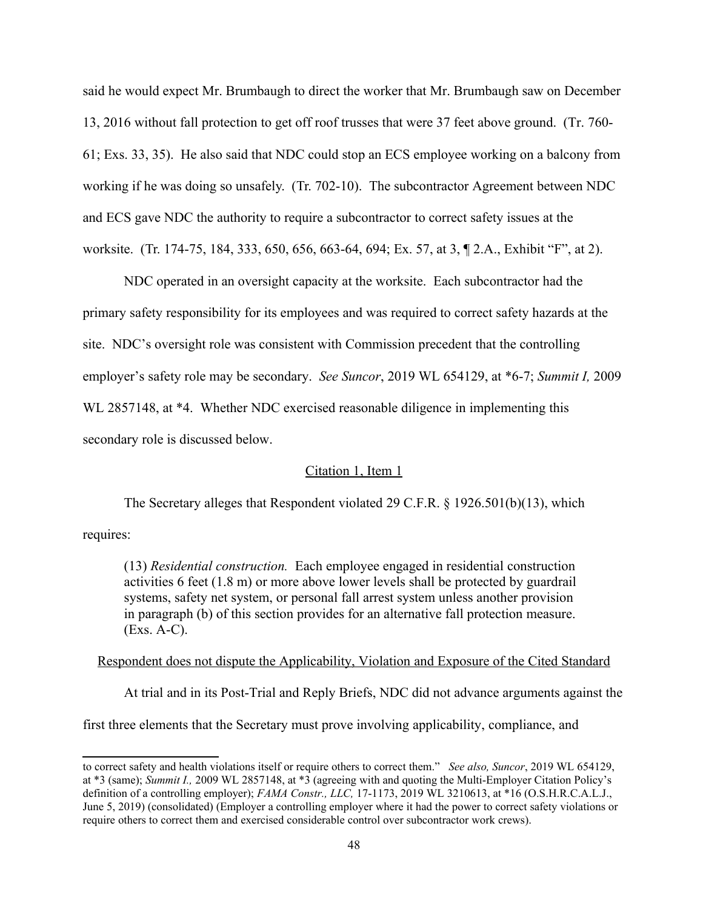said he would expect Mr. Brumbaugh to direct the worker that Mr. Brumbaugh saw on December 13, 2016 without fall protection to get off roof trusses that were 37 feet above ground. (Tr. 760-61; Exs. 33, 35). He also said that NDC could stop an ECS employee working on a balcony from working if he was doing so unsafely. (Tr. 702-10). The subcontractor Agreement between NDC and ECS gave NDC the authority to require a subcontractor to correct safety issues at the worksite. (Tr. 174-75, 184, 333, 650, 656, 663-64, 694; Ex. 57, at 3, ¶ 2.A., Exhibit "F", at 2).

NDC operated in an oversight capacity at the worksite. Each subcontractor had the primary safety responsibility for its employees and was required to correct safety hazards at the site. NDC's oversight role was consistent with Commission precedent that the controlling employer's safety role may be secondary. *See Suncor*, 2019 WL 654129, at *6-7; *Summit I,* 2009 WL 2857148, at *4. Whether NDC exercised reasonable diligence in implementing this secondary role is discussed below.

<u>Citation 1, Item 1</u>

The Secretary alleges that Respondent violated 29 C.F.R. § 1926.501(b)(13), which requires:

> (13) *Residential construction.* Each employee engaged in residential construction activities 6 feet (1.8 m) or more above lower levels shall be protected by guardrail systems, safety net system, or personal fall arrest system unless another provision in paragraph (b) of this section provides for an alternative fall protection measure. (Exs. A-C).

<u>Respondent does not dispute the Applicability, Violation and Exposure of the Cited Standard</u>

At trial and in its Post-Trial and Reply Briefs, NDC did not advance arguments against the first three elements that the Secretary must prove involving applicability, compliance, and

---

to correct safety and health violations itself or require others to correct them." *See also, Suncor*, 2019 WL 654129, at *3 (same); *Summit I.,* 2009 WL 2857148, at *3 (agreeing with and quoting the Multi-Employer Citation Policy's definition of a controlling employer); *FAMA Constr., LLC,* 17-1173, 2019 WL 3210613, at *16 (O.S.H.R.C.A.L.J., June 5, 2019) (consolidated) (Employer a controlling employer where it had the power to correct safety violations or require others to correct them and exercised considerable control over subcontractor work crews).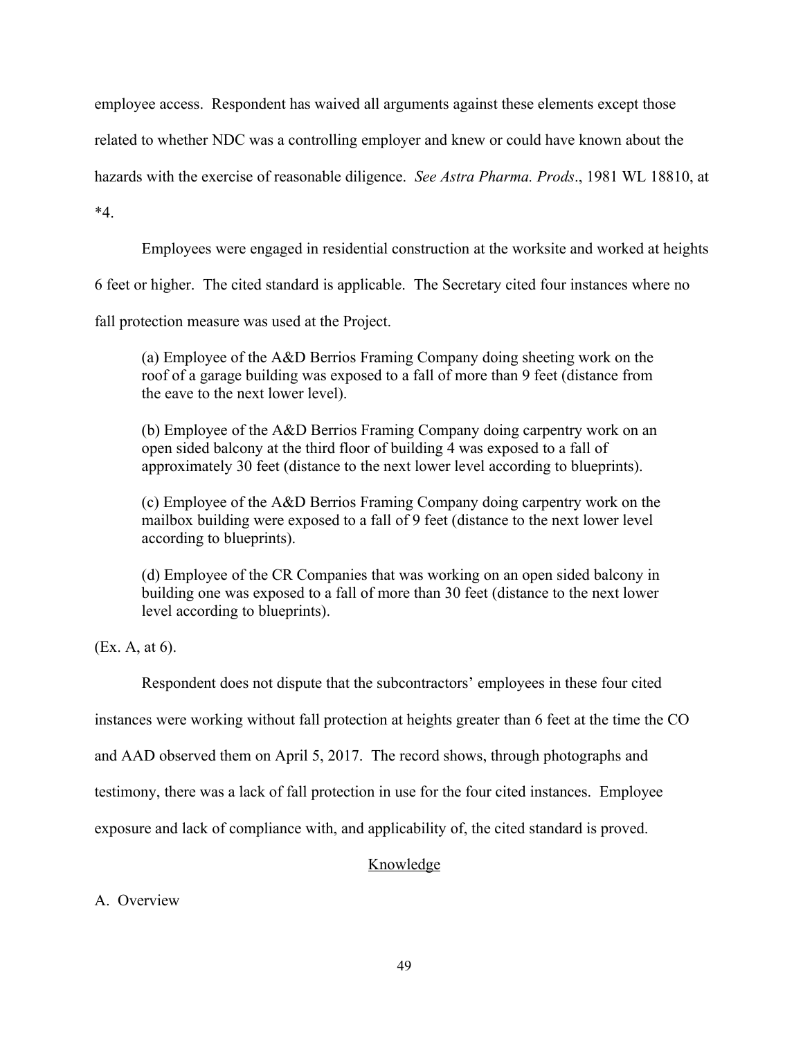employee access. Respondent has waived all arguments against these elements except those related to whether NDC was a controlling employer and knew or could have known about the hazards with the exercise of reasonable diligence. *See Astra Pharma. Prods*., 1981 WL 18810, at *4.

Employees were engaged in residential construction at the worksite and worked at heights 6 feet or higher. The cited standard is applicable. The Secretary cited four instances where no fall protection measure was used at the Project.

> (a) Employee of the A&D Berrios Framing Company doing sheeting work on the roof of a garage building was exposed to a fall of more than 9 feet (distance from the eave to the next lower level).
>
> (b) Employee of the A&D Berrios Framing Company doing carpentry work on an open sided balcony at the third floor of building 4 was exposed to a fall of approximately 30 feet (distance to the next lower level according to blueprints).
>
> (c) Employee of the A&D Berrios Framing Company doing carpentry work on the mailbox building were exposed to a fall of 9 feet (distance to the next lower level according to blueprints).
>
> (d) Employee of the CR Companies that was working on an open sided balcony in building one was exposed to a fall of more than 30 feet (distance to the next lower level according to blueprints).

(Ex. A, at 6).

Respondent does not dispute that the subcontractors' employees in these four cited instances were working without fall protection at heights greater than 6 feet at the time the CO and AAD observed them on April 5, 2017. The record shows, through photographs and testimony, there was a lack of fall protection in use for the four cited instances. Employee exposure and lack of compliance with, and applicability of, the cited standard is proved.

## Knowledge

### A. Overview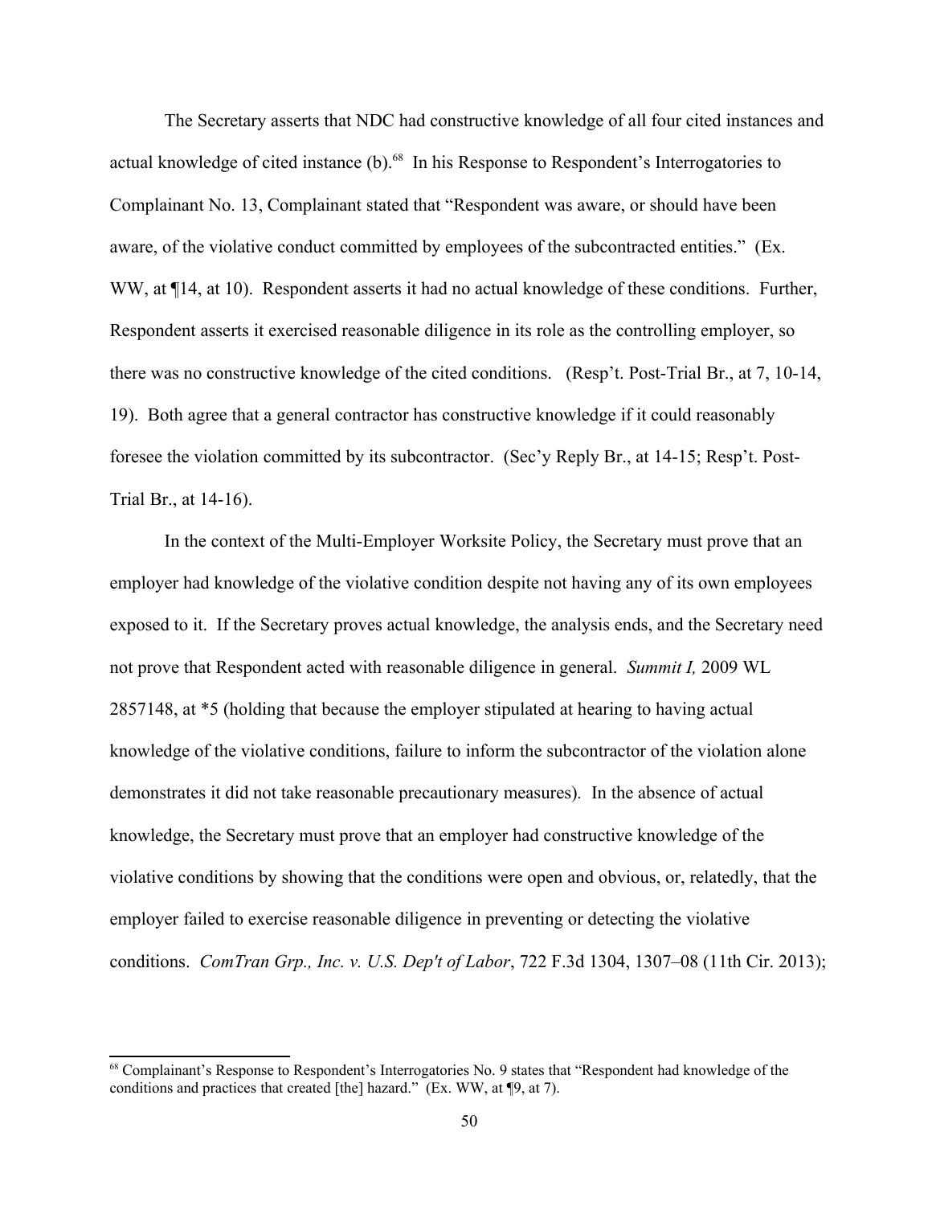The Secretary asserts that NDC had constructive knowledge of all four cited instances and actual knowledge of cited instance (b).[68] In his Response to Respondent's Interrogatories to Complainant No. 13, Complainant stated that "Respondent was aware, or should have been aware, of the violative conduct committed by employees of the subcontracted entities." (Ex. WW, at ¶14, at 10). Respondent asserts it had no actual knowledge of these conditions. Further, Respondent asserts it exercised reasonable diligence in its role as the controlling employer, so there was no constructive knowledge of the cited conditions. (Resp't. Post-Trial Br., at 7, 10-14, 19). Both agree that a general contractor has constructive knowledge if it could reasonably foresee the violation committed by its subcontractor. (Sec'y Reply Br., at 14-15; Resp't. Post-Trial Br., at 14-16).

In the context of the Multi-Employer Worksite Policy, the Secretary must prove that an employer had knowledge of the violative condition despite not having any of its own employees exposed to it. If the Secretary proves actual knowledge, the analysis ends, and the Secretary need not prove that Respondent acted with reasonable diligence in general. *Summit I,* 2009 WL 2857148, at *5 (holding that because the employer stipulated at hearing to having actual knowledge of the violative conditions, failure to inform the subcontractor of the violation alone demonstrates it did not take reasonable precautionary measures). In the absence of actual knowledge, the Secretary must prove that an employer had constructive knowledge of the violative conditions by showing that the conditions were open and obvious, or, relatedly, that the employer failed to exercise reasonable diligence in preventing or detecting the violative conditions. *ComTran Grp., Inc. v. U.S. Dep't of Labor*, 722 F.3d 1304, 1307–08 (11th Cir. 2013);

---

[68] Complainant's Response to Respondent's Interrogatories No. 9 states that "Respondent had knowledge of the conditions and practices that created [the] hazard." (Ex. WW, at ¶9, at 7).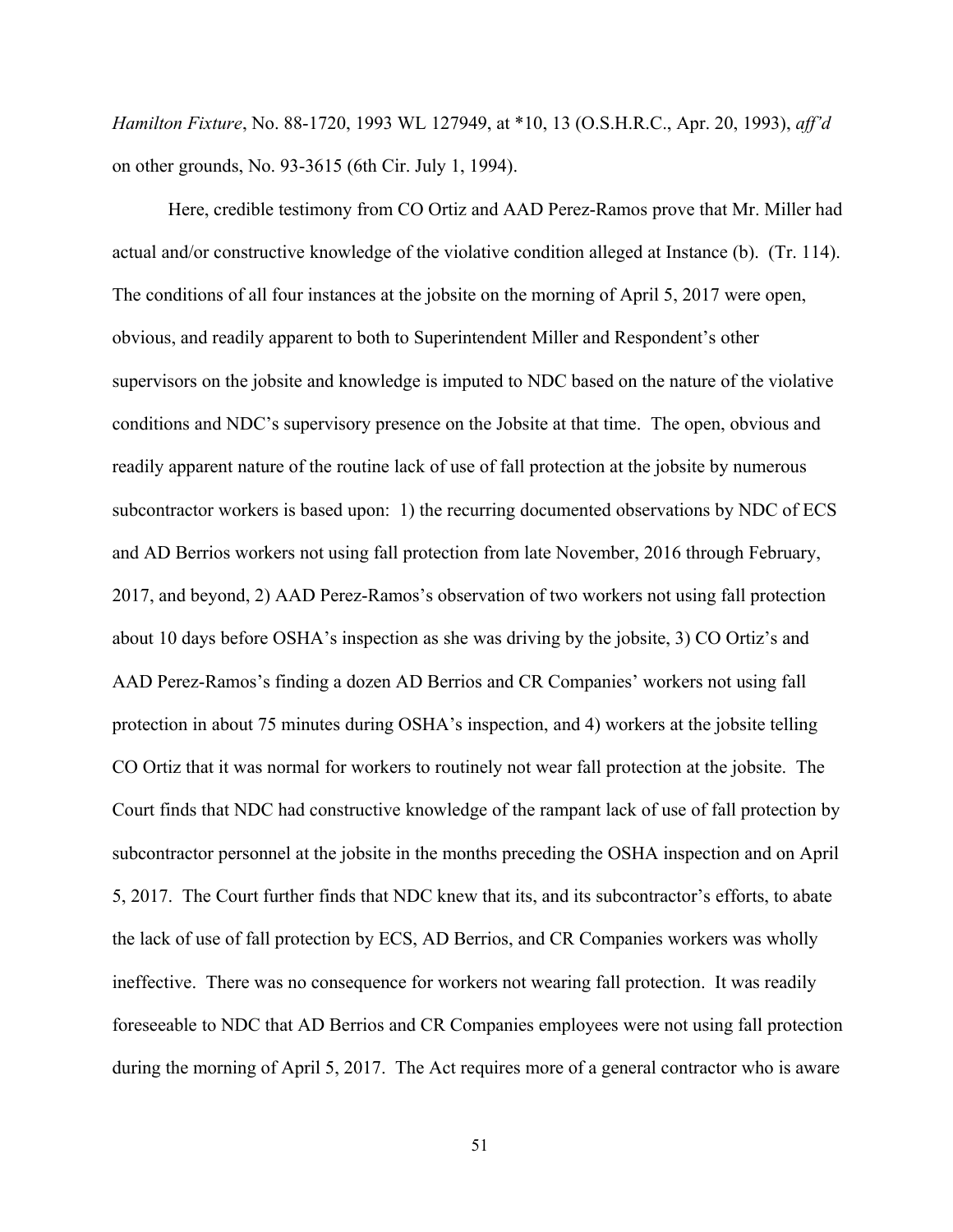*Hamilton Fixture*, No. 88-1720, 1993 WL 127949, at *10, 13 (O.S.H.R.C., Apr. 20, 1993), *aff'd* on other grounds, No. 93-3615 (6th Cir. July 1, 1994).

Here, credible testimony from CO Ortiz and AAD Perez-Ramos prove that Mr. Miller had actual and/or constructive knowledge of the violative condition alleged at Instance (b). (Tr. 114). The conditions of all four instances at the jobsite on the morning of April 5, 2017 were open, obvious, and readily apparent to both to Superintendent Miller and Respondent's other supervisors on the jobsite and knowledge is imputed to NDC based on the nature of the violative conditions and NDC's supervisory presence on the Jobsite at that time. The open, obvious and readily apparent nature of the routine lack of use of fall protection at the jobsite by numerous subcontractor workers is based upon: 1) the recurring documented observations by NDC of ECS and AD Berrios workers not using fall protection from late November, 2016 through February, 2017, and beyond, 2) AAD Perez-Ramos's observation of two workers not using fall protection about 10 days before OSHA's inspection as she was driving by the jobsite, 3) CO Ortiz's and AAD Perez-Ramos's finding a dozen AD Berrios and CR Companies' workers not using fall protection in about 75 minutes during OSHA's inspection, and 4) workers at the jobsite telling CO Ortiz that it was normal for workers to routinely not wear fall protection at the jobsite. The Court finds that NDC had constructive knowledge of the rampant lack of use of fall protection by subcontractor personnel at the jobsite in the months preceding the OSHA inspection and on April 5, 2017. The Court further finds that NDC knew that its, and its subcontractor's efforts, to abate the lack of use of fall protection by ECS, AD Berrios, and CR Companies workers was wholly ineffective. There was no consequence for workers not wearing fall protection. It was readily foreseeable to NDC that AD Berrios and CR Companies employees were not using fall protection during the morning of April 5, 2017. The Act requires more of a general contractor who is aware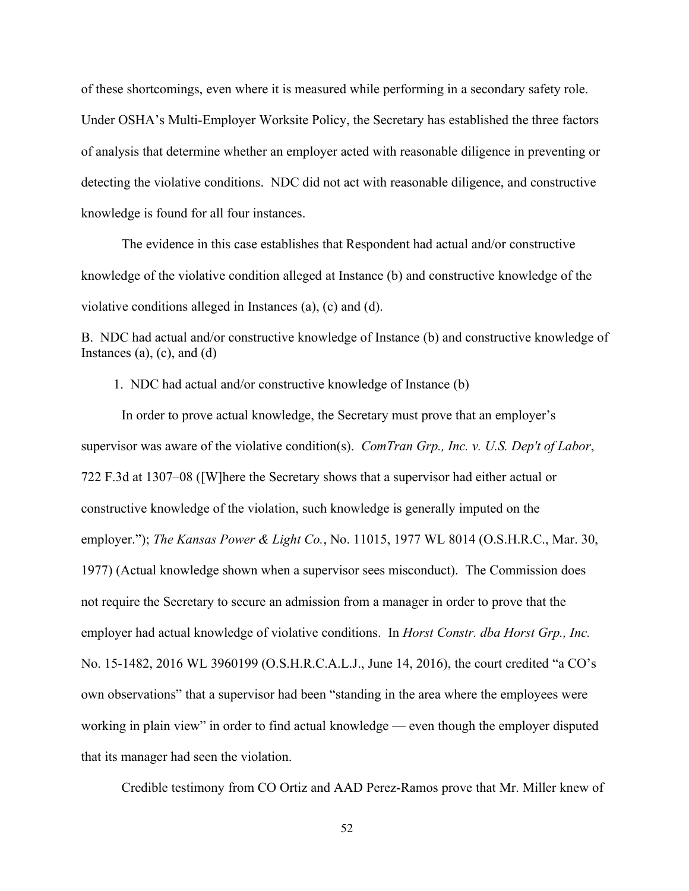of these shortcomings, even where it is measured while performing in a secondary safety role. Under OSHA's Multi-Employer Worksite Policy, the Secretary has established the three factors of analysis that determine whether an employer acted with reasonable diligence in preventing or detecting the violative conditions. NDC did not act with reasonable diligence, and constructive knowledge is found for all four instances.

The evidence in this case establishes that Respondent had actual and/or constructive knowledge of the violative condition alleged at Instance (b) and constructive knowledge of the violative conditions alleged in Instances (a), (c) and (d).

B. NDC had actual and/or constructive knowledge of Instance (b) and constructive knowledge of Instances (a), (c), and (d)

1. NDC had actual and/or constructive knowledge of Instance (b)

In order to prove actual knowledge, the Secretary must prove that an employer's supervisor was aware of the violative condition(s). *ComTran Grp., Inc. v. U.S. Dep't of Labor*, 722 F.3d at 1307–08 ([W]here the Secretary shows that a supervisor had either actual or constructive knowledge of the violation, such knowledge is generally imputed on the employer."); *The Kansas Power & Light Co.*, No. 11015, 1977 WL 8014 (O.S.H.R.C., Mar. 30, 1977) (Actual knowledge shown when a supervisor sees misconduct). The Commission does not require the Secretary to secure an admission from a manager in order to prove that the employer had actual knowledge of violative conditions. In *Horst Constr. dba Horst Grp., Inc.* No. 15-1482, 2016 WL 3960199 (O.S.H.R.C.A.L.J., June 14, 2016), the court credited "a CO's own observations" that a supervisor had been "standing in the area where the employees were working in plain view" in order to find actual knowledge — even though the employer disputed that its manager had seen the violation.

Credible testimony from CO Ortiz and AAD Perez-Ramos prove that Mr. Miller knew of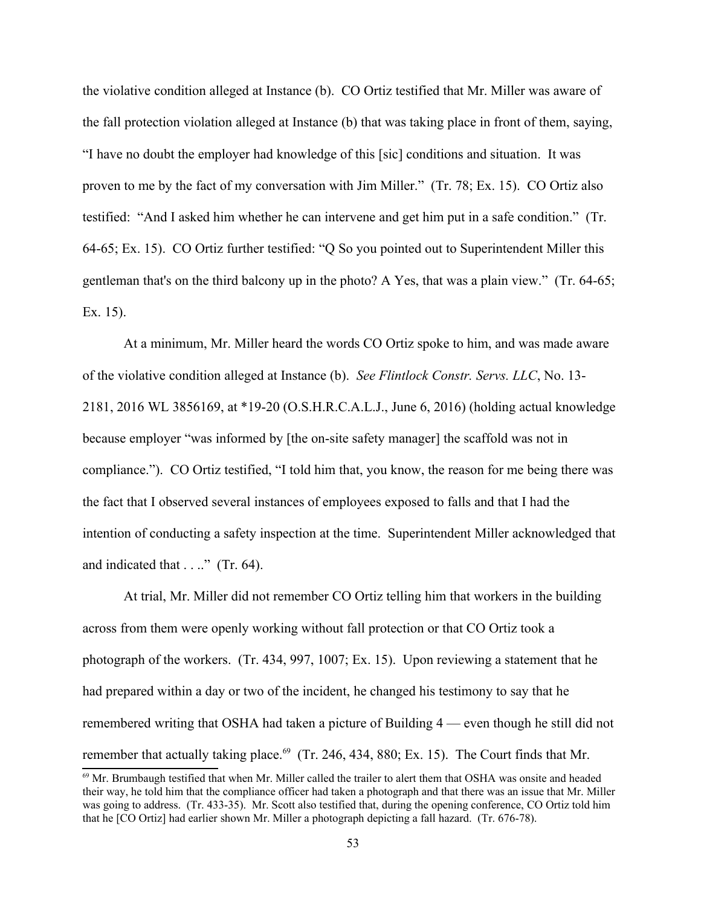the violative condition alleged at Instance (b). CO Ortiz testified that Mr. Miller was aware of the fall protection violation alleged at Instance (b) that was taking place in front of them, saying, "I have no doubt the employer had knowledge of this [sic] conditions and situation. It was proven to me by the fact of my conversation with Jim Miller." (Tr. 78; Ex. 15). CO Ortiz also testified: "And I asked him whether he can intervene and get him put in a safe condition." (Tr. 64-65; Ex. 15). CO Ortiz further testified: "Q So you pointed out to Superintendent Miller this gentleman that's on the third balcony up in the photo? A Yes, that was a plain view." (Tr. 64-65; Ex. 15).

At a minimum, Mr. Miller heard the words CO Ortiz spoke to him, and was made aware of the violative condition alleged at Instance (b). *See Flintlock Constr. Servs. LLC*, No. 13-2181, 2016 WL 3856169, at *19-20 (O.S.H.R.C.A.L.J., June 6, 2016) (holding actual knowledge because employer "was informed by [the on-site safety manager] the scaffold was not in compliance."). CO Ortiz testified, "I told him that, you know, the reason for me being there was the fact that I observed several instances of employees exposed to falls and that I had the intention of conducting a safety inspection at the time. Superintendent Miller acknowledged that and indicated that . . .." (Tr. 64).

At trial, Mr. Miller did not remember CO Ortiz telling him that workers in the building across from them were openly working without fall protection or that CO Ortiz took a photograph of the workers. (Tr. 434, 997, 1007; Ex. 15). Upon reviewing a statement that he had prepared within a day or two of the incident, he changed his testimony to say that he remembered writing that OSHA had taken a picture of Building 4 — even though he still did not remember that actually taking place.[69] (Tr. 246, 434, 880; Ex. 15). The Court finds that Mr.

[69] Mr. Brumbaugh testified that when Mr. Miller called the trailer to alert them that OSHA was onsite and headed their way, he told him that the compliance officer had taken a photograph and that there was an issue that Mr. Miller was going to address. (Tr. 433-35). Mr. Scott also testified that, during the opening conference, CO Ortiz told him that he [CO Ortiz] had earlier shown Mr. Miller a photograph depicting a fall hazard. (Tr. 676-78).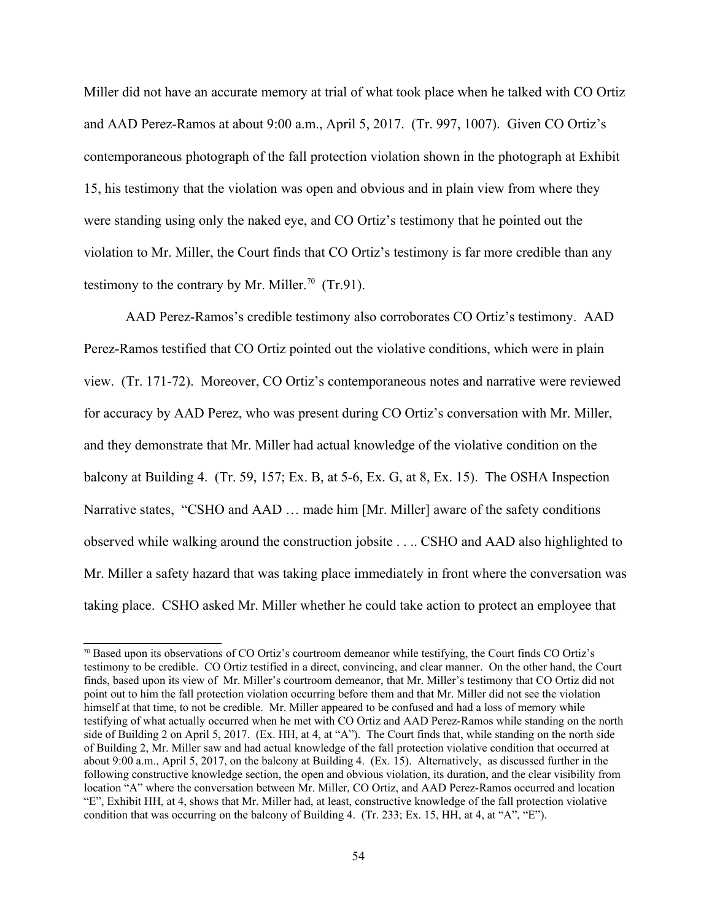Miller did not have an accurate memory at trial of what took place when he talked with CO Ortiz and AAD Perez-Ramos at about 9:00 a.m., April 5, 2017. (Tr. 997, 1007). Given CO Ortiz's contemporaneous photograph of the fall protection violation shown in the photograph at Exhibit 15, his testimony that the violation was open and obvious and in plain view from where they were standing using only the naked eye, and CO Ortiz's testimony that he pointed out the violation to Mr. Miller, the Court finds that CO Ortiz's testimony is far more credible than any testimony to the contrary by Mr. Miller.[70] (Tr.91).

AAD Perez-Ramos's credible testimony also corroborates CO Ortiz's testimony. AAD Perez-Ramos testified that CO Ortiz pointed out the violative conditions, which were in plain view. (Tr. 171-72). Moreover, CO Ortiz's contemporaneous notes and narrative were reviewed for accuracy by AAD Perez, who was present during CO Ortiz's conversation with Mr. Miller, and they demonstrate that Mr. Miller had actual knowledge of the violative condition on the balcony at Building 4. (Tr. 59, 157; Ex. B, at 5-6, Ex. G, at 8, Ex. 15). The OSHA Inspection Narrative states, "CSHO and AAD … made him [Mr. Miller] aware of the safety conditions observed while walking around the construction jobsite . . .. CSHO and AAD also highlighted to Mr. Miller a safety hazard that was taking place immediately in front where the conversation was taking place. CSHO asked Mr. Miller whether he could take action to protect an employee that

---

[70] Based upon its observations of CO Ortiz's courtroom demeanor while testifying, the Court finds CO Ortiz's testimony to be credible. CO Ortiz testified in a direct, convincing, and clear manner. On the other hand, the Court finds, based upon its view of Mr. Miller's courtroom demeanor, that Mr. Miller's testimony that CO Ortiz did not point out to him the fall protection violation occurring before them and that Mr. Miller did not see the violation himself at that time, to not be credible. Mr. Miller appeared to be confused and had a loss of memory while testifying of what actually occurred when he met with CO Ortiz and AAD Perez-Ramos while standing on the north side of Building 2 on April 5, 2017. (Ex. HH, at 4, at "A"). The Court finds that, while standing on the north side of Building 2, Mr. Miller saw and had actual knowledge of the fall protection violative condition that occurred at about 9:00 a.m., April 5, 2017, on the balcony at Building 4. (Ex. 15). Alternatively, as discussed further in the following constructive knowledge section, the open and obvious violation, its duration, and the clear visibility from location "A" where the conversation between Mr. Miller, CO Ortiz, and AAD Perez-Ramos occurred and location "E", Exhibit HH, at 4, shows that Mr. Miller had, at least, constructive knowledge of the fall protection violative condition that was occurring on the balcony of Building 4. (Tr. 233; Ex. 15, HH, at 4, at "A", "E").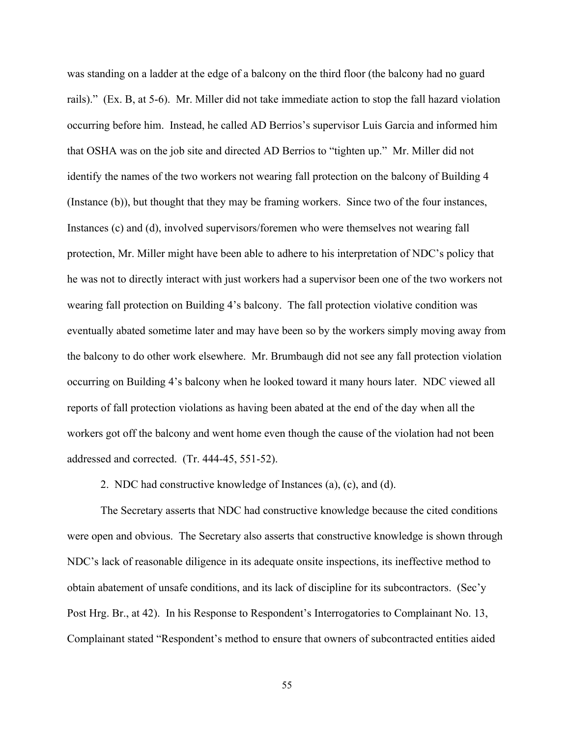was standing on a ladder at the edge of a balcony on the third floor (the balcony had no guard rails)." (Ex. B, at 5-6). Mr. Miller did not take immediate action to stop the fall hazard violation occurring before him. Instead, he called AD Berrios's supervisor Luis Garcia and informed him that OSHA was on the job site and directed AD Berrios to "tighten up." Mr. Miller did not identify the names of the two workers not wearing fall protection on the balcony of Building 4 (Instance (b)), but thought that they may be framing workers. Since two of the four instances, Instances (c) and (d), involved supervisors/foremen who were themselves not wearing fall protection, Mr. Miller might have been able to adhere to his interpretation of NDC's policy that he was not to directly interact with just workers had a supervisor been one of the two workers not wearing fall protection on Building 4's balcony. The fall protection violative condition was eventually abated sometime later and may have been so by the workers simply moving away from the balcony to do other work elsewhere. Mr. Brumbaugh did not see any fall protection violation occurring on Building 4's balcony when he looked toward it many hours later. NDC viewed all reports of fall protection violations as having been abated at the end of the day when all the workers got off the balcony and went home even though the cause of the violation had not been addressed and corrected. (Tr. 444-45, 551-52).

2. NDC had constructive knowledge of Instances (a), (c), and (d).

The Secretary asserts that NDC had constructive knowledge because the cited conditions were open and obvious. The Secretary also asserts that constructive knowledge is shown through NDC's lack of reasonable diligence in its adequate onsite inspections, its ineffective method to obtain abatement of unsafe conditions, and its lack of discipline for its subcontractors. (Sec'y Post Hrg. Br., at 42). In his Response to Respondent's Interrogatories to Complainant No. 13, Complainant stated "Respondent's method to ensure that owners of subcontracted entities aided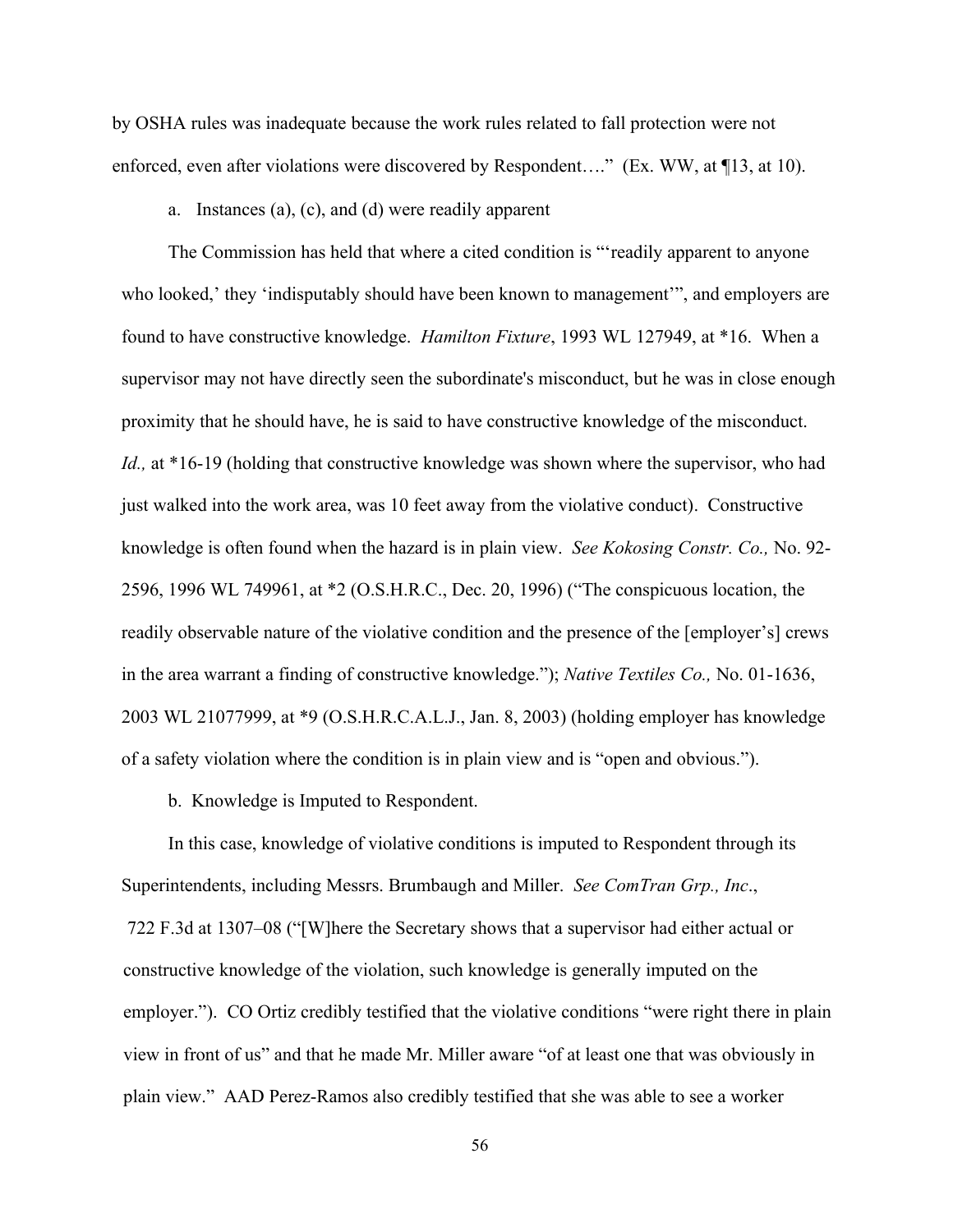by OSHA rules was inadequate because the work rules related to fall protection were not enforced, even after violations were discovered by Respondent…." (Ex. WW, at ¶13, at 10).

a. Instances (a), (c), and (d) were readily apparent

The Commission has held that where a cited condition is "'readily apparent to anyone who looked,' they 'indisputably should have been known to management'", and employers are found to have constructive knowledge. *Hamilton Fixture*, 1993 WL 127949, at *16. When a supervisor may not have directly seen the subordinate's misconduct, but he was in close enough proximity that he should have, he is said to have constructive knowledge of the misconduct. *Id.,* at *16-19 (holding that constructive knowledge was shown where the supervisor, who had just walked into the work area, was 10 feet away from the violative conduct). Constructive knowledge is often found when the hazard is in plain view. *See Kokosing Constr. Co.,* No. 92-2596, 1996 WL 749961, at *2 (O.S.H.R.C., Dec. 20, 1996) ("The conspicuous location, the readily observable nature of the violative condition and the presence of the [employer's] crews in the area warrant a finding of constructive knowledge."); *Native Textiles Co.,* No. 01-1636, 2003 WL 21077999, at *9 (O.S.H.R.C.A.L.J., Jan. 8, 2003) (holding employer has knowledge of a safety violation where the condition is in plain view and is "open and obvious.").

b. Knowledge is Imputed to Respondent.

In this case, knowledge of violative conditions is imputed to Respondent through its Superintendents, including Messrs. Brumbaugh and Miller. *See ComTran Grp., Inc.*, 722 F.3d at 1307–08 ("[W]here the Secretary shows that a supervisor had either actual or constructive knowledge of the violation, such knowledge is generally imputed on the employer."). CO Ortiz credibly testified that the violative conditions "were right there in plain view in front of us" and that he made Mr. Miller aware "of at least one that was obviously in plain view." AAD Perez-Ramos also credibly testified that she was able to see a worker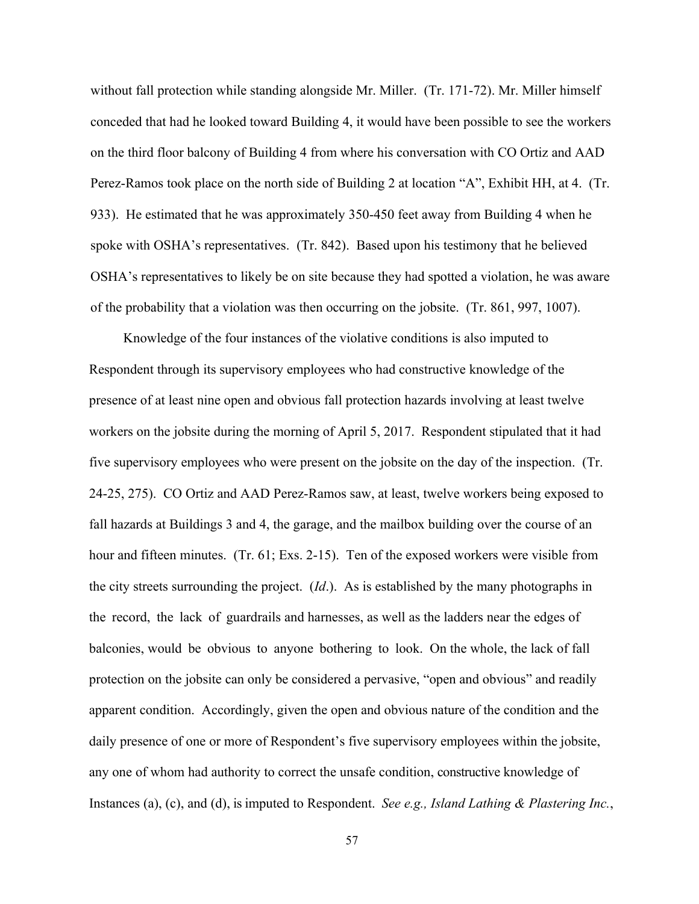without fall protection while standing alongside Mr. Miller. (Tr. 171-72). Mr. Miller himself conceded that had he looked toward Building 4, it would have been possible to see the workers on the third floor balcony of Building 4 from where his conversation with CO Ortiz and AAD Perez-Ramos took place on the north side of Building 2 at location "A", Exhibit HH, at 4. (Tr. 933). He estimated that he was approximately 350-450 feet away from Building 4 when he spoke with OSHA's representatives. (Tr. 842). Based upon his testimony that he believed OSHA's representatives to likely be on site because they had spotted a violation, he was aware of the probability that a violation was then occurring on the jobsite. (Tr. 861, 997, 1007).

Knowledge of the four instances of the violative conditions is also imputed to Respondent through its supervisory employees who had constructive knowledge of the presence of at least nine open and obvious fall protection hazards involving at least twelve workers on the jobsite during the morning of April 5, 2017. Respondent stipulated that it had five supervisory employees who were present on the jobsite on the day of the inspection. (Tr. 24-25, 275). CO Ortiz and AAD Perez-Ramos saw, at least, twelve workers being exposed to fall hazards at Buildings 3 and 4, the garage, and the mailbox building over the course of an hour and fifteen minutes. (Tr. 61; Exs. 2-15). Ten of the exposed workers were visible from the city streets surrounding the project. (*Id*.). As is established by the many photographs in the record, the lack of guardrails and harnesses, as well as the ladders near the edges of balconies, would be obvious to anyone bothering to look. On the whole, the lack of fall protection on the jobsite can only be considered a pervasive, "open and obvious" and readily apparent condition. Accordingly, given the open and obvious nature of the condition and the daily presence of one or more of Respondent's five supervisory employees within the jobsite, any one of whom had authority to correct the unsafe condition, constructive knowledge of Instances (a), (c), and (d), is imputed to Respondent. *See e.g., Island Lathing & Plastering Inc.*,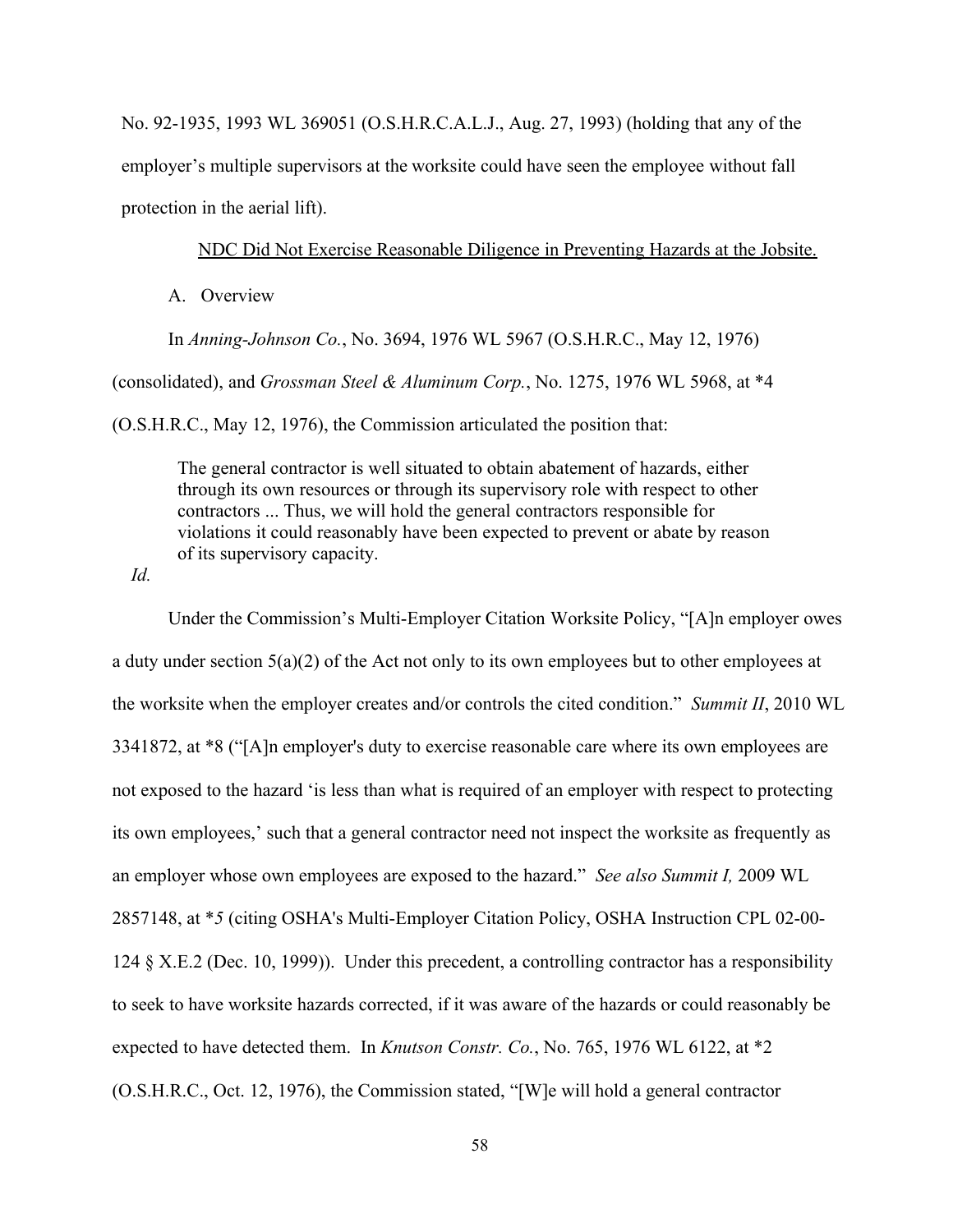No. 92-1935, 1993 WL 369051 (O.S.H.R.C.A.L.J., Aug. 27, 1993) (holding that any of the employer's multiple supervisors at the worksite could have seen the employee without fall protection in the aerial lift).

NDC Did Not Exercise Reasonable Diligence in Preventing Hazards at the Jobsite.

A. Overview

In *Anning-Johnson Co.*, No. 3694, 1976 WL 5967 (O.S.H.R.C., May 12, 1976) (consolidated), and *Grossman Steel & Aluminum Corp.*, No. 1275, 1976 WL 5968, at *4 (O.S.H.R.C., May 12, 1976), the Commission articulated the position that:

> The general contractor is well situated to obtain abatement of hazards, either through its own resources or through its supervisory role with respect to other contractors ... Thus, we will hold the general contractors responsible for violations it could reasonably have been expected to prevent or abate by reason of its supervisory capacity.

*Id.*

Under the Commission's Multi-Employer Citation Worksite Policy, "[A]n employer owes a duty under section 5(a)(2) of the Act not only to its own employees but to other employees at the worksite when the employer creates and/or controls the cited condition." *Summit II*, 2010 WL 3341872, at *8 ("[A]n employer's duty to exercise reasonable care where its own employees are not exposed to the hazard 'is less than what is required of an employer with respect to protecting its own employees,' such that a general contractor need not inspect the worksite as frequently as an employer whose own employees are exposed to the hazard." *See also Summit I,* 2009 WL 2857148, at *5 (citing OSHA's Multi-Employer Citation Policy, OSHA Instruction CPL 02-00-124 § X.E.2 (Dec. 10, 1999)). Under this precedent, a controlling contractor has a responsibility to seek to have worksite hazards corrected, if it was aware of the hazards or could reasonably be expected to have detected them. In *Knutson Constr. Co.*, No. 765, 1976 WL 6122, at *2 (O.S.H.R.C., Oct. 12, 1976), the Commission stated, "[W]e will hold a general contractor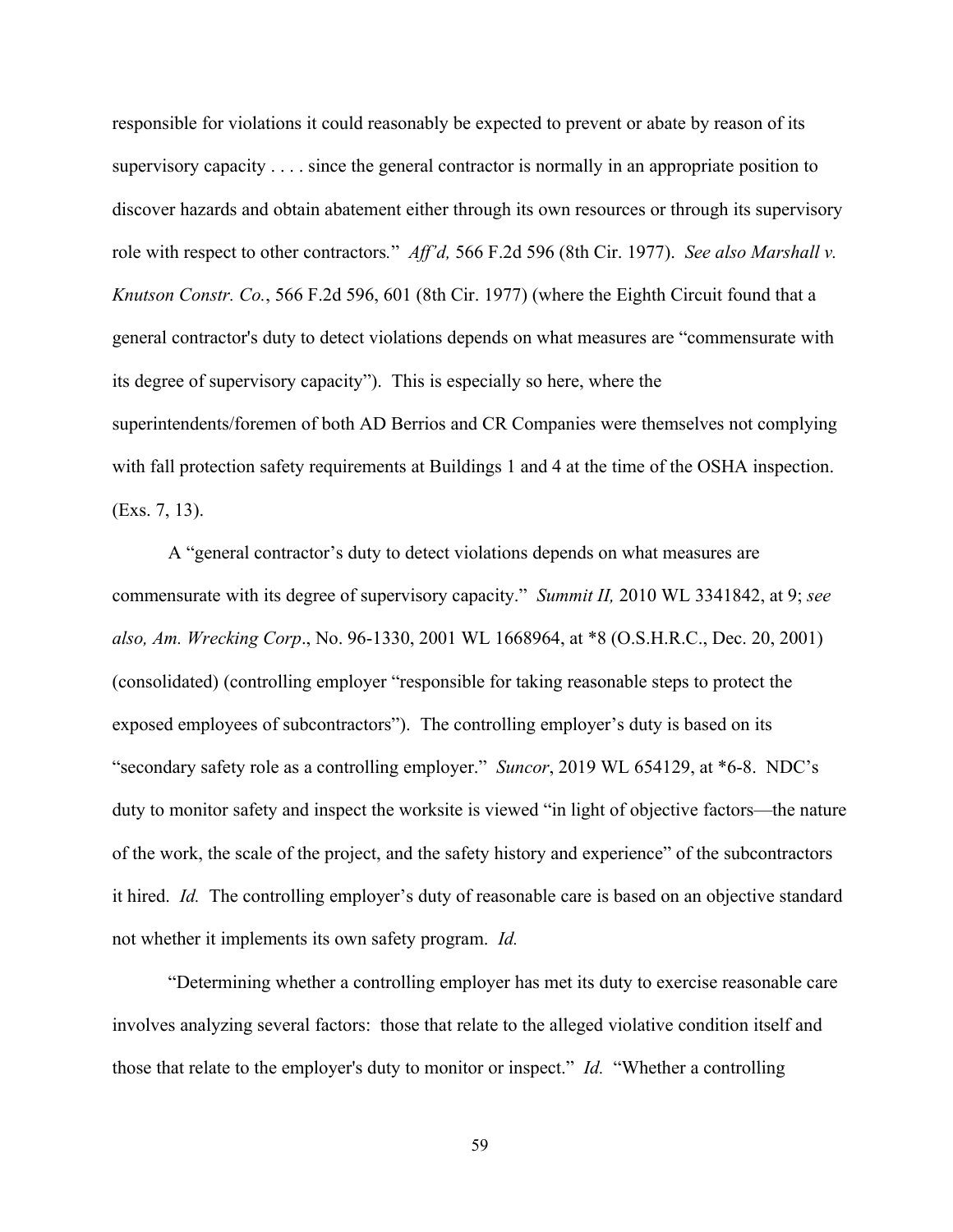responsible for violations it could reasonably be expected to prevent or abate by reason of its supervisory capacity . . . . since the general contractor is normally in an appropriate position to discover hazards and obtain abatement either through its own resources or through its supervisory role with respect to other contractors*.*" *Aff'd,* 566 F.2d 596 (8th Cir. 1977). *See also Marshall v. Knutson Constr. Co.*, 566 F.2d 596, 601 (8th Cir. 1977) (where the Eighth Circuit found that a general contractor's duty to detect violations depends on what measures are "commensurate with its degree of supervisory capacity"). This is especially so here, where the superintendents/foremen of both AD Berrios and CR Companies were themselves not complying with fall protection safety requirements at Buildings 1 and 4 at the time of the OSHA inspection. (Exs. 7, 13).

A "general contractor's duty to detect violations depends on what measures are commensurate with its degree of supervisory capacity." *Summit II,* 2010 WL 3341842, at 9; *see also, Am. Wrecking Corp*., No. 96-1330, 2001 WL 1668964, at *8 (O.S.H.R.C., Dec. 20, 2001) (consolidated) (controlling employer "responsible for taking reasonable steps to protect the exposed employees of subcontractors"). The controlling employer's duty is based on its "secondary safety role as a controlling employer." *Suncor*, 2019 WL 654129, at *6-8. NDC's duty to monitor safety and inspect the worksite is viewed "in light of objective factors—the nature of the work, the scale of the project, and the safety history and experience" of the subcontractors it hired. *Id.* The controlling employer's duty of reasonable care is based on an objective standard not whether it implements its own safety program. *Id.*

"Determining whether a controlling employer has met its duty to exercise reasonable care involves analyzing several factors: those that relate to the alleged violative condition itself and those that relate to the employer's duty to monitor or inspect." *Id.* "Whether a controlling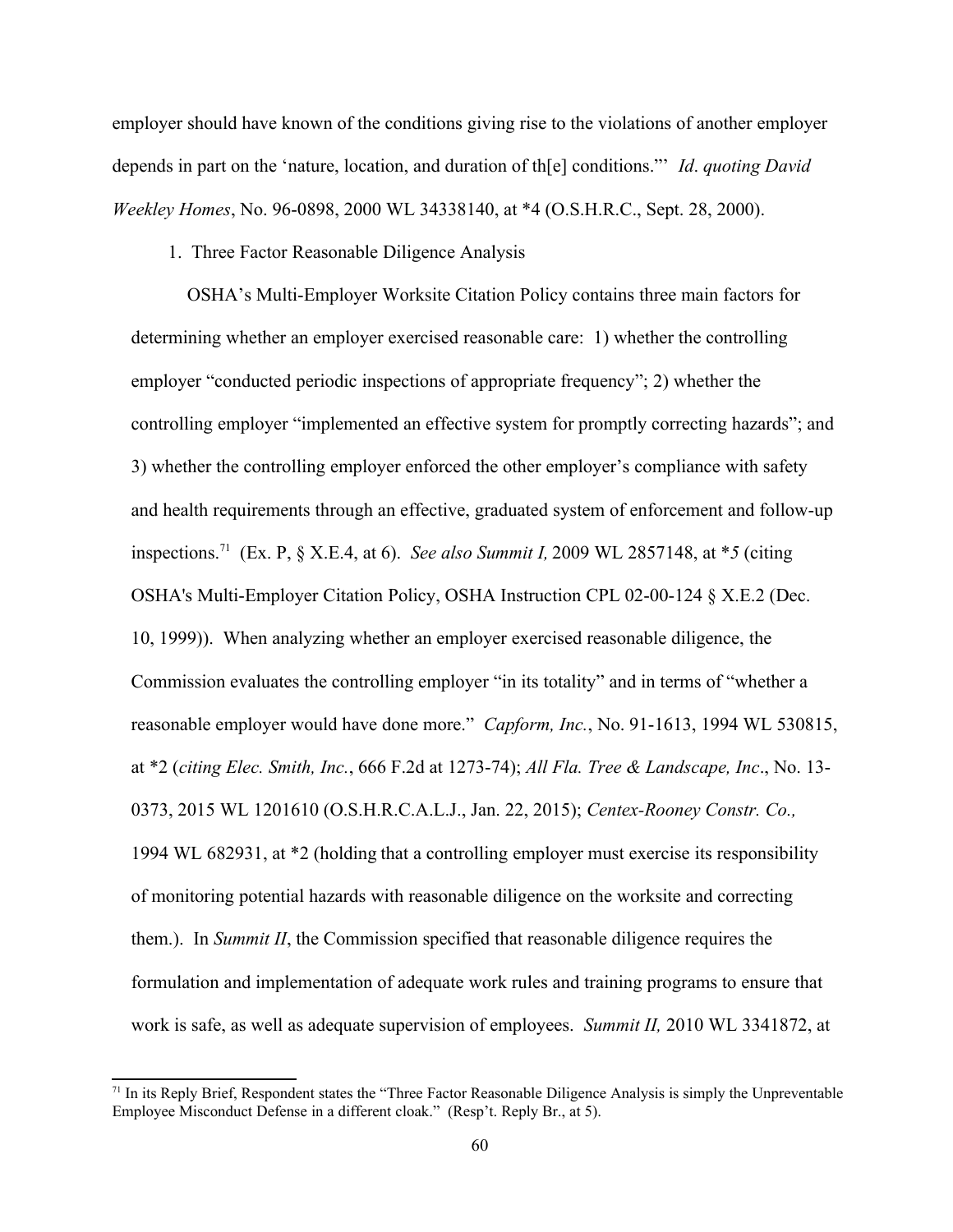employer should have known of the conditions giving rise to the violations of another employer depends in part on the 'nature, location, and duration of th[e] conditions."' *Id*. *quoting David Weekley Homes*, No. 96-0898, 2000 WL 34338140, at *4 (O.S.H.R.C., Sept. 28, 2000).

1. Three Factor Reasonable Diligence Analysis

OSHA's Multi-Employer Worksite Citation Policy contains three main factors for determining whether an employer exercised reasonable care: 1) whether the controlling employer "conducted periodic inspections of appropriate frequency"; 2) whether the controlling employer "implemented an effective system for promptly correcting hazards"; and 3) whether the controlling employer enforced the other employer's compliance with safety and health requirements through an effective, graduated system of enforcement and follow-up inspections.[71] (Ex. P, § X.E.4, at 6). *See also Summit I,* 2009 WL 2857148, at **5* (citing OSHA's Multi-Employer Citation Policy, OSHA Instruction CPL 02-00-124 § X.E.2 (Dec. 10, 1999)). When analyzing whether an employer exercised reasonable diligence, the Commission evaluates the controlling employer "in its totality" and in terms of "whether a reasonable employer would have done more." *Capform, Inc.*, No. 91-1613, 1994 WL 530815, at *2 (*citing Elec. Smith, Inc.*, 666 F.2d at 1273-74); *All Fla. Tree & Landscape, Inc*., No. 13-0373, 2015 WL 1201610 (O.S.H.R.C.A.L.J., Jan. 22, 2015); *Centex-Rooney Constr. Co.,* 1994 WL 682931, at *2 (holding that a controlling employer must exercise its responsibility of monitoring potential hazards with reasonable diligence on the worksite and correcting them.). In *Summit II*, the Commission specified that reasonable diligence requires the formulation and implementation of adequate work rules and training programs to ensure that work is safe, as well as adequate supervision of employees. *Summit II,* 2010 WL 3341872, at

[71] In its Reply Brief, Respondent states the "Three Factor Reasonable Diligence Analysis is simply the Unpreventable Employee Misconduct Defense in a different cloak." (Resp't. Reply Br., at 5).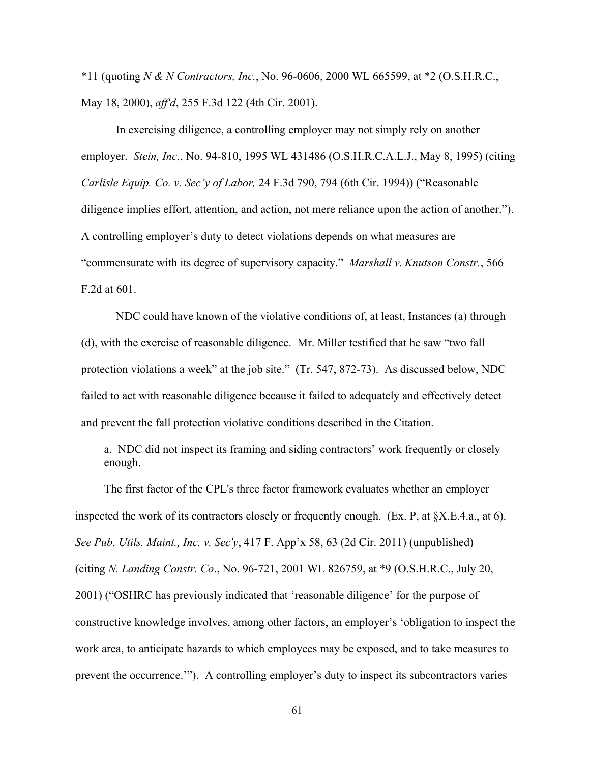*11 (quoting *N & N Contractors, Inc.*, No. 96-0606, 2000 WL 665599, at *2 (O.S.H.R.C., May 18, 2000), *aff'd*, 255 F.3d 122 (4th Cir. 2001).

In exercising diligence, a controlling employer may not simply rely on another employer. *Stein, Inc.*, No. 94-810, 1995 WL 431486 (O.S.H.R.C.A.L.J., May 8, 1995) (citing *Carlisle Equip. Co. v. Sec'y of Labor,* 24 F.3d 790, 794 (6th Cir. 1994)) ("Reasonable diligence implies effort, attention, and action, not mere reliance upon the action of another."). A controlling employer's duty to detect violations depends on what measures are "commensurate with its degree of supervisory capacity." *Marshall v. Knutson Constr.*, 566 F.2d at 601.

NDC could have known of the violative conditions of, at least, Instances (a) through (d), with the exercise of reasonable diligence. Mr. Miller testified that he saw "two fall protection violations a week" at the job site." (Tr. 547, 872-73). As discussed below, NDC failed to act with reasonable diligence because it failed to adequately and effectively detect and prevent the fall protection violative conditions described in the Citation.

a. NDC did not inspect its framing and siding contractors' work frequently or closely enough.

The first factor of the CPL's three factor framework evaluates whether an employer inspected the work of its contractors closely or frequently enough. (Ex. P, at §X.E.4.a., at 6). *See Pub. Utils. Maint., Inc. v. Sec'y*, 417 F. App'x 58, 63 (2d Cir. 2011) (unpublished) (citing *N. Landing Constr. Co*., No. 96-721, 2001 WL 826759, at *9 (O.S.H.R.C., July 20, 2001) ("OSHRC has previously indicated that 'reasonable diligence' for the purpose of constructive knowledge involves, among other factors, an employer's 'obligation to inspect the work area, to anticipate hazards to which employees may be exposed, and to take measures to prevent the occurrence.'"). A controlling employer's duty to inspect its subcontractors varies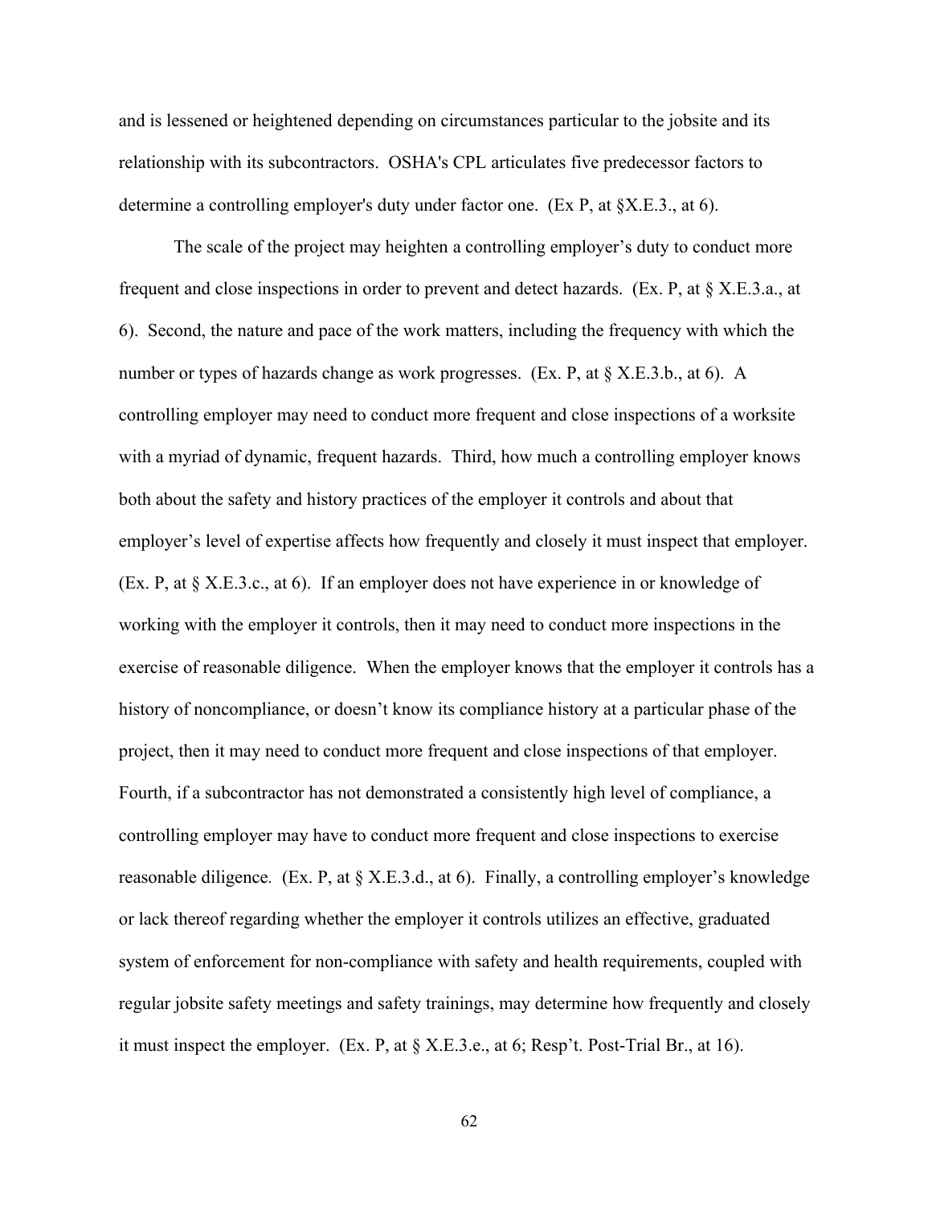and is lessened or heightened depending on circumstances particular to the jobsite and its relationship with its subcontractors. OSHA's CPL articulates five predecessor factors to determine a controlling employer's duty under factor one. (Ex P, at §X.E.3., at 6).

The scale of the project may heighten a controlling employer's duty to conduct more frequent and close inspections in order to prevent and detect hazards. (Ex. P, at § X.E.3.a., at 6). Second, the nature and pace of the work matters, including the frequency with which the number or types of hazards change as work progresses. (Ex. P, at § X.E.3.b., at 6). A controlling employer may need to conduct more frequent and close inspections of a worksite with a myriad of dynamic, frequent hazards. Third, how much a controlling employer knows both about the safety and history practices of the employer it controls and about that employer's level of expertise affects how frequently and closely it must inspect that employer. (Ex. P, at § X.E.3.c., at 6). If an employer does not have experience in or knowledge of working with the employer it controls, then it may need to conduct more inspections in the exercise of reasonable diligence. When the employer knows that the employer it controls has a history of noncompliance, or doesn't know its compliance history at a particular phase of the project, then it may need to conduct more frequent and close inspections of that employer. Fourth, if a subcontractor has not demonstrated a consistently high level of compliance, a controlling employer may have to conduct more frequent and close inspections to exercise reasonable diligence. (Ex. P, at § X.E.3.d., at 6). Finally, a controlling employer's knowledge or lack thereof regarding whether the employer it controls utilizes an effective, graduated system of enforcement for non-compliance with safety and health requirements, coupled with regular jobsite safety meetings and safety trainings, may determine how frequently and closely it must inspect the employer. (Ex. P, at § X.E.3.e., at 6; Resp't. Post-Trial Br., at 16).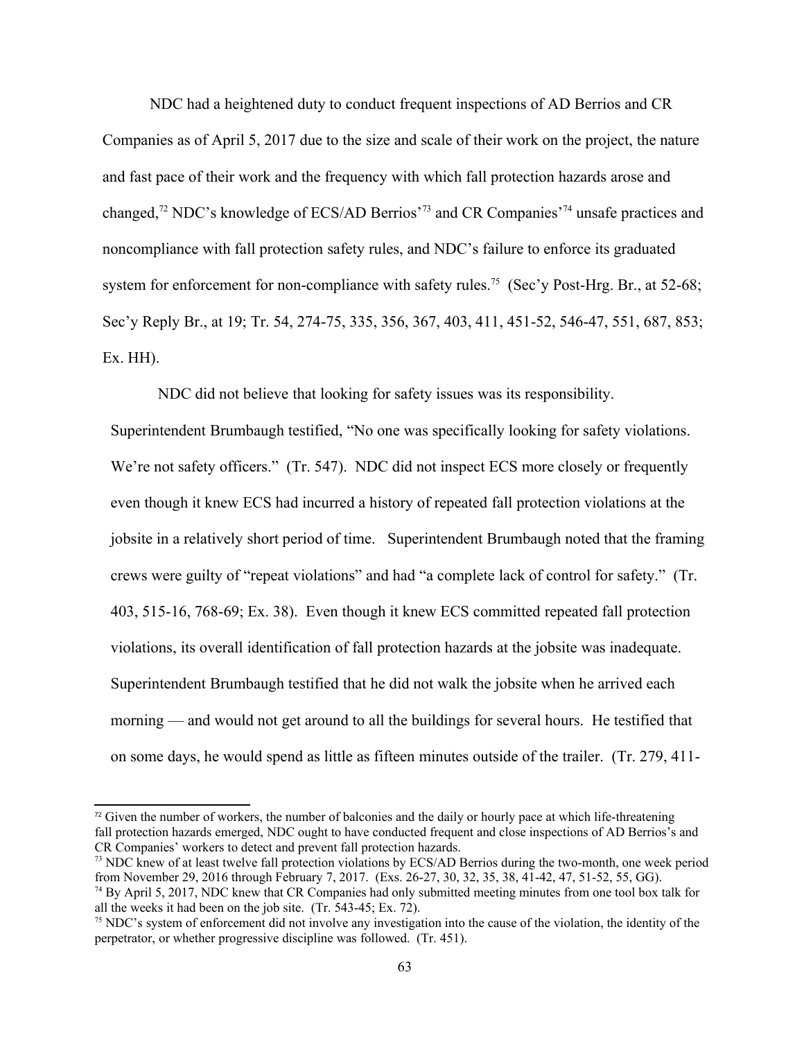NDC had a heightened duty to conduct frequent inspections of AD Berrios and CR Companies as of April 5, 2017 due to the size and scale of their work on the project, the nature and fast pace of their work and the frequency with which fall protection hazards arose and changed,[72] NDC's knowledge of ECS/AD Berrios'[73] and CR Companies'[74] unsafe practices and noncompliance with fall protection safety rules, and NDC's failure to enforce its graduated system for enforcement for non-compliance with safety rules.[75] (Sec'y Post-Hrg. Br., at 52-68; Sec'y Reply Br., at 19; Tr. 54, 274-75, 335, 356, 367, 403, 411, 451-52, 546-47, 551, 687, 853; Ex. HH).

NDC did not believe that looking for safety issues was its responsibility. Superintendent Brumbaugh testified, "No one was specifically looking for safety violations. We're not safety officers." (Tr. 547). NDC did not inspect ECS more closely or frequently even though it knew ECS had incurred a history of repeated fall protection violations at the jobsite in a relatively short period of time. Superintendent Brumbaugh noted that the framing crews were guilty of "repeat violations" and had "a complete lack of control for safety." (Tr. 403, 515-16, 768-69; Ex. 38). Even though it knew ECS committed repeated fall protection violations, its overall identification of fall protection hazards at the jobsite was inadequate. Superintendent Brumbaugh testified that he did not walk the jobsite when he arrived each morning — and would not get around to all the buildings for several hours. He testified that on some days, he would spend as little as fifteen minutes outside of the trailer. (Tr. 279, 411-

---

[72] Given the number of workers, the number of balconies and the daily or hourly pace at which life-threatening fall protection hazards emerged, NDC ought to have conducted frequent and close inspections of AD Berrios's and CR Companies' workers to detect and prevent fall protection hazards.

[73] NDC knew of at least twelve fall protection violations by ECS/AD Berrios during the two-month, one week period from November 29, 2016 through February 7, 2017. (Exs. 26-27, 30, 32, 35, 38, 41-42, 47, 51-52, 55, GG).

[74] By April 5, 2017, NDC knew that CR Companies had only submitted meeting minutes from one tool box talk for all the weeks it had been on the job site. (Tr. 543-45; Ex. 72).

[75] NDC's system of enforcement did not involve any investigation into the cause of the violation, the identity of the perpetrator, or whether progressive discipline was followed. (Tr. 451).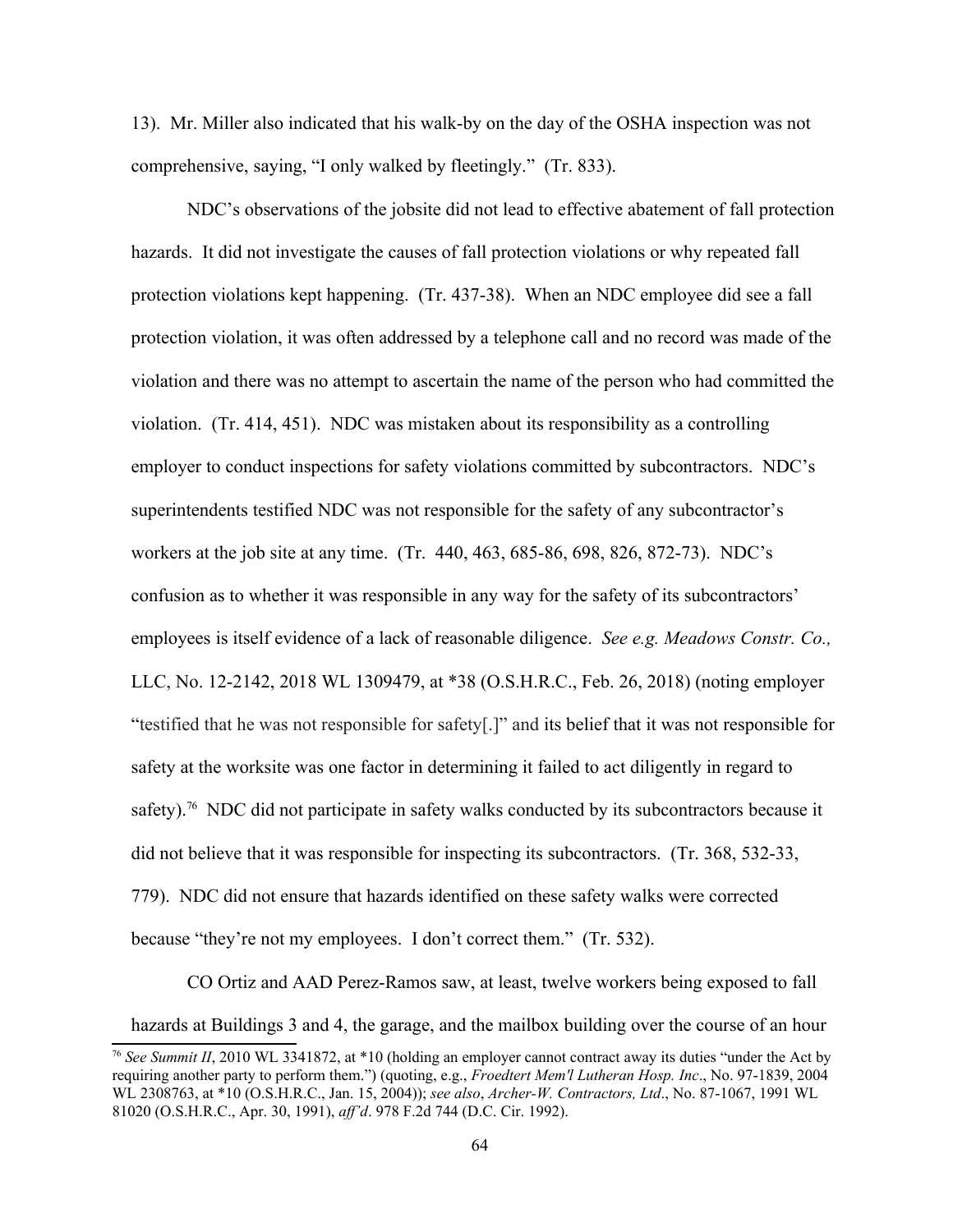13). Mr. Miller also indicated that his walk-by on the day of the OSHA inspection was not comprehensive, saying, "I only walked by fleetingly." (Tr. 833).

NDC's observations of the jobsite did not lead to effective abatement of fall protection hazards. It did not investigate the causes of fall protection violations or why repeated fall protection violations kept happening. (Tr. 437-38). When an NDC employee did see a fall protection violation, it was often addressed by a telephone call and no record was made of the violation and there was no attempt to ascertain the name of the person who had committed the violation. (Tr. 414, 451). NDC was mistaken about its responsibility as a controlling employer to conduct inspections for safety violations committed by subcontractors. NDC's superintendents testified NDC was not responsible for the safety of any subcontractor's workers at the job site at any time. (Tr. 440, 463, 685-86, 698, 826, 872-73). NDC's confusion as to whether it was responsible in any way for the safety of its subcontractors' employees is itself evidence of a lack of reasonable diligence. *See e.g. Meadows Constr. Co.,* LLC, No. 12-2142, 2018 WL 1309479, at *38 (O.S.H.R.C., Feb. 26, 2018) (noting employer "testified that he was not responsible for safety[.]" and its belief that it was not responsible for safety at the worksite was one factor in determining it failed to act diligently in regard to safety).[76] NDC did not participate in safety walks conducted by its subcontractors because it did not believe that it was responsible for inspecting its subcontractors. (Tr. 368, 532-33, 779). NDC did not ensure that hazards identified on these safety walks were corrected because "they're not my employees. I don't correct them." (Tr. 532).

CO Ortiz and AAD Perez-Ramos saw, at least, twelve workers being exposed to fall hazards at Buildings 3 and 4, the garage, and the mailbox building over the course of an hour

[76] *See Summit II*, 2010 WL 3341872, at *10 (holding an employer cannot contract away its duties "under the Act by requiring another party to perform them.") (quoting, e.g., *Froedtert Mem'l Lutheran Hosp. Inc*., No. 97-1839, 2004 WL 2308763, at *10 (O.S.H.R.C., Jan. 15, 2004)); *see also*, *Archer-W. Contractors, Ltd*., No. 87-1067, 1991 WL 81020 (O.S.H.R.C., Apr. 30, 1991), *aff'd*. 978 F.2d 744 (D.C. Cir. 1992).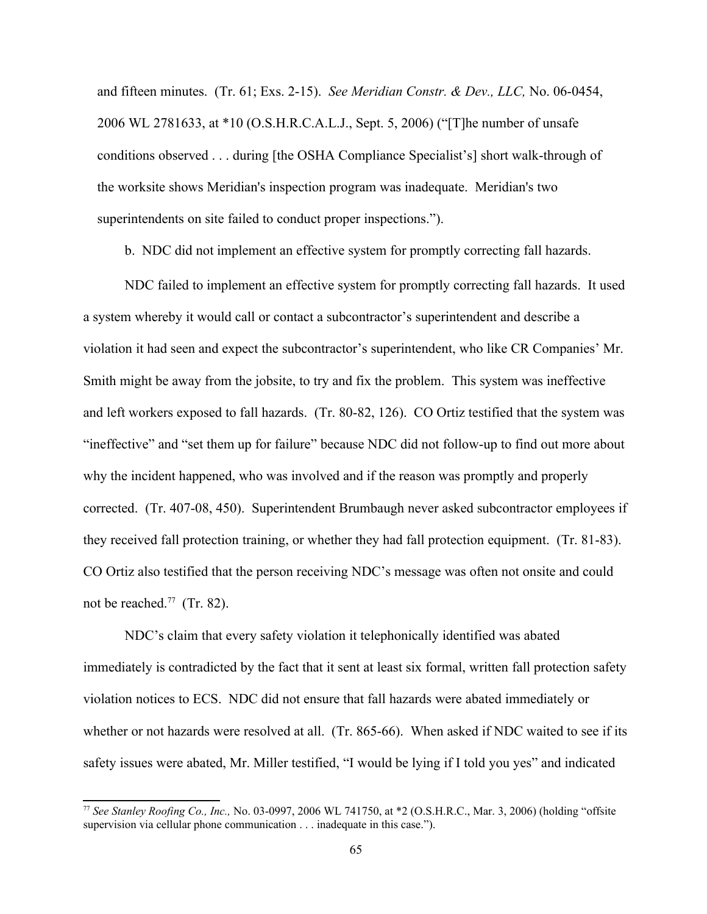and fifteen minutes. (Tr. 61; Exs. 2-15). *See Meridian Constr. & Dev., LLC,* No. 06-0454, 2006 WL 2781633, at *10 (O.S.H.R.C.A.L.J., Sept. 5, 2006) ("[T]he number of unsafe conditions observed . . . during [the OSHA Compliance Specialist's] short walk-through of the worksite shows Meridian's inspection program was inadequate. Meridian's two superintendents on site failed to conduct proper inspections.").

b. NDC did not implement an effective system for promptly correcting fall hazards.

NDC failed to implement an effective system for promptly correcting fall hazards. It used a system whereby it would call or contact a subcontractor's superintendent and describe a violation it had seen and expect the subcontractor's superintendent, who like CR Companies' Mr. Smith might be away from the jobsite, to try and fix the problem. This system was ineffective and left workers exposed to fall hazards. (Tr. 80-82, 126). CO Ortiz testified that the system was "ineffective" and "set them up for failure" because NDC did not follow-up to find out more about why the incident happened, who was involved and if the reason was promptly and properly corrected. (Tr. 407-08, 450). Superintendent Brumbaugh never asked subcontractor employees if they received fall protection training, or whether they had fall protection equipment. (Tr. 81-83). CO Ortiz also testified that the person receiving NDC's message was often not onsite and could not be reached.[77] (Tr. 82).

NDC's claim that every safety violation it telephonically identified was abated immediately is contradicted by the fact that it sent at least six formal, written fall protection safety violation notices to ECS. NDC did not ensure that fall hazards were abated immediately or whether or not hazards were resolved at all. (Tr. 865-66). When asked if NDC waited to see if its safety issues were abated, Mr. Miller testified, "I would be lying if I told you yes" and indicated

[77] *See Stanley Roofing Co., Inc.,* No. 03-0997, 2006 WL 741750, at *2 (O.S.H.R.C., Mar. 3, 2006) (holding "offsite supervision via cellular phone communication . . . inadequate in this case.").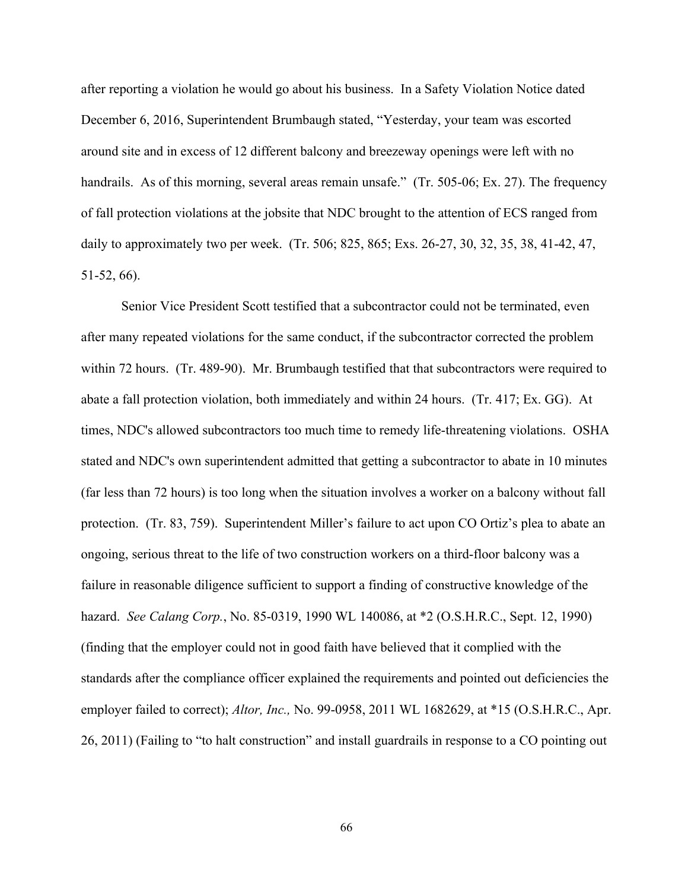after reporting a violation he would go about his business. In a Safety Violation Notice dated December 6, 2016, Superintendent Brumbaugh stated, "Yesterday, your team was escorted around site and in excess of 12 different balcony and breezeway openings were left with no handrails. As of this morning, several areas remain unsafe." (Tr. 505-06; Ex. 27). The frequency of fall protection violations at the jobsite that NDC brought to the attention of ECS ranged from daily to approximately two per week. (Tr. 506; 825, 865; Exs. 26-27, 30, 32, 35, 38, 41-42, 47, 51-52, 66).

Senior Vice President Scott testified that a subcontractor could not be terminated, even after many repeated violations for the same conduct, if the subcontractor corrected the problem within 72 hours. (Tr. 489-90). Mr. Brumbaugh testified that that subcontractors were required to abate a fall protection violation, both immediately and within 24 hours. (Tr. 417; Ex. GG). At times, NDC's allowed subcontractors too much time to remedy life-threatening violations. OSHA stated and NDC's own superintendent admitted that getting a subcontractor to abate in 10 minutes (far less than 72 hours) is too long when the situation involves a worker on a balcony without fall protection. (Tr. 83, 759). Superintendent Miller's failure to act upon CO Ortiz's plea to abate an ongoing, serious threat to the life of two construction workers on a third-floor balcony was a failure in reasonable diligence sufficient to support a finding of constructive knowledge of the hazard. *See Calang Corp.*, No. 85-0319, 1990 WL 140086, at *2 (O.S.H.R.C., Sept. 12, 1990) (finding that the employer could not in good faith have believed that it complied with the standards after the compliance officer explained the requirements and pointed out deficiencies the employer failed to correct); *Altor, Inc.,* No. 99-0958, 2011 WL 1682629, at *15 (O.S.H.R.C., Apr. 26, 2011) (Failing to "to halt construction" and install guardrails in response to a CO pointing out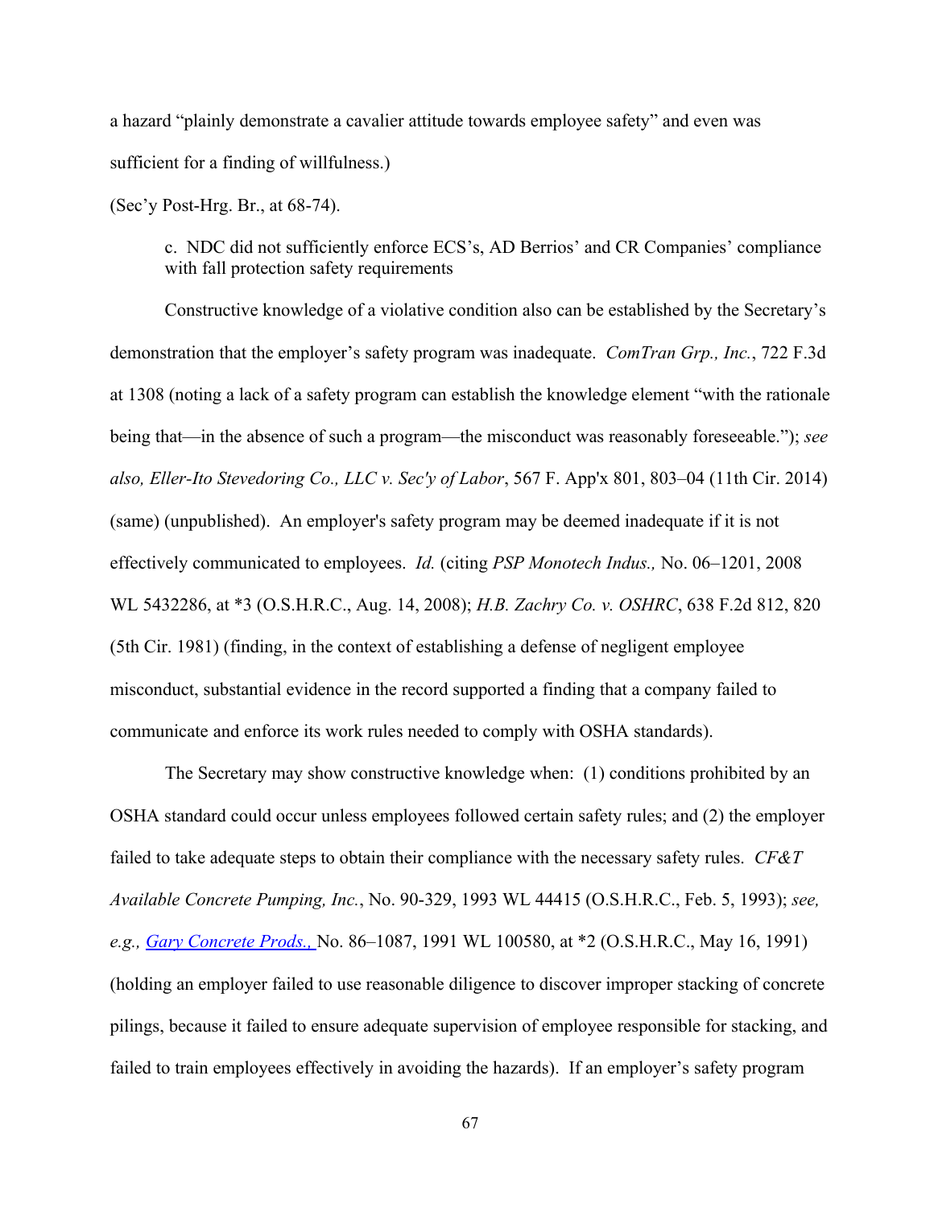a hazard "plainly demonstrate a cavalier attitude towards employee safety" and even was sufficient for a finding of willfulness.)

(Sec'y Post-Hrg. Br., at 68-74).

> c. NDC did not sufficiently enforce ECS's, AD Berrios' and CR Companies' compliance with fall protection safety requirements

Constructive knowledge of a violative condition also can be established by the Secretary's demonstration that the employer's safety program was inadequate. *ComTran Grp., Inc.*, 722 F.3d at 1308 (noting a lack of a safety program can establish the knowledge element "with the rationale being that—in the absence of such a program—the misconduct was reasonably foreseeable."); *see also, Eller-Ito Stevedoring Co., LLC v. Sec'y of Labor*, 567 F. App'x 801, 803–04 (11th Cir. 2014) (same) (unpublished). An employer's safety program may be deemed inadequate if it is not effectively communicated to employees. *Id.* (citing *PSP Monotech Indus.,* No. 06–1201, 2008 WL 5432286, at *3 (O.S.H.R.C., Aug. 14, 2008); *H.B. Zachry Co. v. OSHRC*, 638 F.2d 812, 820 (5th Cir. 1981) (finding, in the context of establishing a defense of negligent employee misconduct, substantial evidence in the record supported a finding that a company failed to communicate and enforce its work rules needed to comply with OSHA standards).

The Secretary may show constructive knowledge when: (1) conditions prohibited by an OSHA standard could occur unless employees followed certain safety rules; and (2) the employer failed to take adequate steps to obtain their compliance with the necessary safety rules. *CF&T Available Concrete Pumping, Inc.*, No. 90-329, 1993 WL 44415 (O.S.H.R.C., Feb. 5, 1993); *see, e.g., Gary Concrete Prods.,* No. 86–1087, 1991 WL 100580, at *2 (O.S.H.R.C., May 16, 1991) (holding an employer failed to use reasonable diligence to discover improper stacking of concrete pilings, because it failed to ensure adequate supervision of employee responsible for stacking, and failed to train employees effectively in avoiding the hazards). If an employer's safety program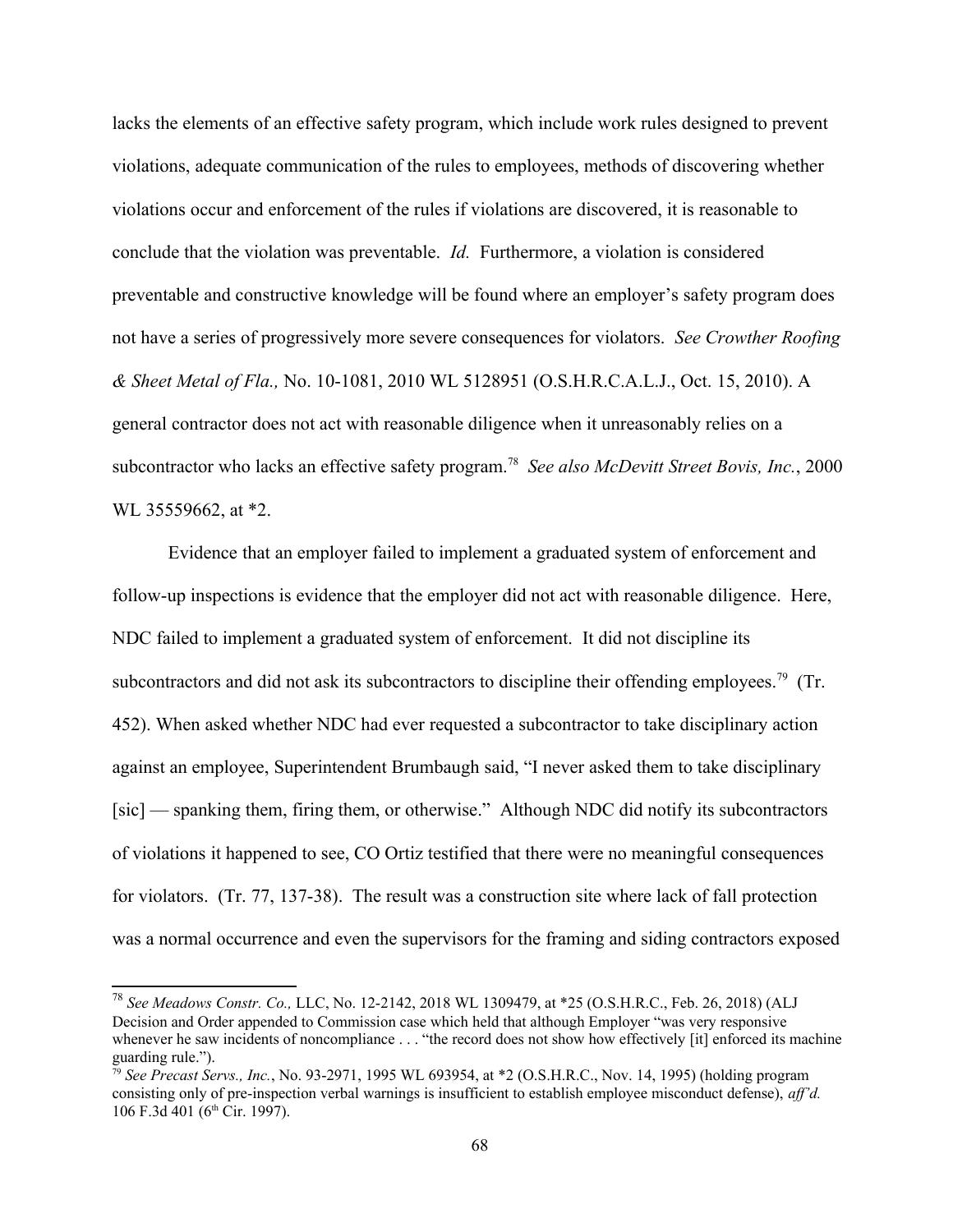lacks the elements of an effective safety program, which include work rules designed to prevent violations, adequate communication of the rules to employees, methods of discovering whether violations occur and enforcement of the rules if violations are discovered, it is reasonable to conclude that the violation was preventable. *Id.* Furthermore, a violation is considered preventable and constructive knowledge will be found where an employer's safety program does not have a series of progressively more severe consequences for violators. *See Crowther Roofing & Sheet Metal of Fla.,* No. 10-1081, 2010 WL 5128951 (O.S.H.R.C.A.L.J., Oct. 15, 2010). A general contractor does not act with reasonable diligence when it unreasonably relies on a subcontractor who lacks an effective safety program.[78] *See also McDevitt Street Bovis, Inc.*, 2000 WL 35559662, at *2.

Evidence that an employer failed to implement a graduated system of enforcement and follow-up inspections is evidence that the employer did not act with reasonable diligence. Here, NDC failed to implement a graduated system of enforcement. It did not discipline its subcontractors and did not ask its subcontractors to discipline their offending employees.[79] (Tr. 452). When asked whether NDC had ever requested a subcontractor to take disciplinary action against an employee, Superintendent Brumbaugh said, "I never asked them to take disciplinary [sic] — spanking them, firing them, or otherwise." Although NDC did notify its subcontractors of violations it happened to see, CO Ortiz testified that there were no meaningful consequences for violators. (Tr. 77, 137-38). The result was a construction site where lack of fall protection was a normal occurrence and even the supervisors for the framing and siding contractors exposed

---

[78] *See Meadows Constr. Co.,* LLC, No. 12-2142, 2018 WL 1309479, at *25 (O.S.H.R.C., Feb. 26, 2018) (ALJ Decision and Order appended to Commission case which held that although Employer "was very responsive whenever he saw incidents of noncompliance . . . "the record does not show how effectively [it] enforced its machine guarding rule.").

[79] *See Precast Servs., Inc.*, No. 93-2971, 1995 WL 693954, at *2 (O.S.H.R.C., Nov. 14, 1995) (holding program consisting only of pre-inspection verbal warnings is insufficient to establish employee misconduct defense), *aff'd.* 106 F.3d 401 (6th Cir. 1997).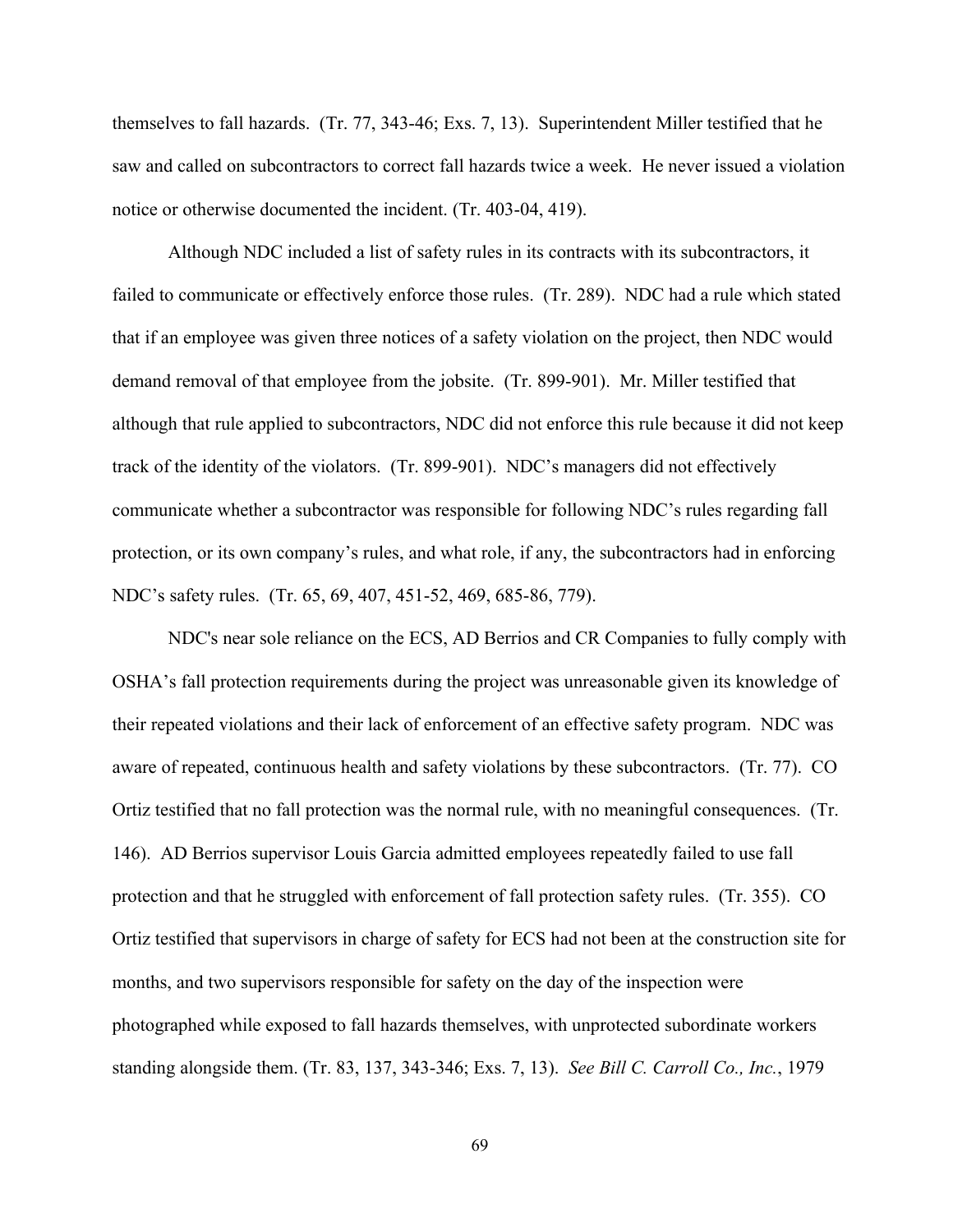themselves to fall hazards. (Tr. 77, 343-46; Exs. 7, 13). Superintendent Miller testified that he saw and called on subcontractors to correct fall hazards twice a week. He never issued a violation notice or otherwise documented the incident. (Tr. 403-04, 419).

Although NDC included a list of safety rules in its contracts with its subcontractors, it failed to communicate or effectively enforce those rules. (Tr. 289). NDC had a rule which stated that if an employee was given three notices of a safety violation on the project, then NDC would demand removal of that employee from the jobsite. (Tr. 899-901). Mr. Miller testified that although that rule applied to subcontractors, NDC did not enforce this rule because it did not keep track of the identity of the violators. (Tr. 899-901). NDC's managers did not effectively communicate whether a subcontractor was responsible for following NDC's rules regarding fall protection, or its own company's rules, and what role, if any, the subcontractors had in enforcing NDC's safety rules. (Tr. 65, 69, 407, 451-52, 469, 685-86, 779).

NDC's near sole reliance on the ECS, AD Berrios and CR Companies to fully comply with OSHA's fall protection requirements during the project was unreasonable given its knowledge of their repeated violations and their lack of enforcement of an effective safety program. NDC was aware of repeated, continuous health and safety violations by these subcontractors. (Tr. 77). CO Ortiz testified that no fall protection was the normal rule, with no meaningful consequences. (Tr. 146). AD Berrios supervisor Louis Garcia admitted employees repeatedly failed to use fall protection and that he struggled with enforcement of fall protection safety rules. (Tr. 355). CO Ortiz testified that supervisors in charge of safety for ECS had not been at the construction site for months, and two supervisors responsible for safety on the day of the inspection were photographed while exposed to fall hazards themselves, with unprotected subordinate workers standing alongside them. (Tr. 83, 137, 343-346; Exs. 7, 13). *See Bill C. Carroll Co., Inc.*, 1979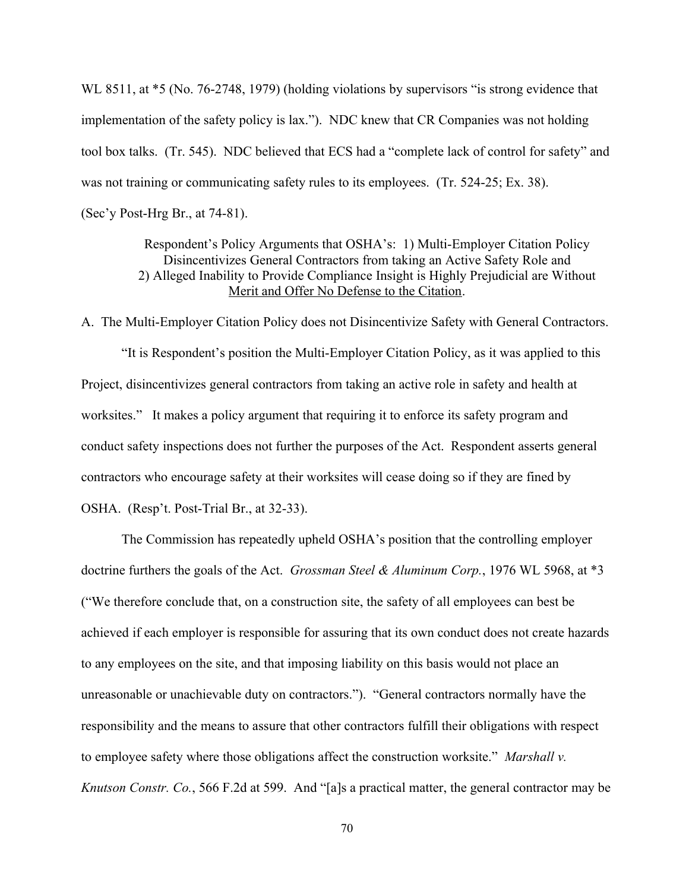WL 8511, at *5 (No. 76-2748, 1979) (holding violations by supervisors "is strong evidence that implementation of the safety policy is lax."). NDC knew that CR Companies was not holding tool box talks. (Tr. 545). NDC believed that ECS had a "complete lack of control for safety" and was not training or communicating safety rules to its employees. (Tr. 524-25; Ex. 38). (Sec'y Post-Hrg Br., at 74-81).

Respondent's Policy Arguments that OSHA's: 1) Multi-Employer Citation Policy Disincentivizes General Contractors from taking an Active Safety Role and 2) Alleged Inability to Provide Compliance Insight is Highly Prejudicial are Without Merit and Offer No Defense to the Citation.

A. The Multi-Employer Citation Policy does not Disincentivize Safety with General Contractors.

"It is Respondent's position the Multi-Employer Citation Policy, as it was applied to this Project, disincentivizes general contractors from taking an active role in safety and health at worksites." It makes a policy argument that requiring it to enforce its safety program and conduct safety inspections does not further the purposes of the Act. Respondent asserts general contractors who encourage safety at their worksites will cease doing so if they are fined by OSHA. (Resp't. Post-Trial Br., at 32-33).

The Commission has repeatedly upheld OSHA's position that the controlling employer doctrine furthers the goals of the Act. *Grossman Steel & Aluminum Corp.*, 1976 WL 5968, at *3 ("We therefore conclude that, on a construction site, the safety of all employees can best be achieved if each employer is responsible for assuring that its own conduct does not create hazards to any employees on the site, and that imposing liability on this basis would not place an unreasonable or unachievable duty on contractors."). "General contractors normally have the responsibility and the means to assure that other contractors fulfill their obligations with respect to employee safety where those obligations affect the construction worksite." *Marshall v. Knutson Constr. Co.*, 566 F.2d at 599. And "[a]s a practical matter, the general contractor may be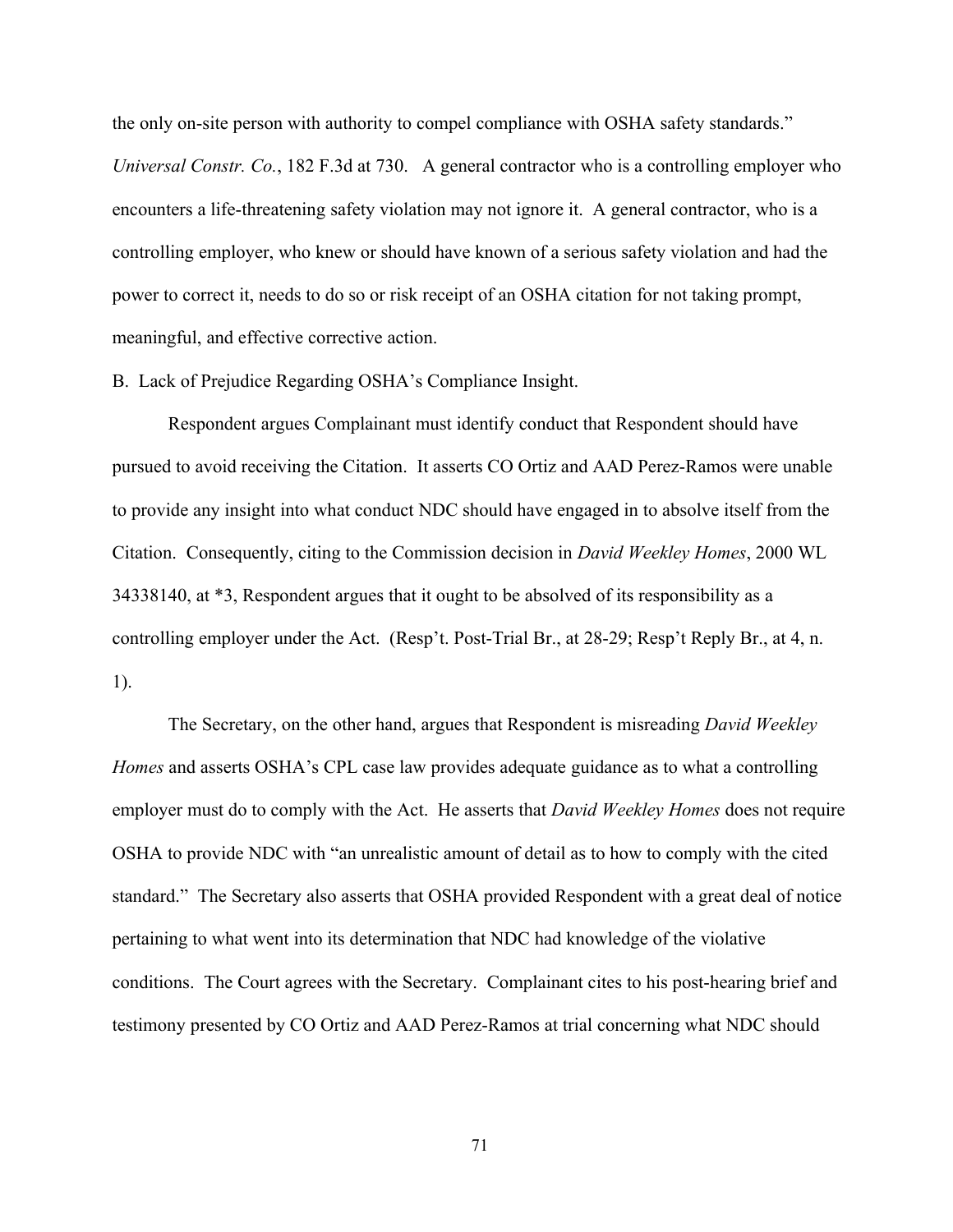the only on-site person with authority to compel compliance with OSHA safety standards." *Universal Constr. Co.*, 182 F.3d at 730. A general contractor who is a controlling employer who encounters a life-threatening safety violation may not ignore it. A general contractor, who is a controlling employer, who knew or should have known of a serious safety violation and had the power to correct it, needs to do so or risk receipt of an OSHA citation for not taking prompt, meaningful, and effective corrective action.

B. Lack of Prejudice Regarding OSHA's Compliance Insight.

Respondent argues Complainant must identify conduct that Respondent should have pursued to avoid receiving the Citation. It asserts CO Ortiz and AAD Perez-Ramos were unable to provide any insight into what conduct NDC should have engaged in to absolve itself from the Citation. Consequently, citing to the Commission decision in *David Weekley Homes*, 2000 WL 34338140, at *3, Respondent argues that it ought to be absolved of its responsibility as a controlling employer under the Act. (Resp't. Post-Trial Br., at 28-29; Resp't Reply Br., at 4, n. 1).

The Secretary, on the other hand, argues that Respondent is misreading *David Weekley Homes* and asserts OSHA's CPL case law provides adequate guidance as to what a controlling employer must do to comply with the Act. He asserts that *David Weekley Homes* does not require OSHA to provide NDC with "an unrealistic amount of detail as to how to comply with the cited standard." The Secretary also asserts that OSHA provided Respondent with a great deal of notice pertaining to what went into its determination that NDC had knowledge of the violative conditions. The Court agrees with the Secretary. Complainant cites to his post-hearing brief and testimony presented by CO Ortiz and AAD Perez-Ramos at trial concerning what NDC should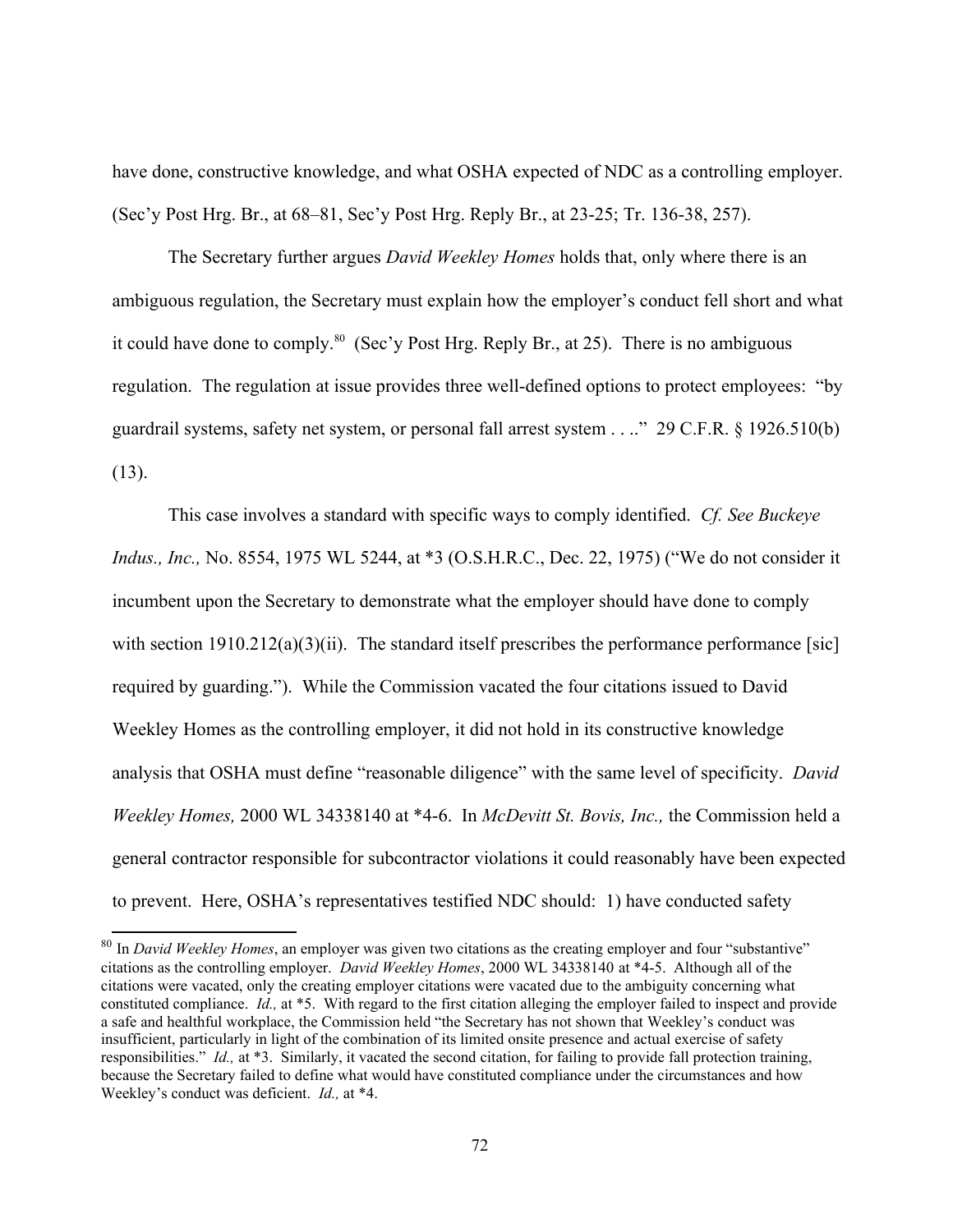have done, constructive knowledge, and what OSHA expected of NDC as a controlling employer. (Sec'y Post Hrg. Br., at 68–81, Sec'y Post Hrg. Reply Br., at 23-25; Tr. 136-38, 257).

The Secretary further argues *David Weekley Homes* holds that, only where there is an ambiguous regulation, the Secretary must explain how the employer's conduct fell short and what it could have done to comply.[80] (Sec'y Post Hrg. Reply Br., at 25). There is no ambiguous regulation. The regulation at issue provides three well-defined options to protect employees: "by guardrail systems, safety net system, or personal fall arrest system . . .." 29 C.F.R. § 1926.510(b)(13).

This case involves a standard with specific ways to comply identified. *Cf. See Buckeye Indus., Inc.,* No. 8554, 1975 WL 5244, at *3 (O.S.H.R.C., Dec. 22, 1975) ("We do not consider it incumbent upon the Secretary to demonstrate what the employer should have done to comply with section 1910.212(a)(3)(ii). The standard itself prescribes the performance performance [sic] required by guarding."). While the Commission vacated the four citations issued to David Weekley Homes as the controlling employer, it did not hold in its constructive knowledge analysis that OSHA must define "reasonable diligence" with the same level of specificity. *David Weekley Homes,* 2000 WL 34338140 at *4-6. In *McDevitt St. Bovis, Inc.,* the Commission held a general contractor responsible for subcontractor violations it could reasonably have been expected to prevent. Here, OSHA's representatives testified NDC should: 1) have conducted safety

---

[80] In *David Weekley Homes*, an employer was given two citations as the creating employer and four "substantive" citations as the controlling employer. *David Weekley Homes*, 2000 WL 34338140 at *4-5. Although all of the citations were vacated, only the creating employer citations were vacated due to the ambiguity concerning what constituted compliance. *Id.,* at *5. With regard to the first citation alleging the employer failed to inspect and provide a safe and healthful workplace, the Commission held "the Secretary has not shown that Weekley's conduct was insufficient, particularly in light of the combination of its limited onsite presence and actual exercise of safety responsibilities." *Id.,* at *3. Similarly, it vacated the second citation, for failing to provide fall protection training, because the Secretary failed to define what would have constituted compliance under the circumstances and how Weekley's conduct was deficient. *Id.,* at *4.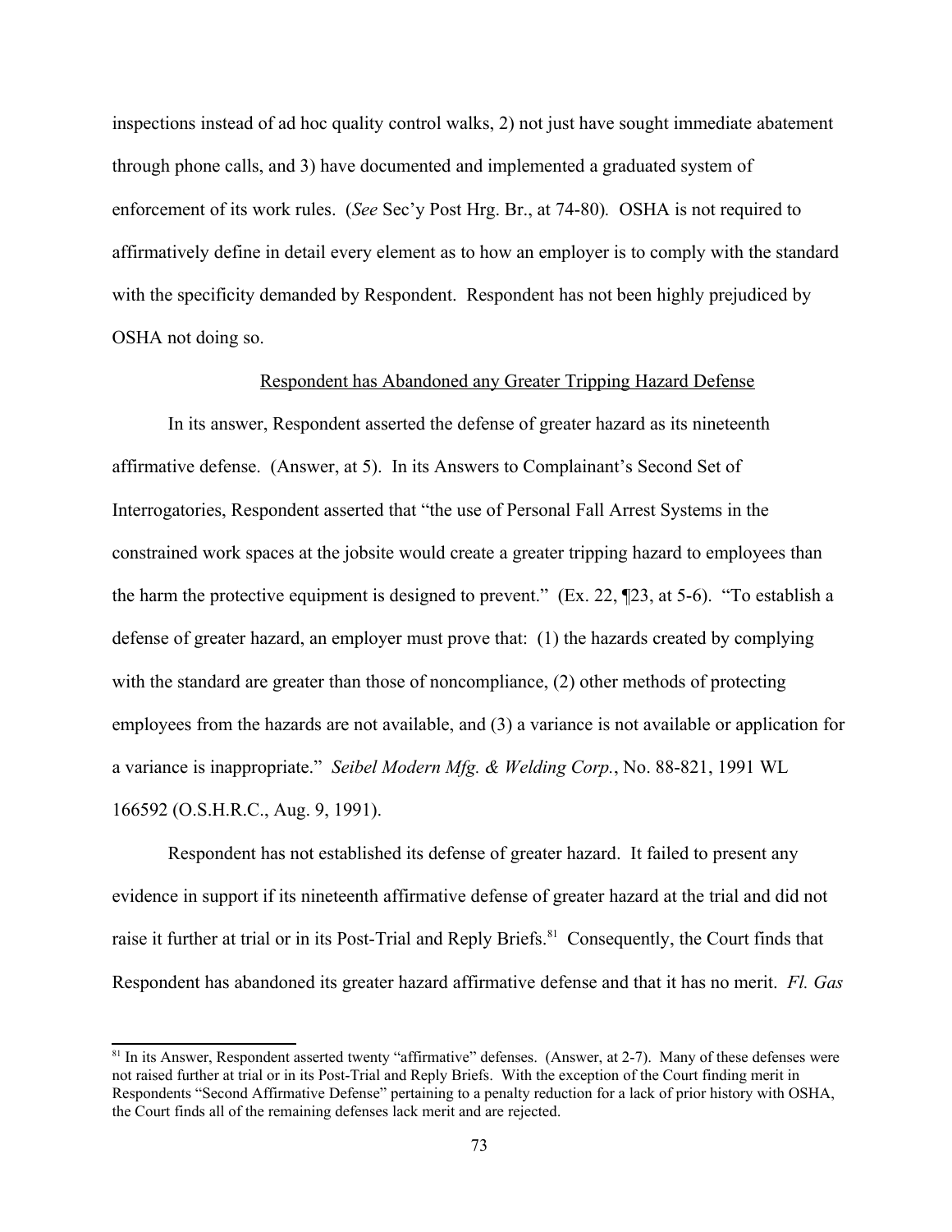inspections instead of ad hoc quality control walks, 2) not just have sought immediate abatement through phone calls, and 3) have documented and implemented a graduated system of enforcement of its work rules. (*See* Sec'y Post Hrg. Br., at 74-80). OSHA is not required to affirmatively define in detail every element as to how an employer is to comply with the standard with the specificity demanded by Respondent. Respondent has not been highly prejudiced by OSHA not doing so.

<u>Respondent has Abandoned any Greater Tripping Hazard Defense</u>

In its answer, Respondent asserted the defense of greater hazard as its nineteenth affirmative defense. (Answer, at 5). In its Answers to Complainant's Second Set of Interrogatories, Respondent asserted that "the use of Personal Fall Arrest Systems in the constrained work spaces at the jobsite would create a greater tripping hazard to employees than the harm the protective equipment is designed to prevent." (Ex. 22, ¶23, at 5-6). "To establish a defense of greater hazard, an employer must prove that: (1) the hazards created by complying with the standard are greater than those of noncompliance, (2) other methods of protecting employees from the hazards are not available, and (3) a variance is not available or application for a variance is inappropriate." *Seibel Modern Mfg. & Welding Corp.*, No. 88-821, 1991 WL 166592 (O.S.H.R.C., Aug. 9, 1991).

Respondent has not established its defense of greater hazard. It failed to present any evidence in support if its nineteenth affirmative defense of greater hazard at the trial and did not raise it further at trial or in its Post-Trial and Reply Briefs.[81] Consequently, the Court finds that Respondent has abandoned its greater hazard affirmative defense and that it has no merit. *Fl. Gas*

[81] In its Answer, Respondent asserted twenty "affirmative" defenses. (Answer, at 2-7). Many of these defenses were not raised further at trial or in its Post-Trial and Reply Briefs. With the exception of the Court finding merit in Respondents "Second Affirmative Defense" pertaining to a penalty reduction for a lack of prior history with OSHA, the Court finds all of the remaining defenses lack merit and are rejected.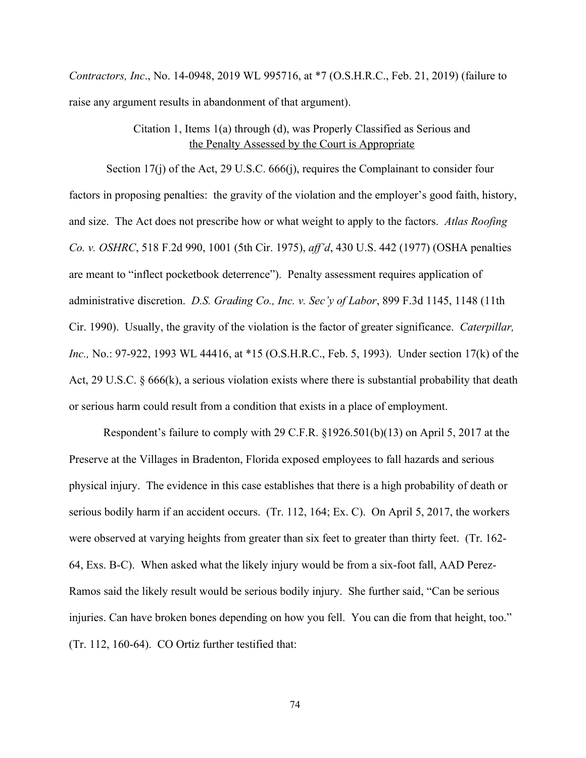*Contractors, Inc*., No. 14-0948, 2019 WL 995716, at *7 (O.S.H.R.C., Feb. 21, 2019) (failure to raise any argument results in abandonment of that argument).

Citation 1, Items 1(a) through (d), was Properly Classified as Serious and the Penalty Assessed by the Court is Appropriate

Section 17(j) of the Act, 29 U.S.C. 666(j), requires the Complainant to consider four factors in proposing penalties: the gravity of the violation and the employer's good faith, history, and size. The Act does not prescribe how or what weight to apply to the factors. *Atlas Roofing Co. v. OSHRC*, 518 F.2d 990, 1001 (5th Cir. 1975), *aff'd*, 430 U.S. 442 (1977) (OSHA penalties are meant to "inflect pocketbook deterrence"). Penalty assessment requires application of administrative discretion. *D.S. Grading Co., Inc. v. Sec'y of Labor*, 899 F.3d 1145, 1148 (11th Cir. 1990). Usually, the gravity of the violation is the factor of greater significance. *Caterpillar, Inc.,* No.: 97-922, 1993 WL 44416, at *15 (O.S.H.R.C., Feb. 5, 1993). Under section 17(k) of the Act, 29 U.S.C. § 666(k), a serious violation exists where there is substantial probability that death or serious harm could result from a condition that exists in a place of employment.

Respondent's failure to comply with 29 C.F.R. §1926.501(b)(13) on April 5, 2017 at the Preserve at the Villages in Bradenton, Florida exposed employees to fall hazards and serious physical injury. The evidence in this case establishes that there is a high probability of death or serious bodily harm if an accident occurs. (Tr. 112, 164; Ex. C). On April 5, 2017, the workers were observed at varying heights from greater than six feet to greater than thirty feet. (Tr. 162-64, Exs. B-C). When asked what the likely injury would be from a six-foot fall, AAD Perez-Ramos said the likely result would be serious bodily injury. She further said, "Can be serious injuries. Can have broken bones depending on how you fell. You can die from that height, too." (Tr. 112, 160-64). CO Ortiz further testified that: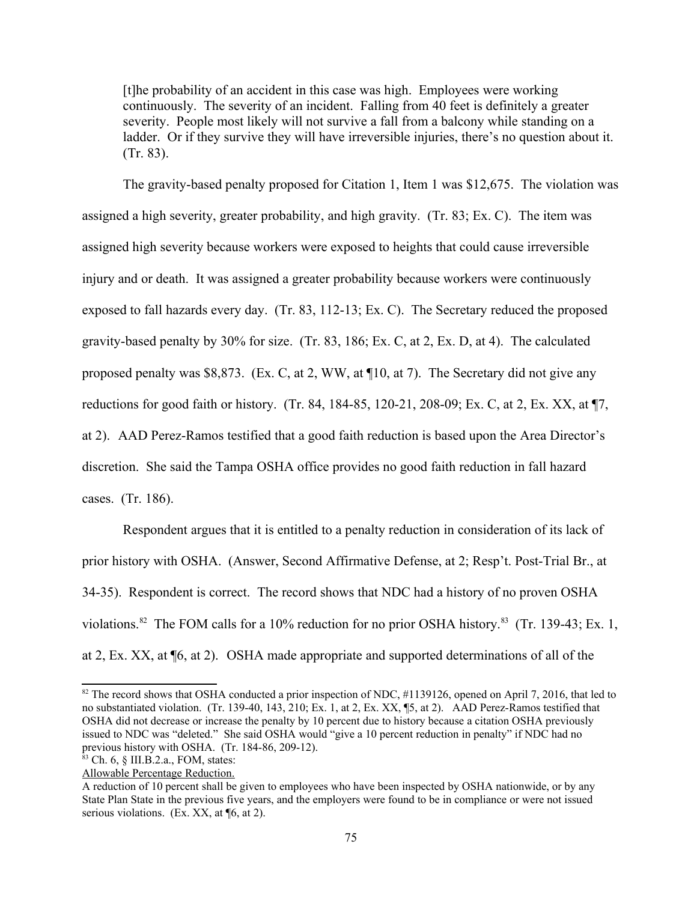> [t]he probability of an accident in this case was high. Employees were working continuously. The severity of an incident. Falling from 40 feet is definitely a greater severity. People most likely will not survive a fall from a balcony while standing on a ladder. Or if they survive they will have irreversible injuries, there's no question about it. (Tr. 83).

The gravity-based penalty proposed for Citation 1, Item 1 was $12,675. The violation was assigned a high severity, greater probability, and high gravity. (Tr. 83; Ex. C). The item was assigned high severity because workers were exposed to heights that could cause irreversible injury and or death. It was assigned a greater probability because workers were continuously exposed to fall hazards every day. (Tr. 83, 112-13; Ex. C). The Secretary reduced the proposed gravity-based penalty by 30% for size. (Tr. 83, 186; Ex. C, at 2, Ex. D, at 4). The calculated proposed penalty was $8,873. (Ex. C, at 2, WW, at ¶10, at 7). The Secretary did not give any reductions for good faith or history. (Tr. 84, 184-85, 120-21, 208-09; Ex. C, at 2, Ex. XX, at ¶7, at 2). AAD Perez-Ramos testified that a good faith reduction is based upon the Area Director's discretion. She said the Tampa OSHA office provides no good faith reduction in fall hazard cases. (Tr. 186).

Respondent argues that it is entitled to a penalty reduction in consideration of its lack of prior history with OSHA. (Answer, Second Affirmative Defense, at 2; Resp't. Post-Trial Br., at 34-35). Respondent is correct. The record shows that NDC had a history of no proven OSHA violations.[82] The FOM calls for a 10% reduction for no prior OSHA history.[83] (Tr. 139-43; Ex. 1, at 2, Ex. XX, at ¶6, at 2). OSHA made appropriate and supported determinations of all of the

---

[82] The record shows that OSHA conducted a prior inspection of NDC, #1139126, opened on April 7, 2016, that led to no substantiated violation. (Tr. 139-40, 143, 210; Ex. 1, at 2, Ex. XX, ¶5, at 2). AAD Perez-Ramos testified that OSHA did not decrease or increase the penalty by 10 percent due to history because a citation OSHA previously issued to NDC was "deleted." She said OSHA would "give a 10 percent reduction in penalty" if NDC had no previous history with OSHA. (Tr. 184-86, 209-12).

[83] Ch. 6, § III.B.2.a., FOM, states:

Allowable Percentage Reduction.

A reduction of 10 percent shall be given to employees who have been inspected by OSHA nationwide, or by any State Plan State in the previous five years, and the employers were found to be in compliance or were not issued serious violations. (Ex. XX, at ¶6, at 2).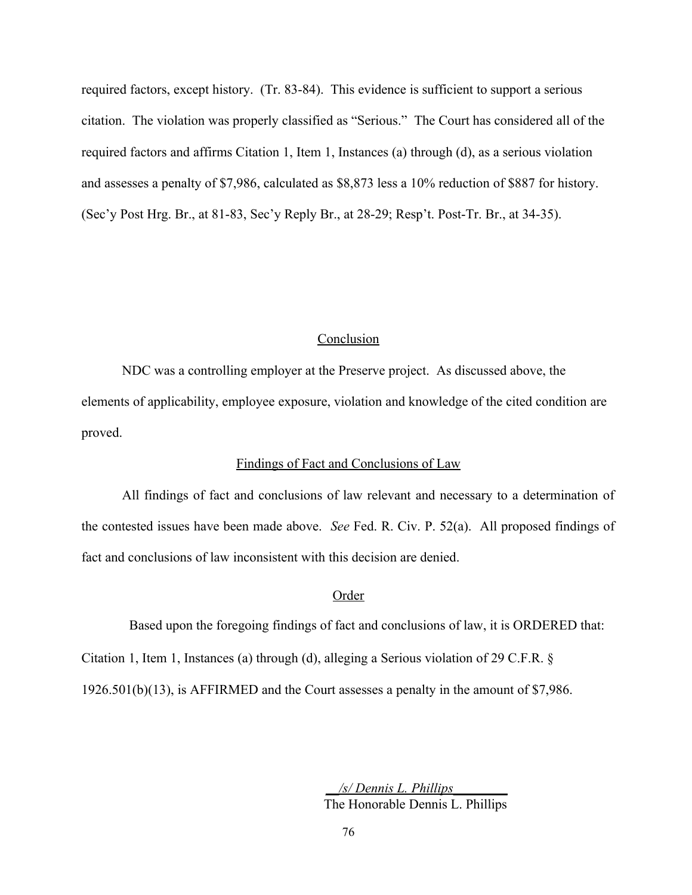required factors, except history. (Tr. 83-84). This evidence is sufficient to support a serious citation. The violation was properly classified as "Serious." The Court has considered all of the required factors and affirms Citation 1, Item 1, Instances (a) through (d), as a serious violation and assesses a penalty of $7,986, calculated as $8,873 less a 10% reduction of $887 for history. (Sec'y Post Hrg. Br., at 81-83, Sec'y Reply Br., at 28-29; Resp't. Post-Tr. Br., at 34-35).

## Conclusion

NDC was a controlling employer at the Preserve project. As discussed above, the elements of applicability, employee exposure, violation and knowledge of the cited condition are proved.

## Findings of Fact and Conclusions of Law

All findings of fact and conclusions of law relevant and necessary to a determination of the contested issues have been made above. *See* Fed. R. Civ. P. 52(a). All proposed findings of fact and conclusions of law inconsistent with this decision are denied.

## Order

Based upon the foregoing findings of fact and conclusions of law, it is ORDERED that: Citation 1, Item 1, Instances (a) through (d), alleging a Serious violation of 29 C.F.R. § 1926.501(b)(13), is AFFIRMED and the Court assesses a penalty in the amount of $7,986.

*/s/ Dennis L. Phillips*
The Honorable Dennis L. Phillips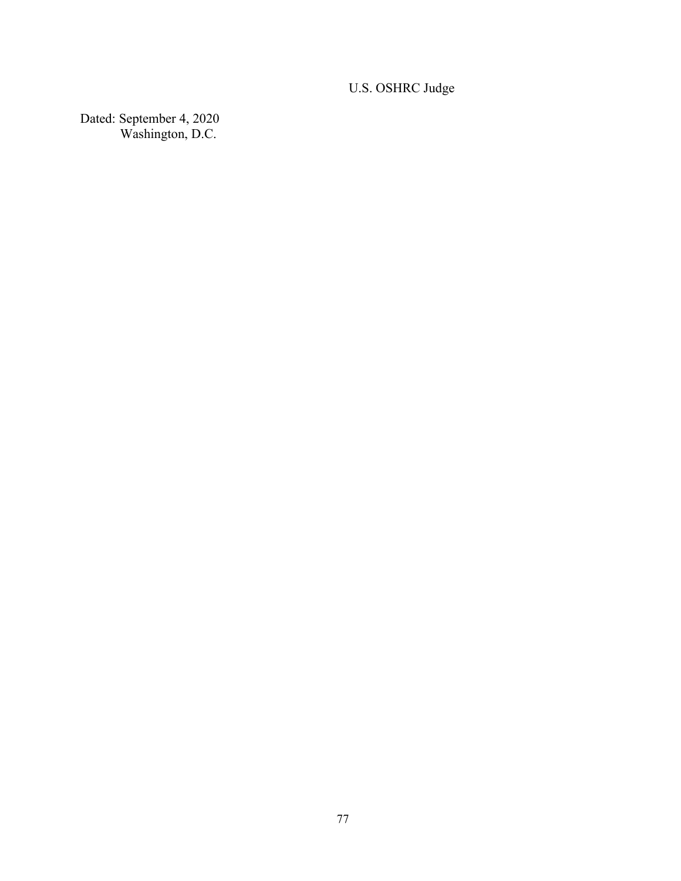U.S. OSHRC Judge

Dated: September 4, 2020
Washington, D.C.